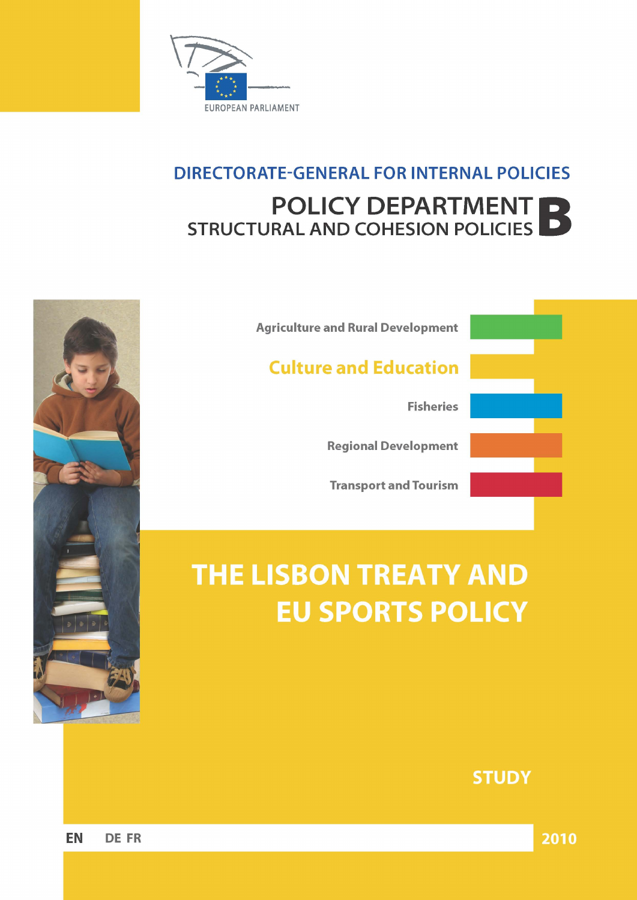EUROPEAN PARLIAMENT

DIRECTORATE-GENERAL FOR INTERNAL POLICIES

## POLICY DEPARTMENT B
STRUCTURAL AND COHESION POLICIES

Agriculture and Rural Development

**Culture and Education**

Fisheries

Regional Development

Transport and Tourism

# THE LISBON TREATY AND EU SPORTS POLICY

**STUDY**

EN DE FR

2010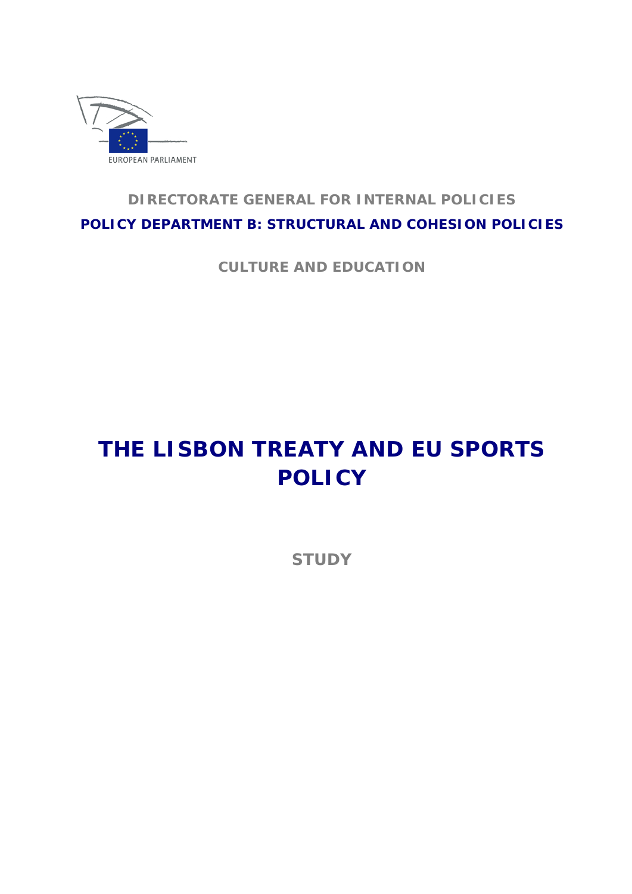EUROPEAN PARLIAMENT

**DIRECTORATE GENERAL FOR INTERNAL POLICIES**

**POLICY DEPARTMENT B: STRUCTURAL AND COHESION POLICIES**

**CULTURE AND EDUCATION**

# THE LISBON TREATY AND EU SPORTS POLICY

**STUDY**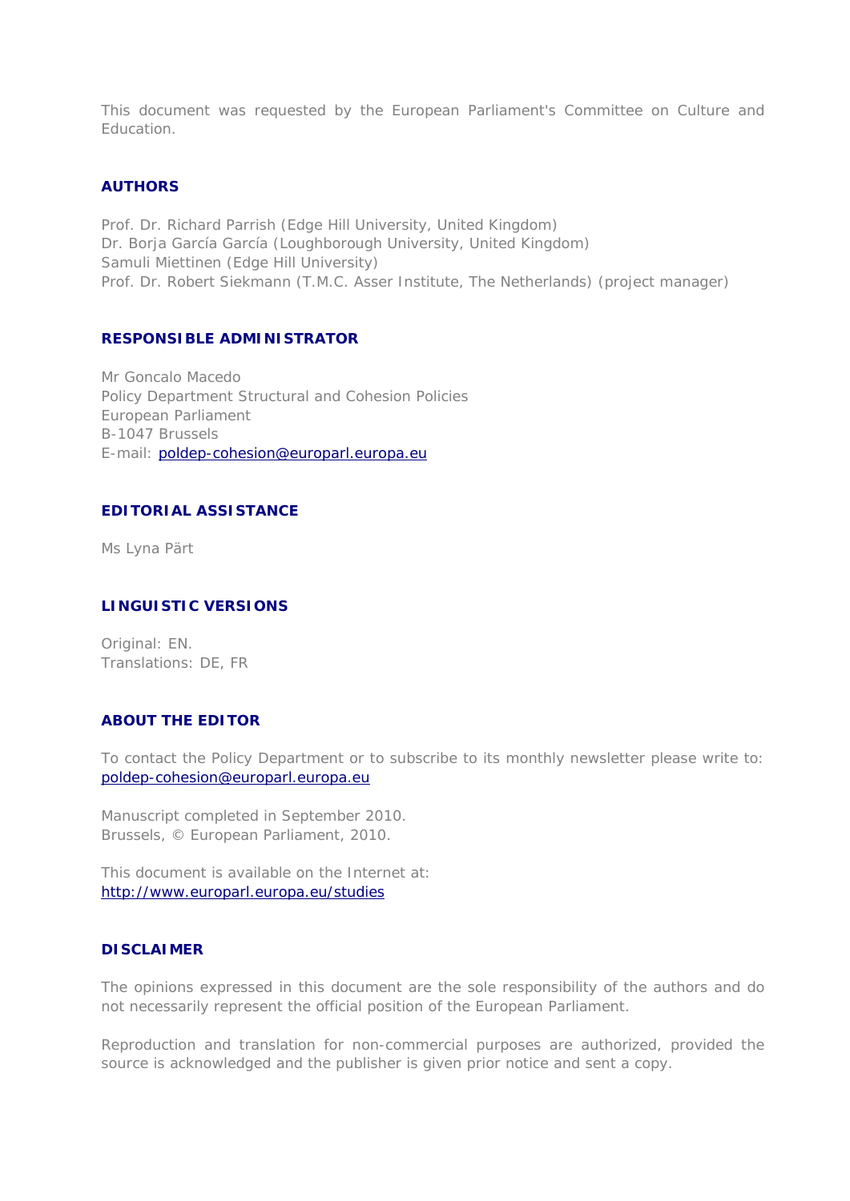This document was requested by the European Parliament's Committee on Culture and Education.

## AUTHORS

Prof. Dr. Richard Parrish (Edge Hill University, United Kingdom)
Dr. Borja García García (Loughborough University, United Kingdom)
Samuli Miettinen (Edge Hill University)
Prof. Dr. Robert Siekmann (T.M.C. Asser Institute, The Netherlands) (project manager)

## RESPONSIBLE ADMINISTRATOR

Mr Goncalo Macedo
Policy Department Structural and Cohesion Policies
European Parliament
B-1047 Brussels
E-mail: poldep-cohesion@europarl.europa.eu

## EDITORIAL ASSISTANCE

Ms Lyna Pärt

## LINGUISTIC VERSIONS

Original: EN.
Translations: DE, FR

## ABOUT THE EDITOR

To contact the Policy Department or to subscribe to its monthly newsletter please write to: poldep-cohesion@europarl.europa.eu

Manuscript completed in September 2010.
Brussels, © European Parliament, 2010.

This document is available on the Internet at:
http://www.europarl.europa.eu/studies

## DISCLAIMER

The opinions expressed in this document are the sole responsibility of the authors and do not necessarily represent the official position of the European Parliament.

Reproduction and translation for non-commercial purposes are authorized, provided the source is acknowledged and the publisher is given prior notice and sent a copy.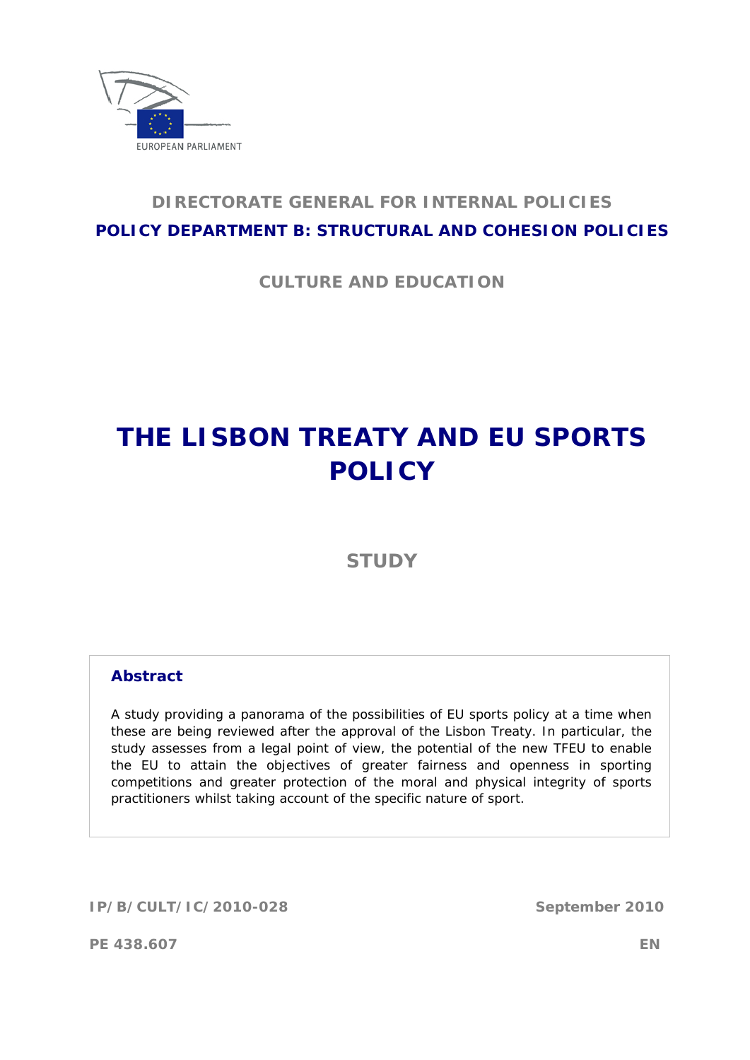EUROPEAN PARLIAMENT

**DIRECTORATE GENERAL FOR INTERNAL POLICIES**

**POLICY DEPARTMENT B: STRUCTURAL AND COHESION POLICIES**

**CULTURE AND EDUCATION**

# THE LISBON TREATY AND EU SPORTS POLICY

## STUDY

### Abstract

A study providing a panorama of the possibilities of EU sports policy at a time when these are being reviewed after the approval of the Lisbon Treaty. In particular, the study assesses from a legal point of view, the potential of the new TFEU to enable the EU to attain the objectives of greater fairness and openness in sporting competitions and greater protection of the moral and physical integrity of sports practitioners whilst taking account of the specific nature of sport.

IP/B/CULT/IC/2010-028 September 2010

PE 438.607 EN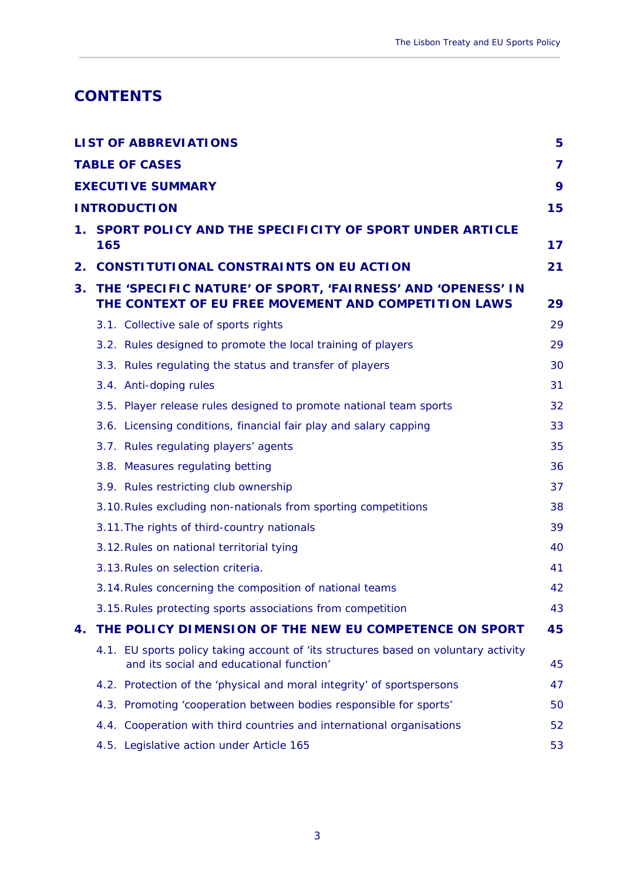# CONTENTS

| | |
|---|---|
| **LIST OF ABBREVIATIONS** | **5** |
| **TABLE OF CASES** | **7** |
| **EXECUTIVE SUMMARY** | **9** |
| **INTRODUCTION** | **15** |
| **1. SPORT POLICY AND THE SPECIFICITY OF SPORT UNDER ARTICLE 165** | **17** |
| **2. CONSTITUTIONAL CONSTRAINTS ON EU ACTION** | **21** |
| **3. THE 'SPECIFIC NATURE' OF SPORT, 'FAIRNESS' AND 'OPENESS' IN THE CONTEXT OF EU FREE MOVEMENT AND COMPETITION LAWS** | **29** |
| 3.1. Collective sale of sports rights | 29 |
| 3.2. Rules designed to promote the local training of players | 29 |
| 3.3. Rules regulating the status and transfer of players | 30 |
| 3.4. Anti-doping rules | 31 |
| 3.5. Player release rules designed to promote national team sports | 32 |
| 3.6. Licensing conditions, financial fair play and salary capping | 33 |
| 3.7. Rules regulating players' agents | 35 |
| 3.8. Measures regulating betting | 36 |
| 3.9. Rules restricting club ownership | 37 |
| 3.10. Rules excluding non-nationals from sporting competitions | 38 |
| 3.11. The rights of third-country nationals | 39 |
| 3.12. Rules on national territorial tying | 40 |
| 3.13. Rules on selection criteria. | 41 |
| 3.14. Rules concerning the composition of national teams | 42 |
| 3.15. Rules protecting sports associations from competition | 43 |
| **4. THE POLICY DIMENSION OF THE NEW EU COMPETENCE ON SPORT** | **45** |
| 4.1. EU sports policy taking account of 'its structures based on voluntary activity and its social and educational function' | 45 |
| 4.2. Protection of the 'physical and moral integrity' of sportspersons | 47 |
| 4.3. Promoting 'cooperation between bodies responsible for sports' | 50 |
| 4.4. Cooperation with third countries and international organisations | 52 |
| 4.5. Legislative action under Article 165 | 53 |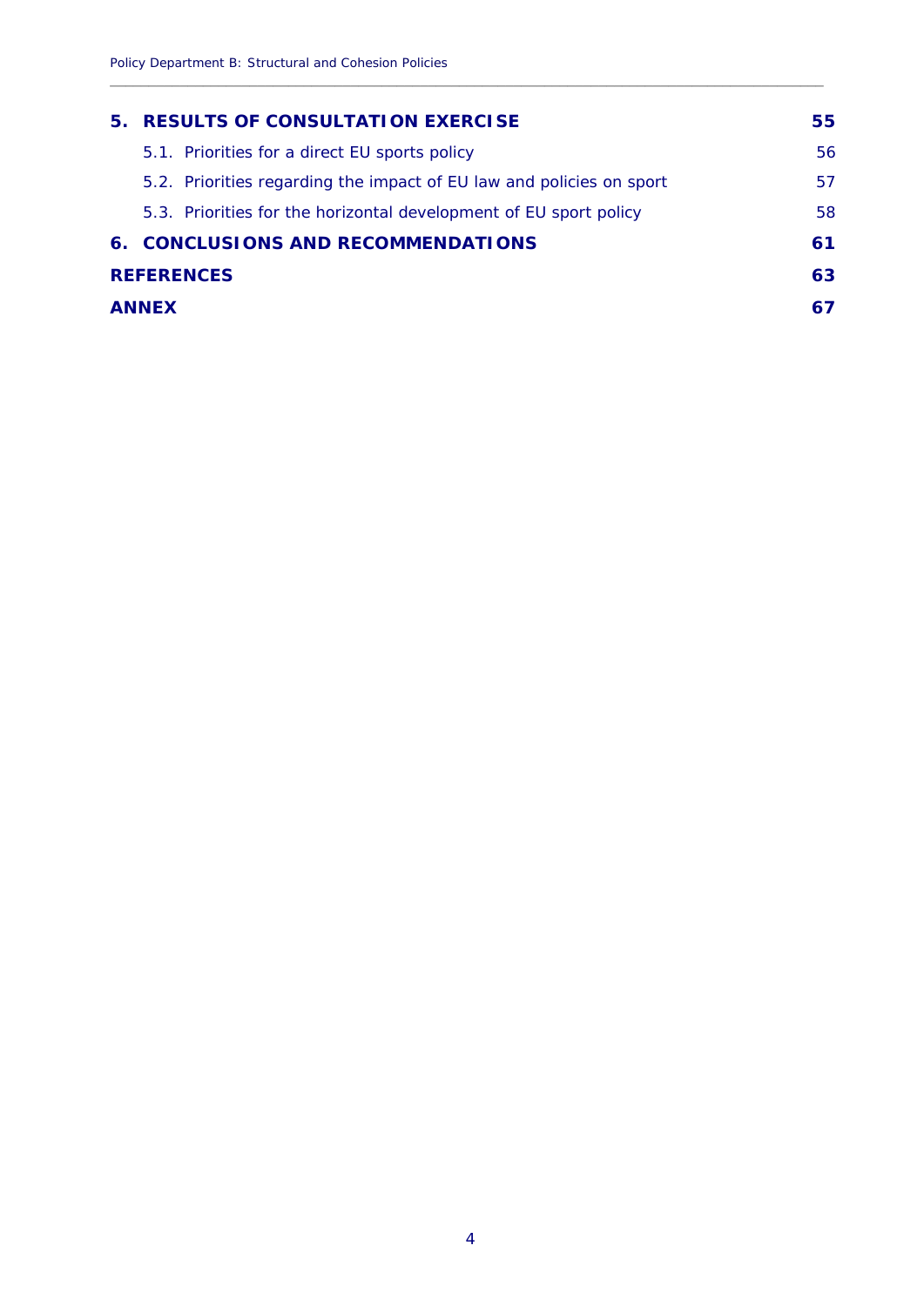**5. RESULTS OF CONSULTATION EXERCISE** **55**

5.1. Priorities for a direct EU sports policy 56

5.2. Priorities regarding the impact of EU law and policies on sport 57

5.3. Priorities for the horizontal development of EU sport policy 58

**6. CONCLUSIONS AND RECOMMENDATIONS** **61**

**REFERENCES** **63**

**ANNEX** **67**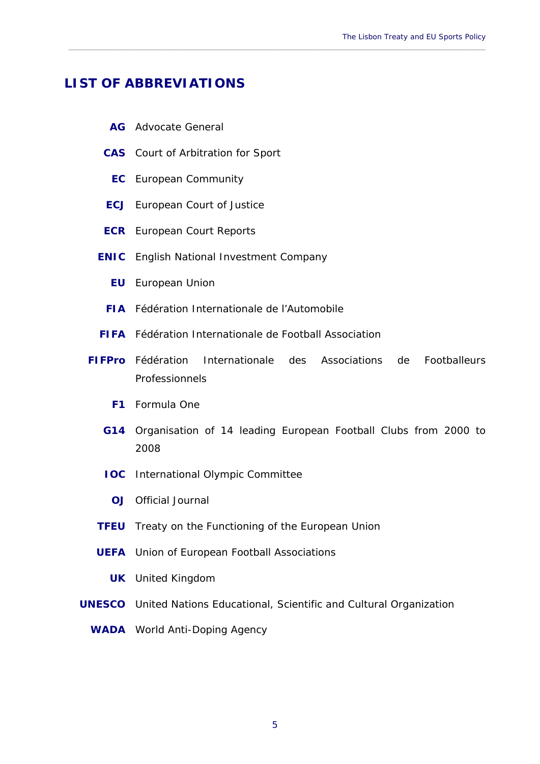## LIST OF ABBREVIATIONS

**AG** Advocate General

**CAS** Court of Arbitration for Sport

**EC** European Community

**ECJ** European Court of Justice

**ECR** European Court Reports

**ENIC** English National Investment Company

**EU** European Union

**FIA** Fédération Internationale de l'Automobile

**FIFA** Fédération Internationale de Football Association

**FIFPro** Fédération Internationale des Associations de Footballeurs Professionnels

**F1** Formula One

**G14** Organisation of 14 leading European Football Clubs from 2000 to 2008

**IOC** International Olympic Committee

**OJ** Official Journal

**TFEU** Treaty on the Functioning of the European Union

**UEFA** Union of European Football Associations

**UK** United Kingdom

**UNESCO** United Nations Educational, Scientific and Cultural Organization

**WADA** World Anti-Doping Agency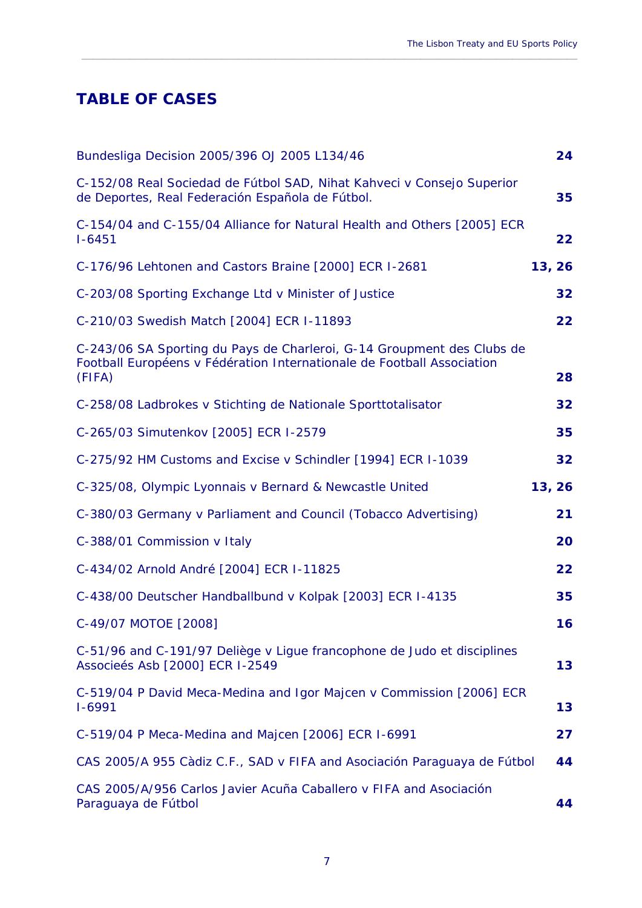## TABLE OF CASES

| Case | Page |
| --- | --- |
| Bundesliga Decision 2005/396 OJ 2005 L134/46 | **24** |
| C-152/08 Real Sociedad de Fútbol SAD, Nihat Kahveci v Consejo Superior de Deportes, Real Federación Española de Fútbol. | **35** |
| C-154/04 and C-155/04 Alliance for Natural Health and Others [2005] ECR I-6451 | **22** |
| C-176/96 Lehtonen and Castors Braine [2000] ECR I-2681 | **13, 26** |
| C-203/08 Sporting Exchange Ltd v Minister of Justice | **32** |
| C-210/03 Swedish Match [2004] ECR I-11893 | **22** |
| C-243/06 SA Sporting du Pays de Charleroi, G-14 Groupment des Clubs de Football Européens v Fédération Internationale de Football Association (FIFA) | **28** |
| C-258/08 Ladbrokes v Stichting de Nationale Sporttotalisator | **32** |
| C-265/03 Simutenkov [2005] ECR I-2579 | **35** |
| C-275/92 HM Customs and Excise v Schindler [1994] ECR I-1039 | **32** |
| C-325/08, Olympic Lyonnais v Bernard & Newcastle United | **13, 26** |
| C-380/03 Germany v Parliament and Council (Tobacco Advertising) | **21** |
| C-388/01 Commission v Italy | **20** |
| C-434/02 Arnold André [2004] ECR I-11825 | **22** |
| C-438/00 Deutscher Handballbund v Kolpak [2003] ECR I-4135 | **35** |
| C-49/07 MOTOE [2008] | **16** |
| C-51/96 and C-191/97 Deliège v Ligue francophone de Judo et disciplines Associeés Asb [2000] ECR I-2549 | **13** |
| C-519/04 P David Meca-Medina and Igor Majcen v Commission [2006] ECR I-6991 | **13** |
| C-519/04 P Meca-Medina and Majcen [2006] ECR I-6991 | **27** |
| CAS 2005/A 955 Càdiz C.F., SAD v FIFA and Asociación Paraguaya de Fútbol | **44** |
| CAS 2005/A/956 Carlos Javier Acuña Caballero v FIFA and Asociación Paraguaya de Fútbol | **44** |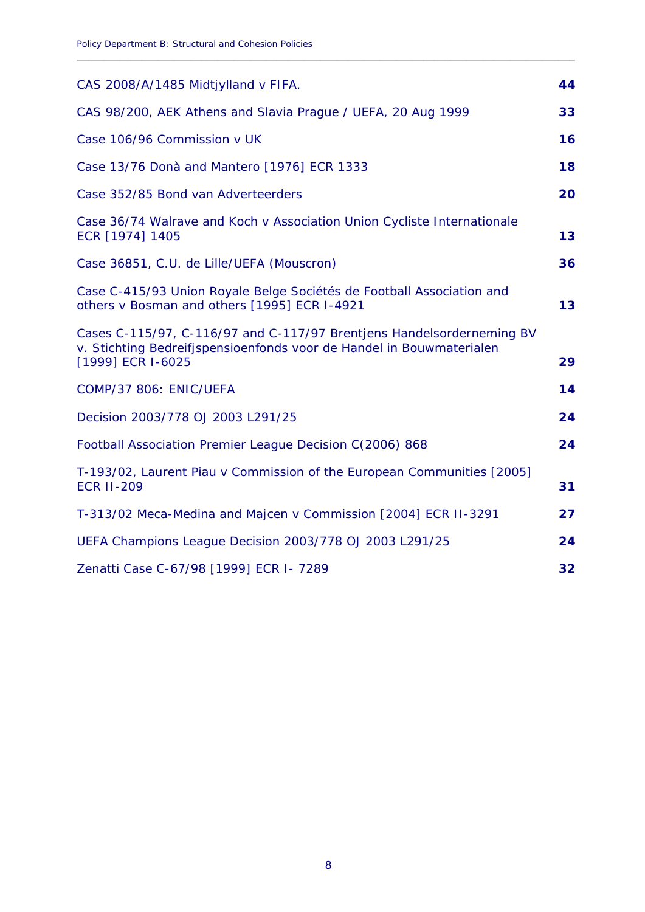| | |
|---|---|
| CAS 2008/A/1485 Midtjylland v FIFA. | **44** |
| CAS 98/200, AEK Athens and Slavia Prague / UEFA, 20 Aug 1999 | **33** |
| Case 106/96 Commission v UK | **16** |
| Case 13/76 Donà and Mantero [1976] ECR 1333 | **18** |
| Case 352/85 Bond van Adverteerders | **20** |
| Case 36/74 Walrave and Koch v Association Union Cycliste Internationale ECR [1974] 1405 | **13** |
| Case 36851, C.U. de Lille/UEFA (Mouscron) | **36** |
| Case C-415/93 Union Royale Belge Sociétés de Football Association and others v Bosman and others [1995] ECR I-4921 | **13** |
| Cases C-115/97, C-116/97 and C-117/97 Brentjens Handelsorderneming BV v. Stichting Bedreifjspensioenfonds voor de Handel in Bouwmaterialen [1999] ECR I-6025 | **29** |
| COMP/37 806: ENIC/UEFA | **14** |
| Decision 2003/778 OJ 2003 L291/25 | **24** |
| Football Association Premier League Decision C(2006) 868 | **24** |
| T-193/02, Laurent Piau v Commission of the European Communities [2005] ECR II-209 | **31** |
| T-313/02 Meca-Medina and Majcen v Commission [2004] ECR II-3291 | **27** |
| UEFA Champions League Decision 2003/778 OJ 2003 L291/25 | **24** |
| Zenatti Case C-67/98 [1999] ECR I- 7289 | **32** |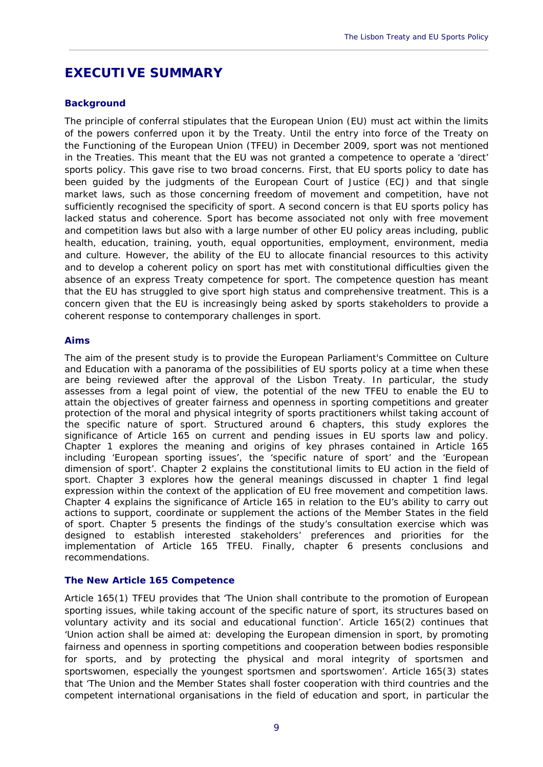# EXECUTIVE SUMMARY

### Background

The principle of conferral stipulates that the European Union (EU) must act within the limits of the powers conferred upon it by the Treaty. Until the entry into force of the Treaty on the Functioning of the European Union (TFEU) in December 2009, sport was not mentioned in the Treaties. This meant that the EU was not granted a competence to operate a 'direct' sports policy. This gave rise to two broad concerns. First, that EU sports policy to date has been guided by the judgments of the European Court of Justice (ECJ) and that single market laws, such as those concerning freedom of movement and competition, have not sufficiently recognised the specificity of sport. A second concern is that EU sports policy has lacked status and coherence. Sport has become associated not only with free movement and competition laws but also with a large number of other EU policy areas including, public health, education, training, youth, equal opportunities, employment, environment, media and culture. However, the ability of the EU to allocate financial resources to this activity and to develop a coherent policy on sport has met with constitutional difficulties given the absence of an express Treaty competence for sport. The competence question has meant that the EU has struggled to give sport high status and comprehensive treatment. This is a concern given that the EU is increasingly being asked by sports stakeholders to provide a coherent response to contemporary challenges in sport.

### Aims

The aim of the present study is to provide the European Parliament's Committee on Culture and Education with a panorama of the possibilities of EU sports policy at a time when these are being reviewed after the approval of the Lisbon Treaty. In particular, the study assesses from a legal point of view, the potential of the new TFEU to enable the EU to attain the objectives of greater fairness and openness in sporting competitions and greater protection of the moral and physical integrity of sports practitioners whilst taking account of the specific nature of sport. Structured around 6 chapters, this study explores the significance of Article 165 on current and pending issues in EU sports law and policy. Chapter 1 explores the meaning and origins of key phrases contained in Article 165 including 'European sporting issues', the 'specific nature of sport' and the 'European dimension of sport'. Chapter 2 explains the constitutional limits to EU action in the field of sport. Chapter 3 explores how the general meanings discussed in chapter 1 find legal expression within the context of the application of EU free movement and competition laws. Chapter 4 explains the significance of Article 165 in relation to the EU's ability to carry out actions to support, coordinate or supplement the actions of the Member States in the field of sport. Chapter 5 presents the findings of the study's consultation exercise which was designed to establish interested stakeholders' preferences and priorities for the implementation of Article 165 TFEU. Finally, chapter 6 presents conclusions and recommendations.

### The New Article 165 Competence

Article 165(1) TFEU provides that 'The Union shall contribute to the promotion of European sporting issues, while taking account of the specific nature of sport, its structures based on voluntary activity and its social and educational function'. Article 165(2) continues that 'Union action shall be aimed at: developing the European dimension in sport, by promoting fairness and openness in sporting competitions and cooperation between bodies responsible for sports, and by protecting the physical and moral integrity of sportsmen and sportswomen, especially the youngest sportsmen and sportswomen'. Article 165(3) states that 'The Union and the Member States shall foster cooperation with third countries and the competent international organisations in the field of education and sport, in particular the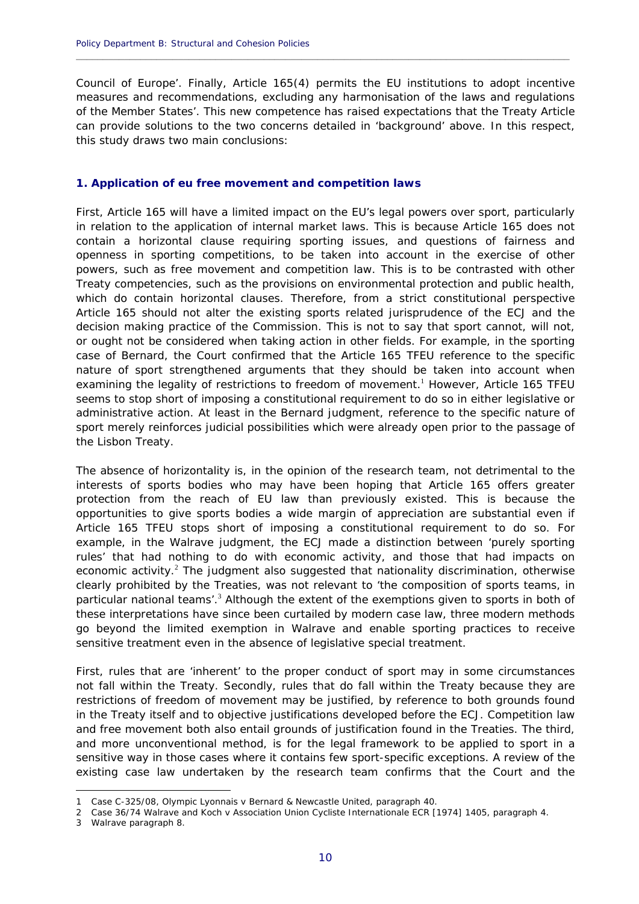Council of Europe'. Finally, Article 165(4) permits the EU institutions to adopt incentive measures and recommendations, excluding any harmonisation of the laws and regulations of the Member States'. This new competence has raised expectations that the Treaty Article can provide solutions to the two concerns detailed in 'background' above. In this respect, this study draws two main conclusions:

### 1. Application of eu free movement and competition laws

First, Article 165 will have a limited impact on the EU's legal powers over sport, particularly in relation to the application of internal market laws. This is because Article 165 does not contain a horizontal clause requiring sporting issues, and questions of fairness and openness in sporting competitions, to be taken into account in the exercise of other powers, such as free movement and competition law. This is to be contrasted with other Treaty competencies, such as the provisions on environmental protection and public health, which do contain horizontal clauses. Therefore, from a strict constitutional perspective Article 165 should not alter the existing sports related jurisprudence of the ECJ and the decision making practice of the Commission. This is not to say that sport cannot, will not, or ought not be considered when taking action in other fields. For example, in the sporting case of Bernard, the Court confirmed that the Article 165 TFEU reference to the specific nature of sport strengthened arguments that they should be taken into account when examining the legality of restrictions to freedom of movement.[1] However, Article 165 TFEU seems to stop short of imposing a constitutional requirement to do so in either legislative or administrative action. At least in the Bernard judgment, reference to the specific nature of sport merely reinforces judicial possibilities which were already open prior to the passage of the Lisbon Treaty.

The absence of horizontality is, in the opinion of the research team, not detrimental to the interests of sports bodies who may have been hoping that Article 165 offers greater protection from the reach of EU law than previously existed. This is because the opportunities to give sports bodies a wide margin of appreciation are substantial even if Article 165 TFEU stops short of imposing a constitutional requirement to do so. For example, in the Walrave judgment, the ECJ made a distinction between 'purely sporting rules' that had nothing to do with economic activity, and those that had impacts on economic activity.[2] The judgment also suggested that nationality discrimination, otherwise clearly prohibited by the Treaties, was not relevant to 'the composition of sports teams, in particular national teams'.[3] Although the extent of the exemptions given to sports in both of these interpretations have since been curtailed by modern case law, three modern methods go beyond the limited exemption in Walrave and enable sporting practices to receive sensitive treatment even in the absence of legislative special treatment.

First, rules that are 'inherent' to the proper conduct of sport may in some circumstances not fall within the Treaty. Secondly, rules that do fall within the Treaty because they are restrictions of freedom of movement may be justified, by reference to both grounds found in the Treaty itself and to objective justifications developed before the ECJ. Competition law and free movement both also entail grounds of justification found in the Treaties. The third, and more unconventional method, is for the legal framework to be applied to sport in a sensitive way in those cases where it contains few sport-specific exceptions. A review of the existing case law undertaken by the research team confirms that the Court and the

---

1 Case C-325/08, Olympic Lyonnais v Bernard & Newcastle United, paragraph 40.

2 Case 36/74 Walrave and Koch v Association Union Cycliste Internationale ECR [1974] 1405, paragraph 4.

3 Walrave paragraph 8.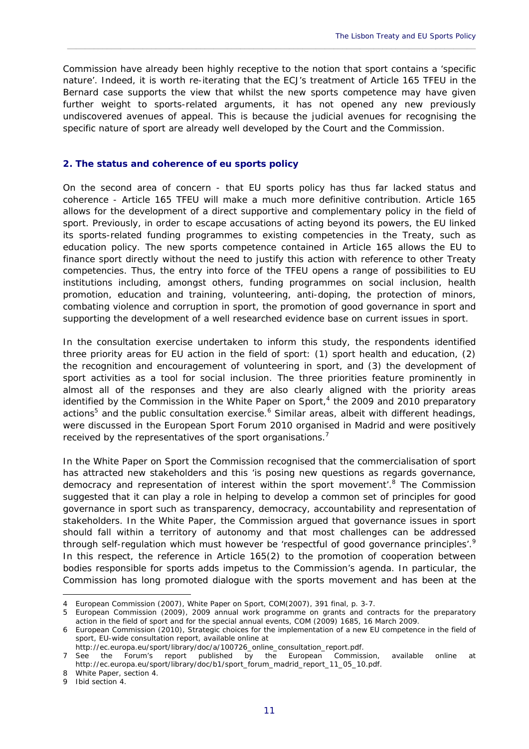Commission have already been highly receptive to the notion that sport contains a 'specific nature'. Indeed, it is worth re-iterating that the ECJ's treatment of Article 165 TFEU in the Bernard case supports the view that whilst the new sports competence may have given further weight to sports-related arguments, it has not opened any new previously undiscovered avenues of appeal. This is because the judicial avenues for recognising the specific nature of sport are already well developed by the Court and the Commission.

## 2. The status and coherence of eu sports policy

On the second area of concern - that EU sports policy has thus far lacked status and coherence - Article 165 TFEU will make a much more definitive contribution. Article 165 allows for the development of a direct supportive and complementary policy in the field of sport. Previously, in order to escape accusations of acting beyond its powers, the EU linked its sports-related funding programmes to existing competencies in the Treaty, such as education policy. The new sports competence contained in Article 165 allows the EU to finance sport directly without the need to justify this action with reference to other Treaty competencies. Thus, the entry into force of the TFEU opens a range of possibilities to EU institutions including, amongst others, funding programmes on social inclusion, health promotion, education and training, volunteering, anti-doping, the protection of minors, combating violence and corruption in sport, the promotion of good governance in sport and supporting the development of a well researched evidence base on current issues in sport.

In the consultation exercise undertaken to inform this study, the respondents identified three priority areas for EU action in the field of sport: (1) sport health and education, (2) the recognition and encouragement of volunteering in sport, and (3) the development of sport activities as a tool for social inclusion. The three priorities feature prominently in almost all of the responses and they are also clearly aligned with the priority areas identified by the Commission in the White Paper on Sport,[4] the 2009 and 2010 preparatory actions[5] and the public consultation exercise.[6] Similar areas, albeit with different headings, were discussed in the European Sport Forum 2010 organised in Madrid and were positively received by the representatives of the sport organisations.[7]

In the White Paper on Sport the Commission recognised that the commercialisation of sport has attracted new stakeholders and this 'is posing new questions as regards governance, democracy and representation of interest within the sport movement'.[8] The Commission suggested that it can play a role in helping to develop a common set of principles for good governance in sport such as transparency, democracy, accountability and representation of stakeholders. In the White Paper, the Commission argued that governance issues in sport should fall within a territory of autonomy and that most challenges can be addressed through self-regulation which must however be 'respectful of good governance principles'.[9] In this respect, the reference in Article 165(2) to the promotion of cooperation between bodies responsible for sports adds impetus to the Commission's agenda. In particular, the Commission has long promoted dialogue with the sports movement and has been at the

---

4 European Commission (2007), White Paper on Sport, COM(2007), 391 final, p. 3-7.

5 European Commission (2009), 2009 annual work programme on grants and contracts for the preparatory action in the field of sport and for the special annual events, COM (2009) 1685, 16 March 2009.

6 European Commission (2010), Strategic choices for the implementation of a new EU competence in the field of sport, EU-wide consultation report, available online at http://ec.europa.eu/sport/library/doc/a/100726_online_consultation_report.pdf.

7 See the Forum's report published by the European Commission, available online at http://ec.europa.eu/sport/library/doc/b1/sport_forum_madrid_report_11_05_10.pdf.

8 White Paper, section 4.

9 Ibid section 4.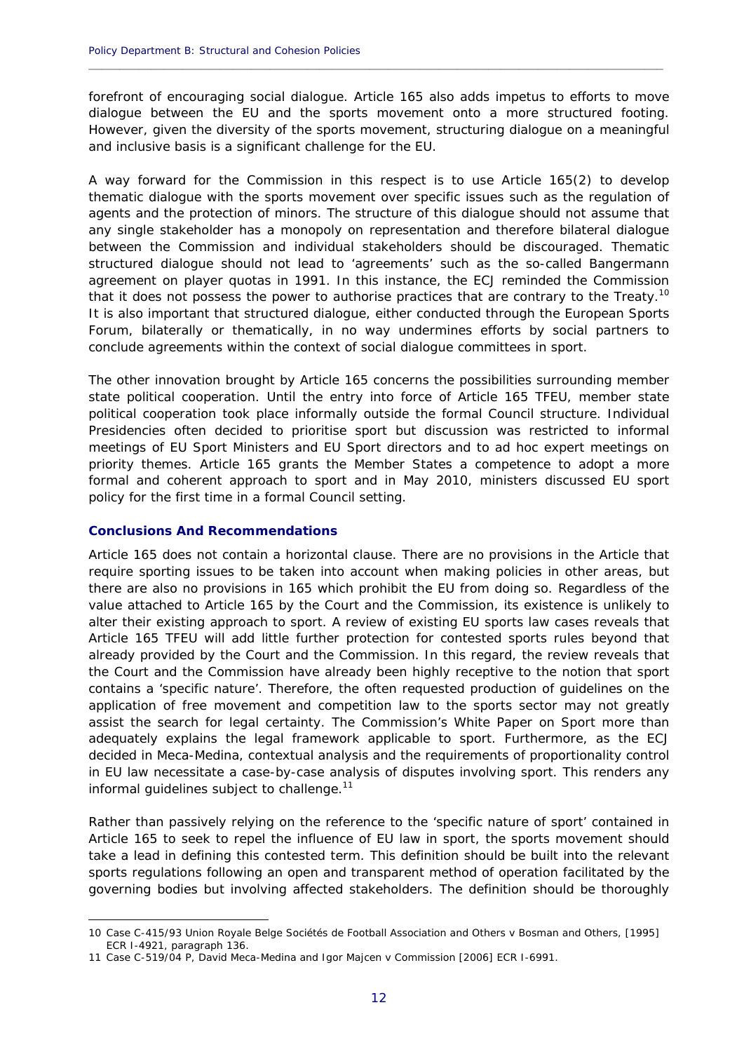forefront of encouraging social dialogue. Article 165 also adds impetus to efforts to move dialogue between the EU and the sports movement onto a more structured footing. However, given the diversity of the sports movement, structuring dialogue on a meaningful and inclusive basis is a significant challenge for the EU.

A way forward for the Commission in this respect is to use Article 165(2) to develop thematic dialogue with the sports movement over specific issues such as the regulation of agents and the protection of minors. The structure of this dialogue should not assume that any single stakeholder has a monopoly on representation and therefore bilateral dialogue between the Commission and individual stakeholders should be discouraged. Thematic structured dialogue should not lead to 'agreements' such as the so-called Bangermann agreement on player quotas in 1991. In this instance, the ECJ reminded the Commission that it does not possess the power to authorise practices that are contrary to the Treaty.[10] It is also important that structured dialogue, either conducted through the European Sports Forum, bilaterally or thematically, in no way undermines efforts by social partners to conclude agreements within the context of social dialogue committees in sport.

The other innovation brought by Article 165 concerns the possibilities surrounding member state political cooperation. Until the entry into force of Article 165 TFEU, member state political cooperation took place informally outside the formal Council structure. Individual Presidencies often decided to prioritise sport but discussion was restricted to informal meetings of EU Sport Ministers and EU Sport directors and to ad hoc expert meetings on priority themes. Article 165 grants the Member States a competence to adopt a more formal and coherent approach to sport and in May 2010, ministers discussed EU sport policy for the first time in a formal Council setting.

### Conclusions And Recommendations

Article 165 does not contain a horizontal clause. There are no provisions in the Article that require sporting issues to be taken into account when making policies in other areas, but there are also no provisions in 165 which prohibit the EU from doing so. Regardless of the value attached to Article 165 by the Court and the Commission, its existence is unlikely to alter their existing approach to sport. A review of existing EU sports law cases reveals that Article 165 TFEU will add little further protection for contested sports rules beyond that already provided by the Court and the Commission. In this regard, the review reveals that the Court and the Commission have already been highly receptive to the notion that sport contains a 'specific nature'. Therefore, the often requested production of guidelines on the application of free movement and competition law to the sports sector may not greatly assist the search for legal certainty. The Commission's White Paper on Sport more than adequately explains the legal framework applicable to sport. Furthermore, as the ECJ decided in Meca-Medina, contextual analysis and the requirements of proportionality control in EU law necessitate a case-by-case analysis of disputes involving sport. This renders any informal guidelines subject to challenge.[11]

Rather than passively relying on the reference to the 'specific nature of sport' contained in Article 165 to seek to repel the influence of EU law in sport, the sports movement should take a lead in defining this contested term. This definition should be built into the relevant sports regulations following an open and transparent method of operation facilitated by the governing bodies but involving affected stakeholders. The definition should be thoroughly

---

10 Case C-415/93 Union Royale Belge Sociétés de Football Association and Others v Bosman and Others, [1995] ECR I-4921, paragraph 136.

11 Case C-519/04 P, David Meca-Medina and Igor Majcen v Commission [2006] ECR I-6991.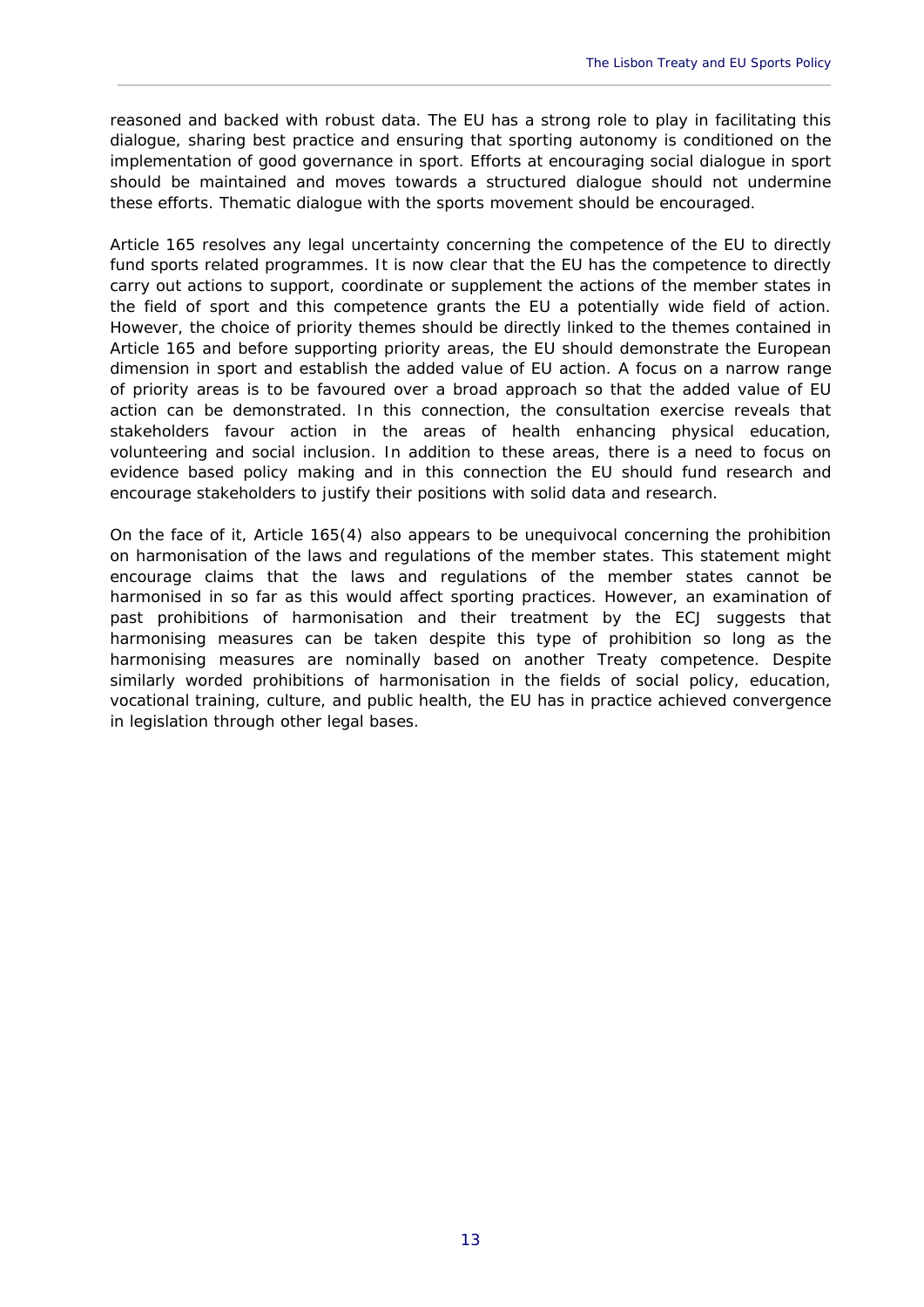reasoned and backed with robust data. The EU has a strong role to play in facilitating this dialogue, sharing best practice and ensuring that sporting autonomy is conditioned on the implementation of good governance in sport. Efforts at encouraging social dialogue in sport should be maintained and moves towards a structured dialogue should not undermine these efforts. Thematic dialogue with the sports movement should be encouraged.

Article 165 resolves any legal uncertainty concerning the competence of the EU to directly fund sports related programmes. It is now clear that the EU has the competence to directly carry out actions to support, coordinate or supplement the actions of the member states in the field of sport and this competence grants the EU a potentially wide field of action. However, the choice of priority themes should be directly linked to the themes contained in Article 165 and before supporting priority areas, the EU should demonstrate the European dimension in sport and establish the added value of EU action. A focus on a narrow range of priority areas is to be favoured over a broad approach so that the added value of EU action can be demonstrated. In this connection, the consultation exercise reveals that stakeholders favour action in the areas of health enhancing physical education, volunteering and social inclusion. In addition to these areas, there is a need to focus on evidence based policy making and in this connection the EU should fund research and encourage stakeholders to justify their positions with solid data and research.

On the face of it, Article 165(4) also appears to be unequivocal concerning the prohibition on harmonisation of the laws and regulations of the member states. This statement might encourage claims that the laws and regulations of the member states cannot be harmonised in so far as this would affect sporting practices. However, an examination of past prohibitions of harmonisation and their treatment by the ECJ suggests that harmonising measures can be taken despite this type of prohibition so long as the harmonising measures are nominally based on another Treaty competence. Despite similarly worded prohibitions of harmonisation in the fields of social policy, education, vocational training, culture, and public health, the EU has in practice achieved convergence in legislation through other legal bases.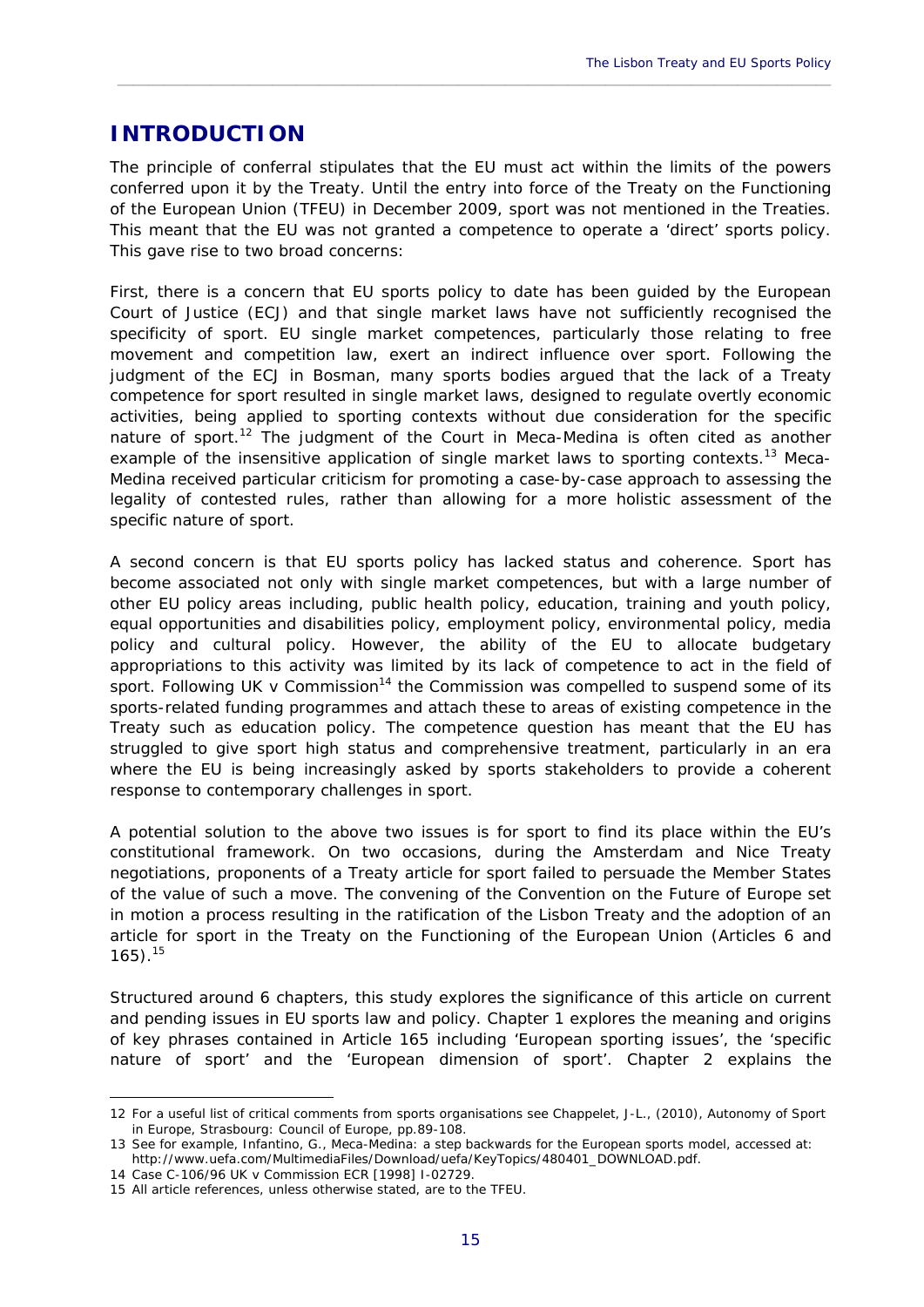# INTRODUCTION

The principle of conferral stipulates that the EU must act within the limits of the powers conferred upon it by the Treaty. Until the entry into force of the Treaty on the Functioning of the European Union (TFEU) in December 2009, sport was not mentioned in the Treaties. This meant that the EU was not granted a competence to operate a 'direct' sports policy. This gave rise to two broad concerns:

First, there is a concern that EU sports policy to date has been guided by the European Court of Justice (ECJ) and that single market laws have not sufficiently recognised the specificity of sport. EU single market competences, particularly those relating to free movement and competition law, exert an indirect influence over sport. Following the judgment of the ECJ in *Bosman*, many sports bodies argued that the lack of a Treaty competence for sport resulted in single market laws, designed to regulate overtly economic activities, being applied to sporting contexts without due consideration for the specific nature of sport.[12] The judgment of the Court in *Meca-Medina* is often cited as another example of the insensitive application of single market laws to sporting contexts.[13] *Meca-Medina* received particular criticism for promoting a case-by-case approach to assessing the legality of contested rules, rather than allowing for a more holistic assessment of the specific nature of sport.

A second concern is that EU sports policy has lacked status and coherence. Sport has become associated not only with single market competences, but with a large number of other EU policy areas including, public health policy, education, training and youth policy, equal opportunities and disabilities policy, employment policy, environmental policy, media policy and cultural policy. However, the ability of the EU to allocate budgetary appropriations to this activity was limited by its lack of competence to act in the field of sport. Following *UK v Commission*[14] the Commission was compelled to suspend some of its sports-related funding programmes and attach these to areas of existing competence in the Treaty such as education policy. The competence question has meant that the EU has struggled to give sport high status and comprehensive treatment, particularly in an era where the EU is being increasingly asked by sports stakeholders to provide a coherent response to contemporary challenges in sport.

A potential solution to the above two issues is for sport to find its place within the EU's constitutional framework. On two occasions, during the Amsterdam and Nice Treaty negotiations, proponents of a Treaty article for sport failed to persuade the Member States of the value of such a move. The convening of the Convention on the Future of Europe set in motion a process resulting in the ratification of the Lisbon Treaty and the adoption of an article for sport in the Treaty on the Functioning of the European Union (Articles 6 and 165).[15]

Structured around 6 chapters, this study explores the significance of this article on current and pending issues in EU sports law and policy. Chapter 1 explores the meaning and origins of key phrases contained in Article 165 including 'European sporting issues', the 'specific nature of sport' and the 'European dimension of sport'. Chapter 2 explains the

---

12 For a useful list of critical comments from sports organisations see Chappelet, J-L., (2010), Autonomy of Sport in Europe, Strasbourg: Council of Europe, pp.89-108.

13 See for example, Infantino, G., Meca-Medina: a step backwards for the European sports model, accessed at: http://www.uefa.com/MultimediaFiles/Download/uefa/KeyTopics/480401_DOWNLOAD.pdf.

14 Case C-106/96 UK v Commission ECR [1998] I-02729.

15 All article references, unless otherwise stated, are to the TFEU.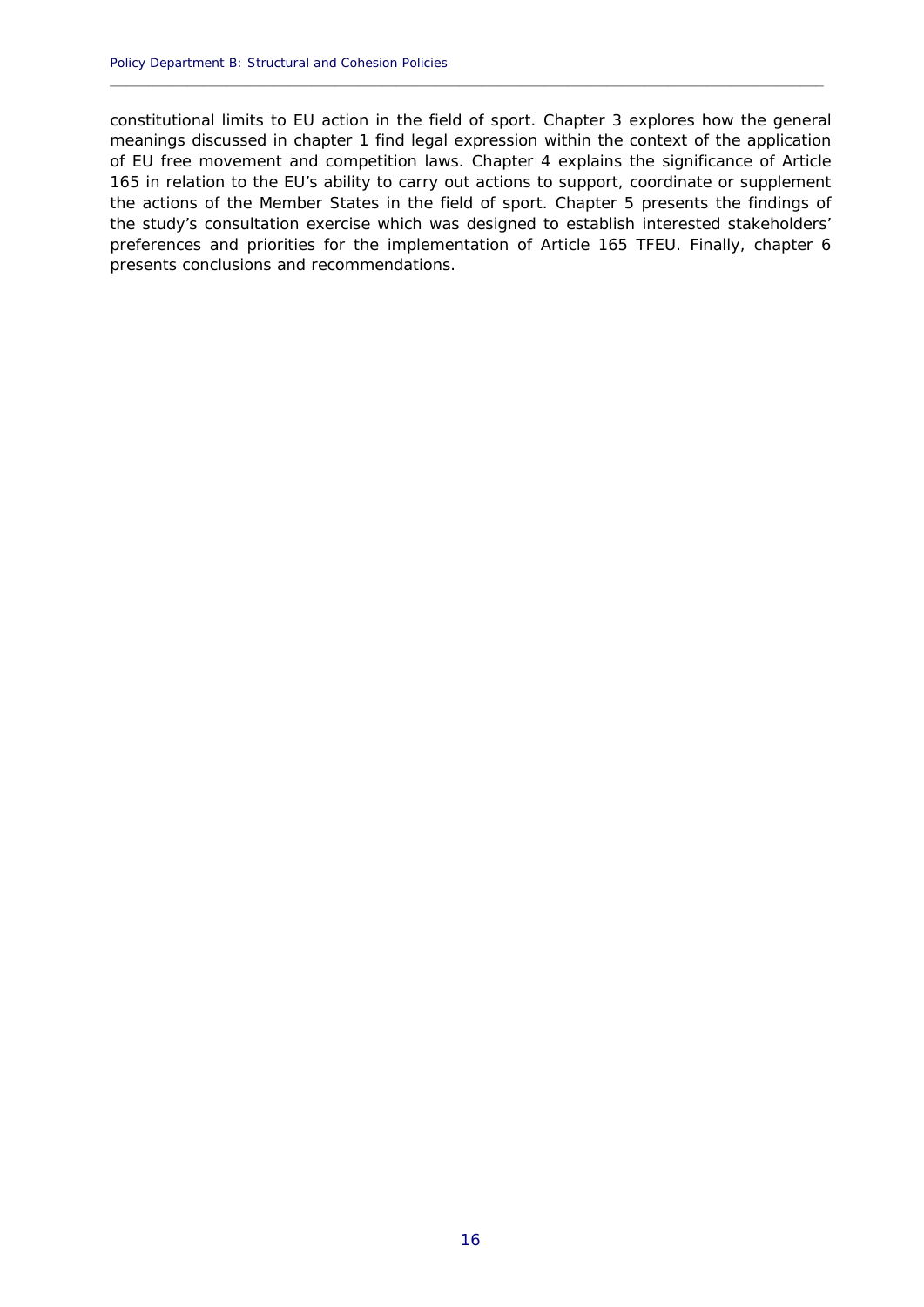constitutional limits to EU action in the field of sport. Chapter 3 explores how the general meanings discussed in chapter 1 find legal expression within the context of the application of EU free movement and competition laws. Chapter 4 explains the significance of Article 165 in relation to the EU's ability to carry out actions to support, coordinate or supplement the actions of the Member States in the field of sport. Chapter 5 presents the findings of the study's consultation exercise which was designed to establish interested stakeholders' preferences and priorities for the implementation of Article 165 TFEU. Finally, chapter 6 presents conclusions and recommendations.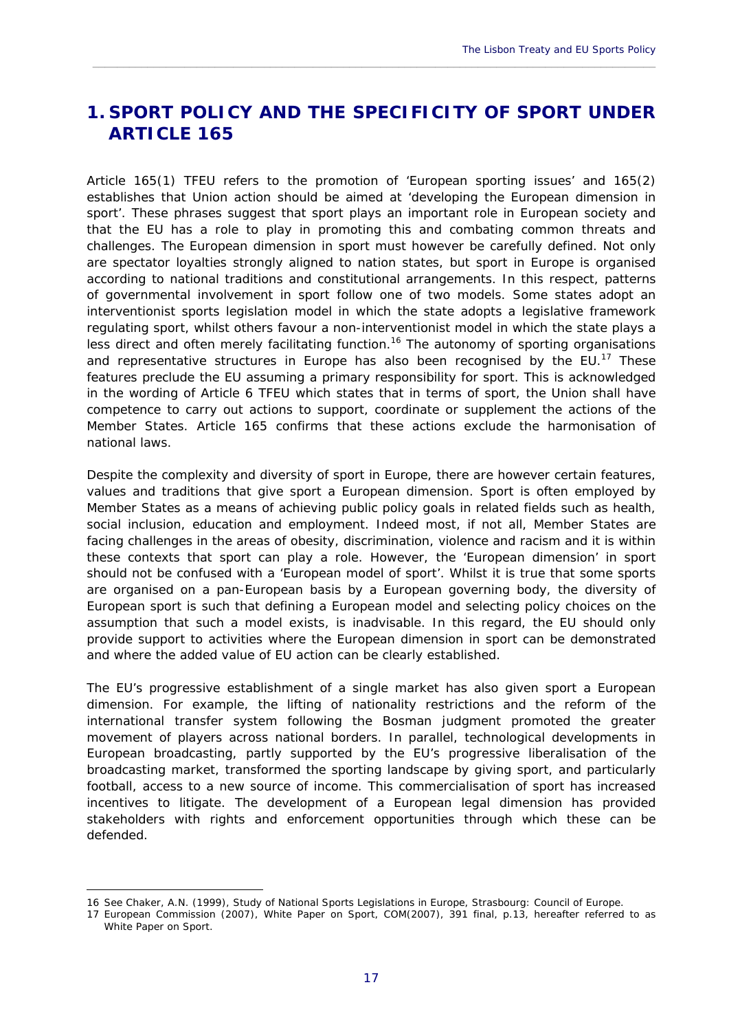# 1. SPORT POLICY AND THE SPECIFICITY OF SPORT UNDER ARTICLE 165

Article 165(1) TFEU refers to the promotion of 'European sporting issues' and 165(2) establishes that Union action should be aimed at 'developing the European dimension in sport'. These phrases suggest that sport plays an important role in European society and that the EU has a role to play in promoting this and combating common threats and challenges. The European dimension in sport must however be carefully defined. Not only are spectator loyalties strongly aligned to nation states, but sport in Europe is organised according to national traditions and constitutional arrangements. In this respect, patterns of governmental involvement in sport follow one of two models. Some states adopt an interventionist sports legislation model in which the state adopts a legislative framework regulating sport, whilst others favour a non-interventionist model in which the state plays a less direct and often merely facilitating function.[16] The autonomy of sporting organisations and representative structures in Europe has also been recognised by the EU.[17] These features preclude the EU assuming a primary responsibility for sport. This is acknowledged in the wording of Article 6 TFEU which states that in terms of sport, the Union shall have competence to carry out actions to support, coordinate or supplement the actions of the Member States. Article 165 confirms that these actions exclude the harmonisation of national laws.

Despite the complexity and diversity of sport in Europe, there are however certain features, values and traditions that give sport a European dimension. Sport is often employed by Member States as a means of achieving public policy goals in related fields such as health, social inclusion, education and employment. Indeed most, if not all, Member States are facing challenges in the areas of obesity, discrimination, violence and racism and it is within these contexts that sport can play a role. However, the 'European dimension' in sport should not be confused with a 'European model of sport'. Whilst it is true that some sports are organised on a pan-European basis by a European governing body, the diversity of European sport is such that defining a European model and selecting policy choices on the assumption that such a model exists, is inadvisable. In this regard, the EU should only provide support to activities where the European dimension in sport can be demonstrated and where the added value of EU action can be clearly established.

The EU's progressive establishment of a single market has also given sport a European dimension. For example, the lifting of nationality restrictions and the reform of the international transfer system following the Bosman judgment promoted the greater movement of players across national borders. In parallel, technological developments in European broadcasting, partly supported by the EU's progressive liberalisation of the broadcasting market, transformed the sporting landscape by giving sport, and particularly football, access to a new source of income. This commercialisation of sport has increased incentives to litigate. The development of a European legal dimension has provided stakeholders with rights and enforcement opportunities through which these can be defended.

---

16 See Chaker, A.N. (1999), *Study of National Sports Legislations in Europe*, Strasbourg: Council of Europe.

17 European Commission (2007), *White Paper on Sport*, COM(2007), 391 final, p.13, hereafter referred to as White Paper on Sport.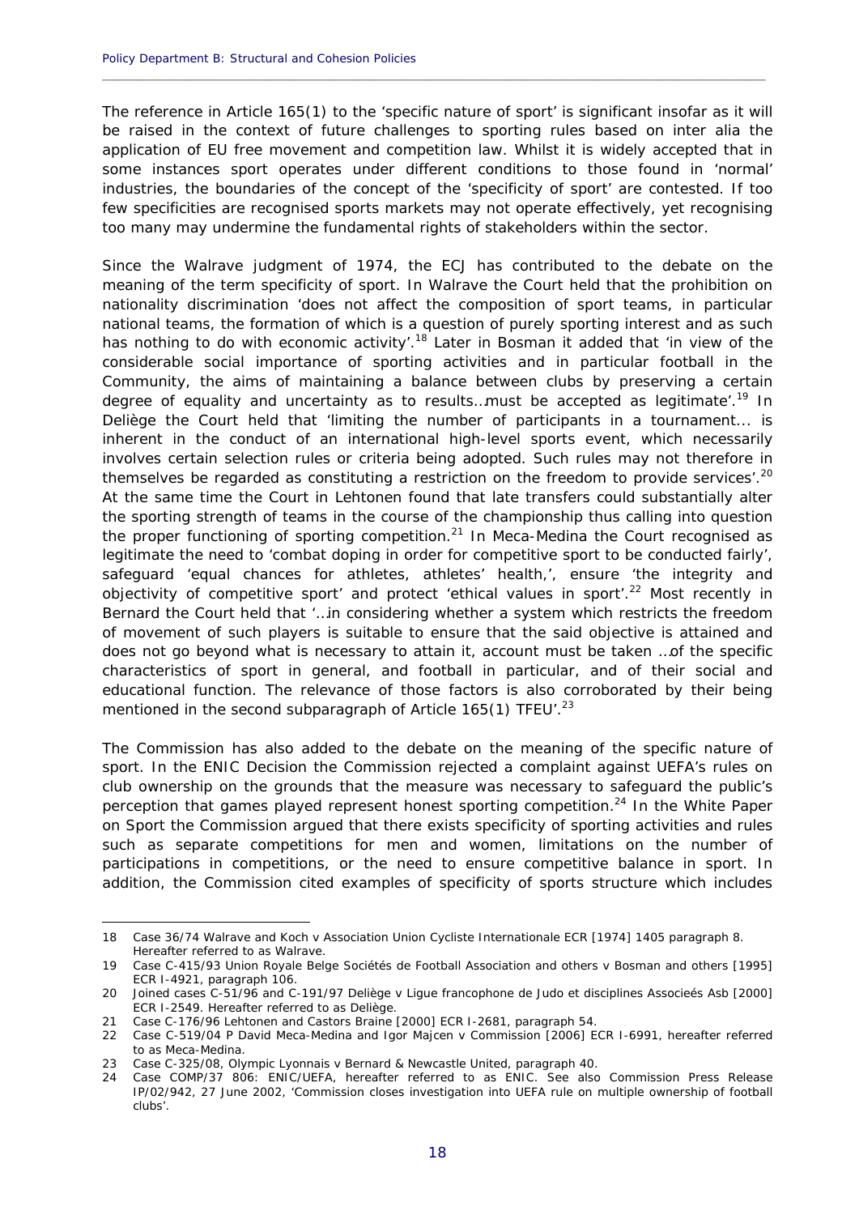The reference in Article 165(1) to the 'specific nature of sport' is significant insofar as it will be raised in the context of future challenges to sporting rules based on inter alia the application of EU free movement and competition law. Whilst it is widely accepted that in some instances sport operates under different conditions to those found in 'normal' industries, the boundaries of the concept of the 'specificity of sport' are contested. If too few specificities are recognised sports markets may not operate effectively, yet recognising too many may undermine the fundamental rights of stakeholders within the sector.

Since the Walrave judgment of 1974, the ECJ has contributed to the debate on the meaning of the term specificity of sport. In Walrave the Court held that the prohibition on nationality discrimination 'does not affect the composition of sport teams, in particular national teams, the formation of which is a question of purely sporting interest and as such has nothing to do with economic activity'.[18] Later in Bosman it added that 'in view of the considerable social importance of sporting activities and in particular football in the Community, the aims of maintaining a balance between clubs by preserving a certain degree of equality and uncertainty as to results…must be accepted as legitimate'.[19] In Deliège the Court held that 'limiting the number of participants in a tournament... is inherent in the conduct of an international high-level sports event, which necessarily involves certain selection rules or criteria being adopted. Such rules may not therefore in themselves be regarded as constituting a restriction on the freedom to provide services'.[20] At the same time the Court in Lehtonen found that late transfers could substantially alter the sporting strength of teams in the course of the championship thus calling into question the proper functioning of sporting competition.[21] In Meca-Medina the Court recognised as legitimate the need to 'combat doping in order for competitive sport to be conducted fairly', safeguard 'equal chances for athletes, athletes' health,', ensure 'the integrity and objectivity of competitive sport' and protect 'ethical values in sport'.[22] Most recently in Bernard the Court held that '…in considering whether a system which restricts the freedom of movement of such players is suitable to ensure that the said objective is attained and does not go beyond what is necessary to attain it, account must be taken …of the specific characteristics of sport in general, and football in particular, and of their social and educational function. The relevance of those factors is also corroborated by their being mentioned in the second subparagraph of Article 165(1) TFEU'.[23]

The Commission has also added to the debate on the meaning of the specific nature of sport. In the ENIC Decision the Commission rejected a complaint against UEFA's rules on club ownership on the grounds that the measure was necessary to safeguard the public's perception that games played represent honest sporting competition.[24] In the White Paper on Sport the Commission argued that there exists specificity of sporting activities and rules such as separate competitions for men and women, limitations on the number of participations in competitions, or the need to ensure competitive balance in sport. In addition, the Commission cited examples of specificity of sports structure which includes

---

18 Case 36/74 Walrave and Koch v Association Union Cycliste Internationale ECR [1974] 1405 paragraph 8. Hereafter referred to as Walrave.

19 Case C-415/93 Union Royale Belge Sociétés de Football Association and others v Bosman and others [1995] ECR I-4921, paragraph 106.

20 Joined cases C-51/96 and C-191/97 Deliège v Ligue francophone de Judo et disciplines Associeés Asb [2000] ECR I-2549. Hereafter referred to as Deliège.

21 Case C-176/96 Lehtonen and Castors Braine [2000] ECR I-2681, paragraph 54.

22 Case C-519/04 P David Meca-Medina and Igor Majcen v Commission [2006] ECR I-6991, hereafter referred to as Meca-Medina.

23 Case C-325/08, Olympic Lyonnais v Bernard & Newcastle United, paragraph 40.

24 Case COMP/37 806: ENIC/UEFA, hereafter referred to as ENIC. See also Commission Press Release IP/02/942, 27 June 2002, 'Commission closes investigation into UEFA rule on multiple ownership of football clubs'.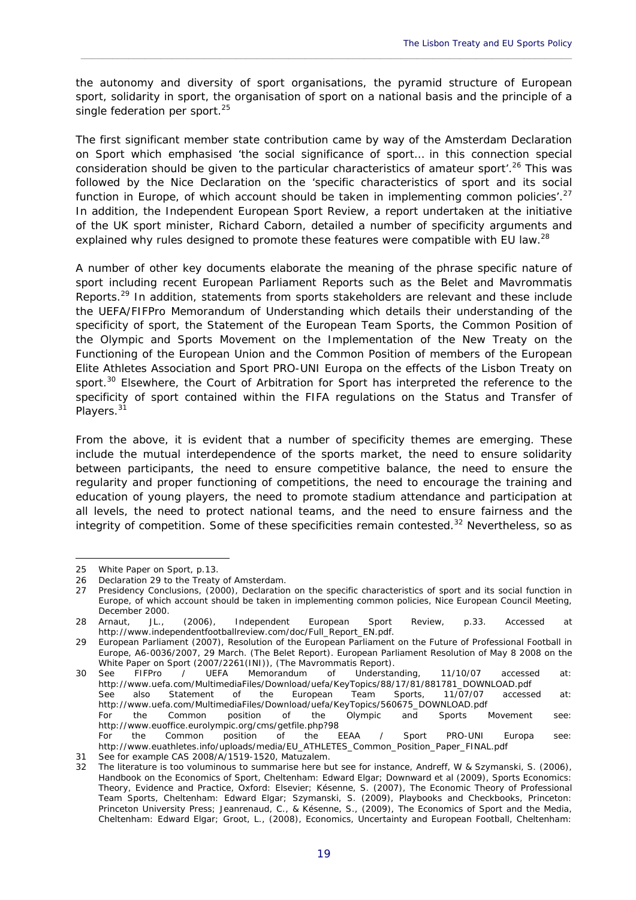the autonomy and diversity of sport organisations, the pyramid structure of European sport, solidarity in sport, the organisation of sport on a national basis and the principle of a single federation per sport.[25]

The first significant member state contribution came by way of the Amsterdam Declaration on Sport which emphasised 'the social significance of sport... in this connection special consideration should be given to the particular characteristics of amateur sport'.[26] This was followed by the Nice Declaration on the 'specific characteristics of sport and its social function in Europe, of which account should be taken in implementing common policies'.[27] In addition, the Independent European Sport Review, a report undertaken at the initiative of the UK sport minister, Richard Caborn, detailed a number of specificity arguments and explained why rules designed to promote these features were compatible with EU law.[28]

A number of other key documents elaborate the meaning of the phrase specific nature of sport including recent European Parliament Reports such as the Belet and Mavrommatis Reports.[29] In addition, statements from sports stakeholders are relevant and these include the UEFA/FIFPro Memorandum of Understanding which details their understanding of the specificity of sport, the Statement of the European Team Sports, the Common Position of the Olympic and Sports Movement on the Implementation of the New Treaty on the Functioning of the European Union and the Common Position of members of the European Elite Athletes Association and Sport PRO-UNI Europa on the effects of the Lisbon Treaty on sport.[30] Elsewhere, the Court of Arbitration for Sport has interpreted the reference to the specificity of sport contained within the FIFA regulations on the Status and Transfer of Players.[31]

From the above, it is evident that a number of specificity themes are emerging. These include the mutual interdependence of the sports market, the need to ensure solidarity between participants, the need to ensure competitive balance, the need to ensure the regularity and proper functioning of competitions, the need to encourage the training and education of young players, the need to promote stadium attendance and participation at all levels, the need to protect national teams, and the need to ensure fairness and the integrity of competition. Some of these specificities remain contested.[32] Nevertheless, so as

---

25 White Paper on Sport, p.13.

26 Declaration 29 to the Treaty of Amsterdam.

27 Presidency Conclusions, (2000), Declaration on the specific characteristics of sport and its social function in Europe, of which account should be taken in implementing common policies, Nice European Council Meeting, December 2000.

28 Arnaut, JL., (2006), Independent European Sport Review, p.33. Accessed at http://www.independentfootballreview.com/doc/Full_Report_EN.pdf.

29 European Parliament (2007), Resolution of the European Parliament on the Future of Professional Football in Europe, A6-0036/2007, 29 March. (The Belet Report). European Parliament Resolution of May 8 2008 on the White Paper on Sport (2007/2261(INI)), (The Mavrommatis Report).

30 See FIFPro / UEFA Memorandum of Understanding, 11/10/07 accessed at: http://www.uefa.com/MultimediaFiles/Download/uefa/KeyTopics/88/17/81/881781_DOWNLOAD.pdf
See also Statement of the European Team Sports, 11/07/07 accessed at: http://www.uefa.com/MultimediaFiles/Download/uefa/KeyTopics/560675_DOWNLOAD.pdf
For the Common position of the Olympic and Sports Movement see: http://www.euoffice.eurolympic.org/cms/getfile.php?98
For the Common position of the EEAA / Sport PRO-UNI Europa see: http://www.euathletes.info/uploads/media/EU_ATHLETES_Common_Position_Paper_FINAL.pdf

31 See for example CAS 2008/A/1519-1520, Matuzalem.

32 The literature is too voluminous to summarise here but see for instance, Andreff, W & Szymanski, S. (2006), Handbook on the Economics of Sport, Cheltenham: Edward Elgar; Downward et al (2009), Sports Economics: Theory, Evidence and Practice, Oxford: Elsevier; Késenne, S. (2007), The Economic Theory of Professional Team Sports, Cheltenham: Edward Elgar; Szymanski, S. (2009), Playbooks and Checkbooks, Princeton: Princeton University Press; Jeanrenaud, C., & Késenne, S., (2009), The Economics of Sport and the Media, Cheltenham: Edward Elgar; Groot, L., (2008), Economics, Uncertainty and European Football, Cheltenham: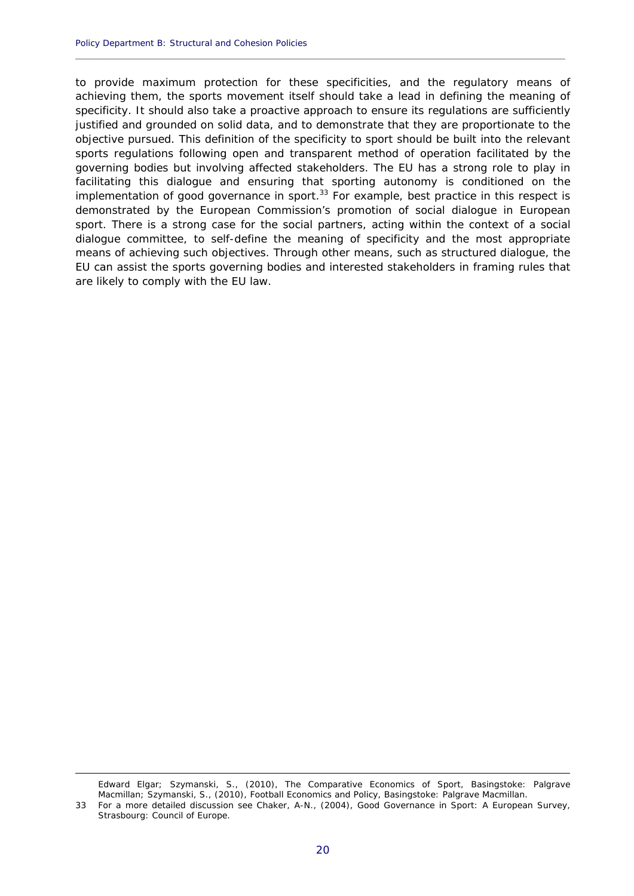to provide maximum protection for these specificities, and the regulatory means of achieving them, the sports movement itself should take a lead in defining the meaning of specificity. It should also take a proactive approach to ensure its regulations are sufficiently justified and grounded on solid data, and to demonstrate that they are proportionate to the objective pursued. This definition of the specificity to sport should be built into the relevant sports regulations following open and transparent method of operation facilitated by the governing bodies but involving affected stakeholders. The EU has a strong role to play in facilitating this dialogue and ensuring that sporting autonomy is conditioned on the implementation of good governance in sport.[33] For example, best practice in this respect is demonstrated by the European Commission's promotion of social dialogue in European sport. There is a strong case for the social partners, acting within the context of a social dialogue committee, to self-define the meaning of specificity and the most appropriate means of achieving such objectives. Through other means, such as structured dialogue, the EU can assist the sports governing bodies and interested stakeholders in framing rules that are likely to comply with the EU law.

---

Edward Elgar; Szymanski, S., (2010), The Comparative Economics of Sport, Basingstoke: Palgrave Macmillan; Szymanski, S., (2010), Football Economics and Policy, Basingstoke: Palgrave Macmillan.

33 For a more detailed discussion see Chaker, A-N., (2004), Good Governance in Sport: A European Survey, Strasbourg: Council of Europe.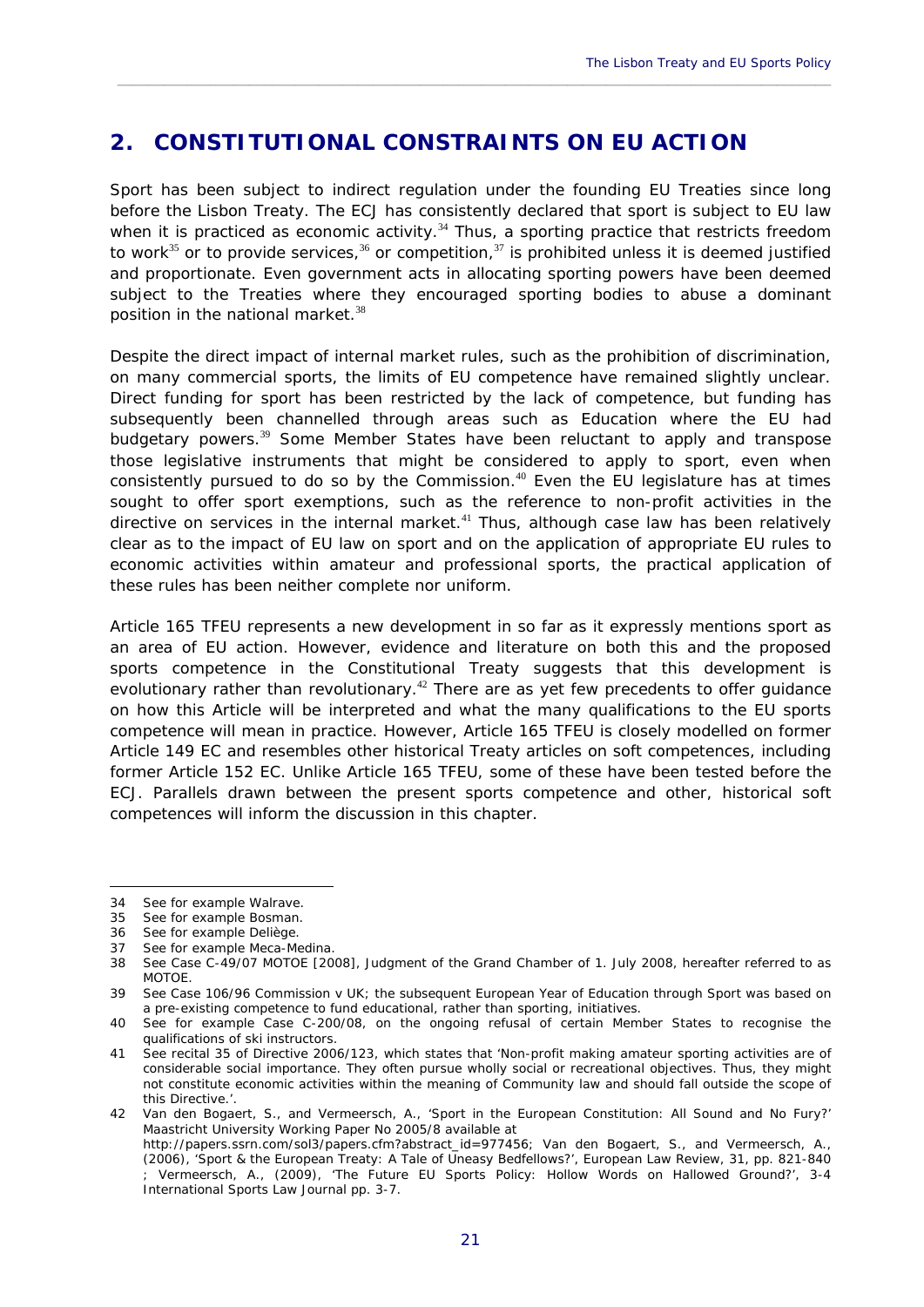## 2. CONSTITUTIONAL CONSTRAINTS ON EU ACTION

Sport has been subject to indirect regulation under the founding EU Treaties since long before the Lisbon Treaty. The ECJ has consistently declared that sport is subject to EU law when it is practiced as economic activity.[34] Thus, a sporting practice that restricts freedom to work[35] or to provide services,[36] or competition,[37] is prohibited unless it is deemed justified and proportionate. Even government acts in allocating sporting powers have been deemed subject to the Treaties where they encouraged sporting bodies to abuse a dominant position in the national market.[38]

Despite the direct impact of internal market rules, such as the prohibition of discrimination, on many commercial sports, the limits of EU competence have remained slightly unclear. Direct funding for sport has been restricted by the lack of competence, but funding has subsequently been channelled through areas such as Education where the EU had budgetary powers.[39] Some Member States have been reluctant to apply and transpose those legislative instruments that might be considered to apply to sport, even when consistently pursued to do so by the Commission.[40] Even the EU legislature has at times sought to offer sport exemptions, such as the reference to non-profit activities in the directive on services in the internal market.[41] Thus, although case law has been relatively clear as to the impact of EU law on sport and on the application of appropriate EU rules to economic activities within amateur and professional sports, the practical application of these rules has been neither complete nor uniform.

Article 165 TFEU represents a new development in so far as it expressly mentions sport as an area of EU action. However, evidence and literature on both this and the proposed sports competence in the Constitutional Treaty suggests that this development is evolutionary rather than revolutionary.[42] There are as yet few precedents to offer guidance on how this Article will be interpreted and what the many qualifications to the EU sports competence will mean in practice. However, Article 165 TFEU is closely modelled on former Article 149 EC and resembles other historical Treaty articles on soft competences, including former Article 152 EC. Unlike Article 165 TFEU, some of these have been tested before the ECJ. Parallels drawn between the present sports competence and other, historical soft competences will inform the discussion in this chapter.

---

34 See for example Walrave.

35 See for example Bosman.

36 See for example Deliège.

37 See for example Meca-Medina.

38 See Case C-49/07 MOTOE [2008], Judgment of the Grand Chamber of 1. July 2008, hereafter referred to as MOTOE.

39 See Case 106/96 Commission v UK; the subsequent European Year of Education through Sport was based on a pre-existing competence to fund educational, rather than sporting, initiatives.

40 See for example Case C-200/08, on the ongoing refusal of certain Member States to recognise the qualifications of ski instructors.

41 See recital 35 of Directive 2006/123, which states that 'Non-profit making amateur sporting activities are of considerable social importance. They often pursue wholly social or recreational objectives. Thus, they might not constitute economic activities within the meaning of Community law and should fall outside the scope of this Directive.'.

42 Van den Bogaert, S., and Vermeersch, A., 'Sport in the European Constitution: All Sound and No Fury?' Maastricht University Working Paper No 2005/8 available at http://papers.ssrn.com/sol3/papers.cfm?abstract_id=977456; Van den Bogaert, S., and Vermeersch, A., (2006), 'Sport & the European Treaty: A Tale of Uneasy Bedfellows?', European Law Review, 31, pp. 821-840 ; Vermeersch, A., (2009), 'The Future EU Sports Policy: Hollow Words on Hallowed Ground?', 3-4 International Sports Law Journal pp. 3-7.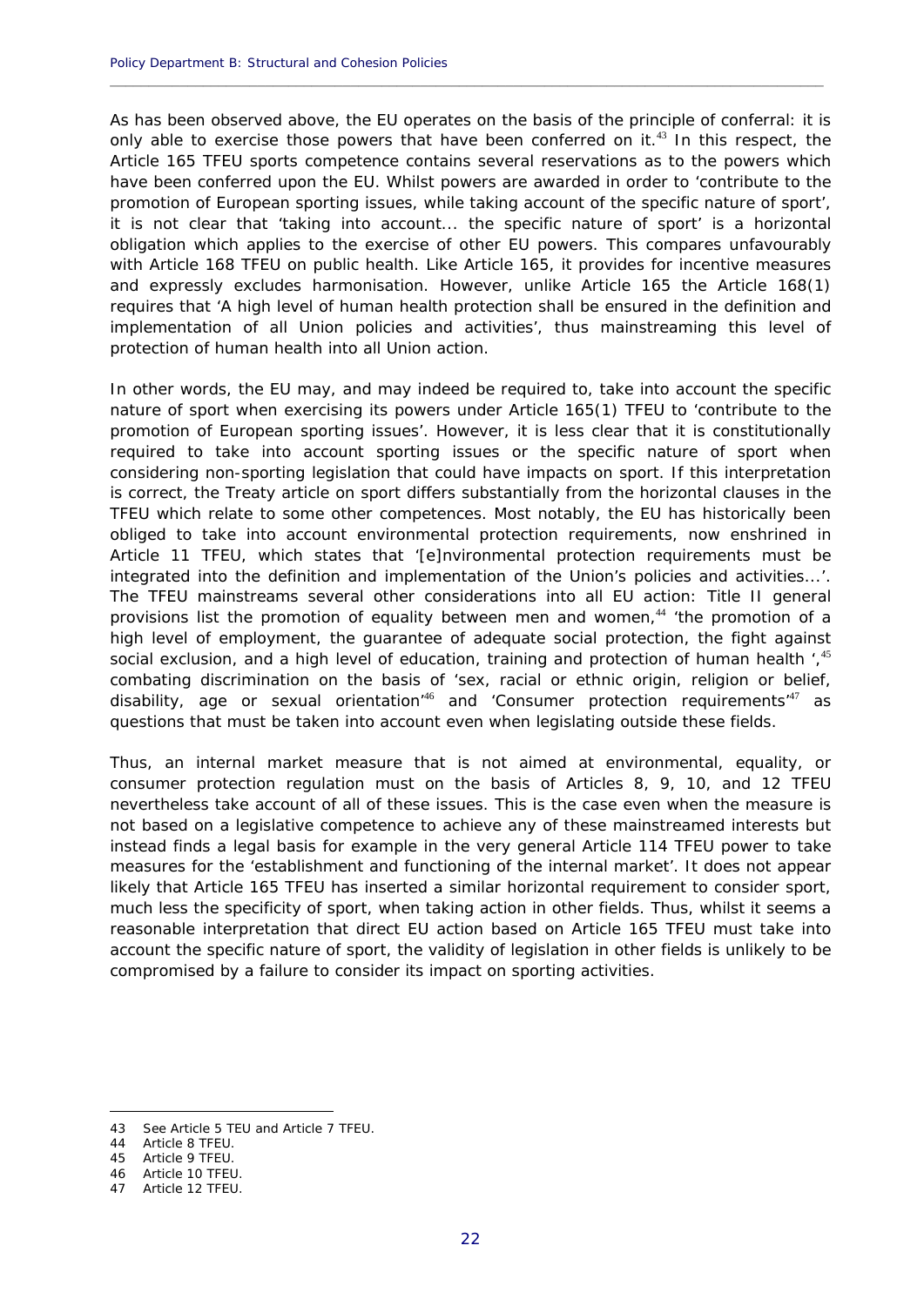As has been observed above, the EU operates on the basis of the principle of conferral: it is only able to exercise those powers that have been conferred on it.[43] In this respect, the Article 165 TFEU sports competence contains several reservations as to the powers which have been conferred upon the EU. Whilst powers are awarded in order to 'contribute to the promotion of European sporting issues, while taking account of the specific nature of sport', it is not clear that 'taking into account... the specific nature of sport' is a horizontal obligation which applies to the exercise of other EU powers. This compares unfavourably with Article 168 TFEU on public health. Like Article 165, it provides for incentive measures and expressly excludes harmonisation. However, unlike Article 165 the Article 168(1) requires that 'A high level of human health protection shall be ensured in the definition and implementation of all Union policies and activities', thus mainstreaming this level of protection of human health into all Union action.

In other words, the EU may, and may indeed be required to, take into account the specific nature of sport when exercising its powers under Article 165(1) TFEU to 'contribute to the promotion of European sporting issues'. However, it is less clear that it is constitutionally required to take into account sporting issues or the specific nature of sport when considering non-sporting legislation that could have impacts on sport. If this interpretation is correct, the Treaty article on sport differs substantially from the horizontal clauses in the TFEU which relate to some other competences. Most notably, the EU has historically been obliged to take into account environmental protection requirements, now enshrined in Article 11 TFEU, which states that '[e]nvironmental protection requirements must be integrated into the definition and implementation of the Union's policies and activities...'. The TFEU mainstreams several other considerations into all EU action: Title II general provisions list the promotion of equality between men and women,[44] 'the promotion of a high level of employment, the guarantee of adequate social protection, the fight against social exclusion, and a high level of education, training and protection of human health ',[45] combating discrimination on the basis of 'sex, racial or ethnic origin, religion or belief, disability, age or sexual orientation'[46] and 'Consumer protection requirements'[47] as questions that must be taken into account even when legislating outside these fields.

Thus, an internal market measure that is not aimed at environmental, equality, or consumer protection regulation must on the basis of Articles 8, 9, 10, and 12 TFEU nevertheless take account of all of these issues. This is the case even when the measure is not based on a legislative competence to achieve any of these mainstreamed interests but instead finds a legal basis for example in the very general Article 114 TFEU power to take measures for the 'establishment and functioning of the internal market'. It does not appear likely that Article 165 TFEU has inserted a similar horizontal requirement to consider sport, much less the specificity of sport, when taking action in other fields. Thus, whilst it seems a reasonable interpretation that direct EU action based on Article 165 TFEU must take into account the specific nature of sport, the validity of legislation in other fields is unlikely to be compromised by a failure to consider its impact on sporting activities.

---

43 See Article 5 TEU and Article 7 TFEU.

44 Article 8 TFEU.

45 Article 9 TFEU.

46 Article 10 TFEU.

47 Article 12 TFEU.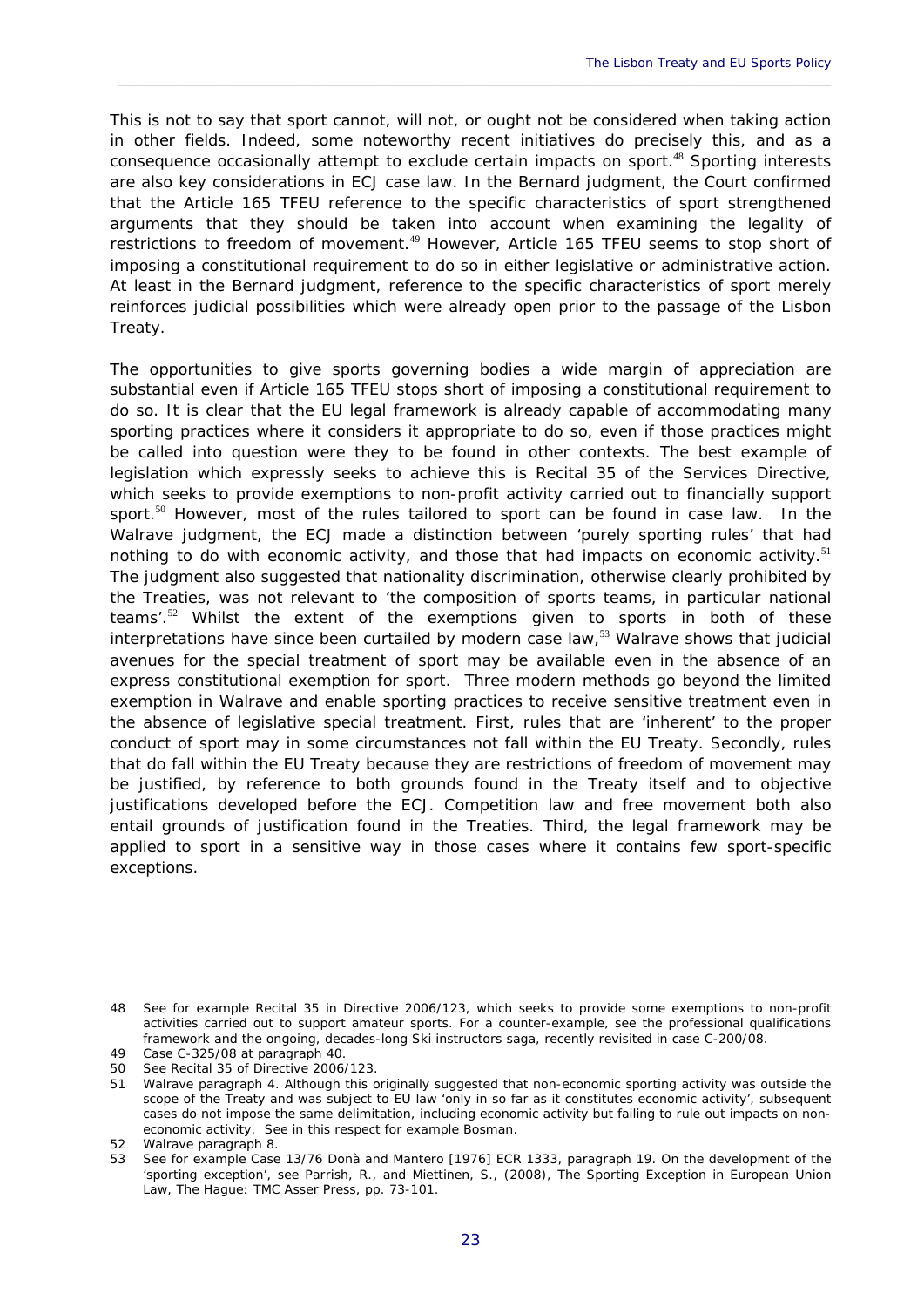This is not to say that sport cannot, will not, or ought not be considered when taking action in other fields. Indeed, some noteworthy recent initiatives do precisely this, and as a consequence occasionally attempt to exclude certain impacts on sport.[48] Sporting interests are also key considerations in ECJ case law. In the Bernard judgment, the Court confirmed that the Article 165 TFEU reference to the specific characteristics of sport strengthened arguments that they should be taken into account when examining the legality of restrictions to freedom of movement.[49] However, Article 165 TFEU seems to stop short of imposing a constitutional requirement to do so in either legislative or administrative action. At least in the Bernard judgment, reference to the specific characteristics of sport merely reinforces judicial possibilities which were already open prior to the passage of the Lisbon Treaty.

The opportunities to give sports governing bodies a wide margin of appreciation are substantial even if Article 165 TFEU stops short of imposing a constitutional requirement to do so. It is clear that the EU legal framework is already capable of accommodating many sporting practices where it considers it appropriate to do so, even if those practices might be called into question were they to be found in other contexts. The best example of legislation which expressly seeks to achieve this is Recital 35 of the Services Directive, which seeks to provide exemptions to non-profit activity carried out to financially support sport.[50] However, most of the rules tailored to sport can be found in case law. In the Walrave judgment, the ECJ made a distinction between 'purely sporting rules' that had nothing to do with economic activity, and those that had impacts on economic activity.[51] The judgment also suggested that nationality discrimination, otherwise clearly prohibited by the Treaties, was not relevant to 'the composition of sports teams, in particular national teams'.[52] Whilst the extent of the exemptions given to sports in both of these interpretations have since been curtailed by modern case law,[53] Walrave shows that judicial avenues for the special treatment of sport may be available even in the absence of an express constitutional exemption for sport. Three modern methods go beyond the limited exemption in Walrave and enable sporting practices to receive sensitive treatment even in the absence of legislative special treatment. First, rules that are 'inherent' to the proper conduct of sport may in some circumstances not fall within the EU Treaty. Secondly, rules that do fall within the EU Treaty because they are restrictions of freedom of movement may be justified, by reference to both grounds found in the Treaty itself and to objective justifications developed before the ECJ. Competition law and free movement both also entail grounds of justification found in the Treaties. Third, the legal framework may be applied to sport in a sensitive way in those cases where it contains few sport-specific exceptions.

---

48 See for example Recital 35 in Directive 2006/123, which seeks to provide some exemptions to non-profit activities carried out to support amateur sports. For a counter-example, see the professional qualifications framework and the ongoing, decades-long Ski instructors saga, recently revisited in case C-200/08.

49 Case C-325/08 at paragraph 40.

50 See Recital 35 of Directive 2006/123.

51 Walrave paragraph 4. Although this originally suggested that non-economic sporting activity was outside the scope of the Treaty and was subject to EU law 'only in so far as it constitutes economic activity', subsequent cases do not impose the same delimitation, including economic activity but failing to rule out impacts on non-economic activity. See in this respect for example Bosman.

52 Walrave paragraph 8.

53 See for example Case 13/76 Donà and Mantero [1976] ECR 1333, paragraph 19. On the development of the 'sporting exception', see Parrish, R., and Miettinen, S., (2008), The Sporting Exception in European Union Law, The Hague: TMC Asser Press, pp. 73-101.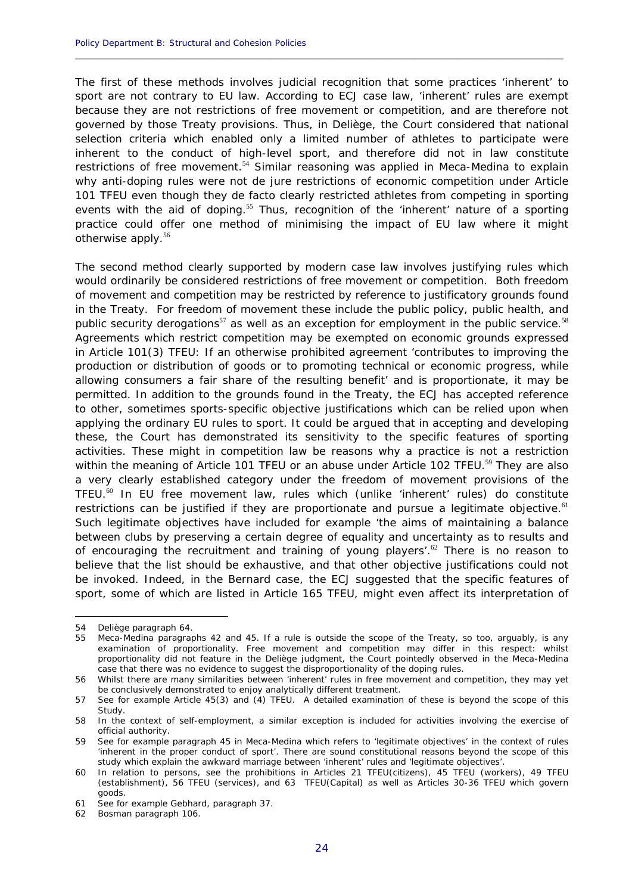The first of these methods involves judicial recognition that some practices 'inherent' to sport are not contrary to EU law. According to ECJ case law, 'inherent' rules are exempt because they are not restrictions of free movement or competition, and are therefore not governed by those Treaty provisions. Thus, in *Deliège*, the Court considered that national selection criteria which enabled only a limited number of athletes to participate were inherent to the conduct of high-level sport, and therefore did not in law constitute restrictions of free movement.[54] Similar reasoning was applied in *Meca-Medina* to explain why anti-doping rules were not de jure restrictions of economic competition under Article 101 TFEU even though they de facto clearly restricted athletes from competing in sporting events with the aid of doping.[55] Thus, recognition of the 'inherent' nature of a sporting practice could offer one method of minimising the impact of EU law where it might otherwise apply.[56]

The second method clearly supported by modern case law involves justifying rules which would ordinarily be considered restrictions of free movement or competition. Both freedom of movement and competition may be restricted by reference to justificatory grounds found in the Treaty. For freedom of movement these include the public policy, public health, and public security derogations[57] as well as an exception for employment in the public service.[58] Agreements which restrict competition may be exempted on economic grounds expressed in Article 101(3) TFEU: If an otherwise prohibited agreement 'contributes to improving the production or distribution of goods or to promoting technical or economic progress, while allowing consumers a fair share of the resulting benefit' and is proportionate, it may be permitted. In addition to the grounds found in the Treaty, the ECJ has accepted reference to other, sometimes sports-specific objective justifications which can be relied upon when applying the ordinary EU rules to sport. It could be argued that in accepting and developing these, the Court has demonstrated its sensitivity to the specific features of sporting activities. These might in competition law be reasons why a practice is not a restriction within the meaning of Article 101 TFEU or an abuse under Article 102 TFEU.[59] They are also a very clearly established category under the freedom of movement provisions of the TFEU.[60] In EU free movement law, rules which (unlike 'inherent' rules) do constitute restrictions can be justified if they are proportionate and pursue a legitimate objective.[61] Such legitimate objectives have included for example 'the aims of maintaining a balance between clubs by preserving a certain degree of equality and uncertainty as to results and of encouraging the recruitment and training of young players'.[62] There is no reason to believe that the list should be exhaustive, and that other objective justifications could not be invoked. Indeed, in the *Bernard* case, the ECJ suggested that the specific features of sport, some of which are listed in Article 165 TFEU, might even affect its interpretation of

---

54 *Deliège* paragraph 64.

55 *Meca-Medina* paragraphs 42 and 45. If a rule is outside the scope of the Treaty, so too, arguably, is any examination of proportionality. Free movement and competition may differ in this respect: whilst proportionality did not feature in the *Deliège* judgment, the Court pointedly observed in the *Meca-Medina* case that there was no evidence to suggest the disproportionality of the doping rules.

56 Whilst there are many similarities between 'inherent' rules in free movement and competition, they may yet be conclusively demonstrated to enjoy analytically different treatment.

57 See for example Article 45(3) and (4) TFEU. A detailed examination of these is beyond the scope of this Study.

58 In the context of self-employment, a similar exception is included for activities involving the exercise of official authority.

59 See for example paragraph 45 in *Meca-Medina* which refers to 'legitimate objectives' in the context of rules 'inherent in the proper conduct of sport'. There are sound constitutional reasons beyond the scope of this study which explain the awkward marriage between 'inherent' rules and 'legitimate objectives'.

60 In relation to persons, see the prohibitions in Articles 21 TFEU(citizens), 45 TFEU (workers), 49 TFEU (establishment), 56 TFEU (services), and 63 TFEU(Capital) as well as Articles 30-36 TFEU which govern goods.

61 See for example *Gebhard*, paragraph 37.

62 *Bosman* paragraph 106.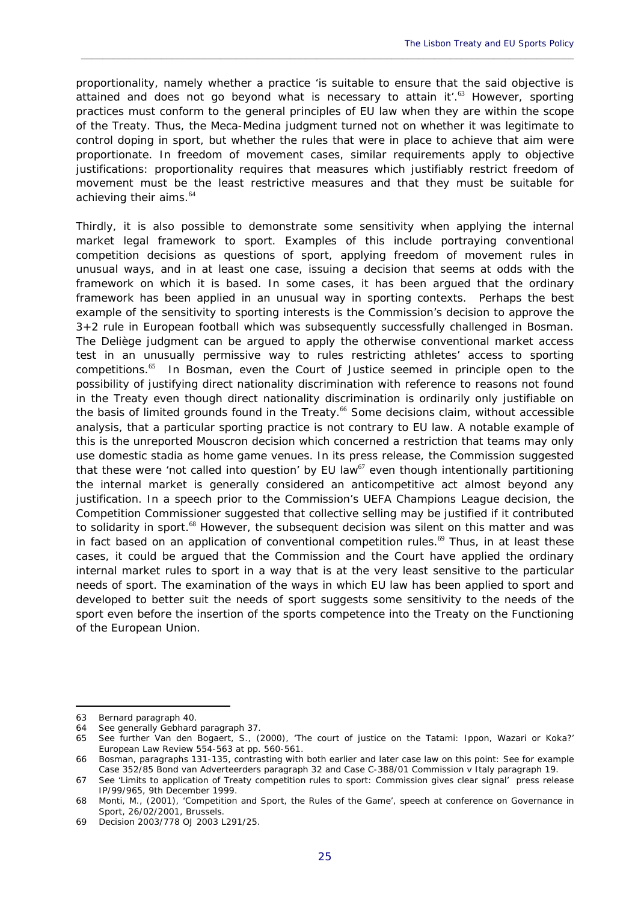proportionality, namely whether a practice 'is suitable to ensure that the said objective is attained and does not go beyond what is necessary to attain it'.[63] However, sporting practices must conform to the general principles of EU law when they are within the scope of the Treaty. Thus, the Meca-Medina judgment turned not on whether it was legitimate to control doping in sport, but whether the rules that were in place to achieve that aim were proportionate. In freedom of movement cases, similar requirements apply to objective justifications: proportionality requires that measures which justifiably restrict freedom of movement must be the least restrictive measures and that they must be suitable for achieving their aims.[64]

Thirdly, it is also possible to demonstrate some sensitivity when applying the internal market legal framework to sport. Examples of this include portraying conventional competition decisions as questions of sport, applying freedom of movement rules in unusual ways, and in at least one case, issuing a decision that seems at odds with the framework on which it is based. In some cases, it has been argued that the ordinary framework has been applied in an unusual way in sporting contexts. Perhaps the best example of the sensitivity to sporting interests is the Commission's decision to approve the 3+2 rule in European football which was subsequently successfully challenged in Bosman. The Deliège judgment can be argued to apply the otherwise conventional market access test in an unusually permissive way to rules restricting athletes' access to sporting competitions.[65] In Bosman, even the Court of Justice seemed in principle open to the possibility of justifying direct nationality discrimination with reference to reasons not found in the Treaty even though direct nationality discrimination is ordinarily only justifiable on the basis of limited grounds found in the Treaty.[66] Some decisions claim, without accessible analysis, that a particular sporting practice is not contrary to EU law. A notable example of this is the unreported Mouscron decision which concerned a restriction that teams may only use domestic stadia as home game venues. In its press release, the Commission suggested that these were 'not called into question' by EU law[67] even though intentionally partitioning the internal market is generally considered an anticompetitive act almost beyond any justification. In a speech prior to the Commission's UEFA Champions League decision, the Competition Commissioner suggested that collective selling may be justified if it contributed to solidarity in sport.[68] However, the subsequent decision was silent on this matter and was in fact based on an application of conventional competition rules.[69] Thus, in at least these cases, it could be argued that the Commission and the Court have applied the ordinary internal market rules to sport in a way that is at the very least sensitive to the particular needs of sport. The examination of the ways in which EU law has been applied to sport and developed to better suit the needs of sport suggests some sensitivity to the needs of the sport even before the insertion of the sports competence into the Treaty on the Functioning of the European Union.

---

63 Bernard paragraph 40.

64 See generally Gebhard paragraph 37.

65 See further Van den Bogaert, S., (2000), 'The court of justice on the Tatami: Ippon, Wazari or Koka?' European Law Review 554-563 at pp. 560-561.

66 Bosman, paragraphs 131-135, contrasting with both earlier and later case law on this point: See for example Case 352/85 Bond van Adverteerders paragraph 32 and Case C-388/01 Commission v Italy paragraph 19.

67 See 'Limits to application of Treaty competition rules to sport: Commission gives clear signal' press release IP/99/965, 9th December 1999.

68 Monti, M., (2001), 'Competition and Sport, the Rules of the Game', speech at conference on Governance in Sport, 26/02/2001, Brussels.

69 Decision 2003/778 OJ 2003 L291/25.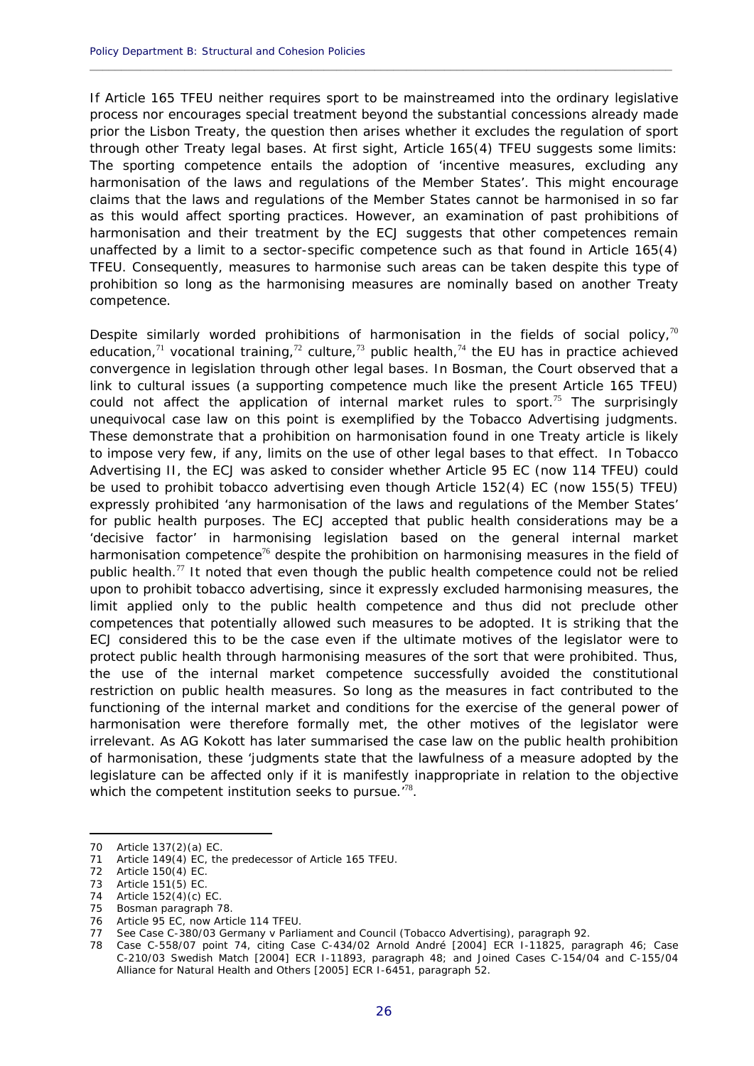If Article 165 TFEU neither requires sport to be mainstreamed into the ordinary legislative process nor encourages special treatment beyond the substantial concessions already made prior the Lisbon Treaty, the question then arises whether it excludes the regulation of sport through other Treaty legal bases. At first sight, Article 165(4) TFEU suggests some limits: The sporting competence entails the adoption of 'incentive measures, excluding any harmonisation of the laws and regulations of the Member States'. This might encourage claims that the laws and regulations of the Member States cannot be harmonised in so far as this would affect sporting practices. However, an examination of past prohibitions of harmonisation and their treatment by the ECJ suggests that other competences remain unaffected by a limit to a sector-specific competence such as that found in Article 165(4) TFEU. Consequently, measures to harmonise such areas can be taken despite this type of prohibition so long as the harmonising measures are nominally based on another Treaty competence.

Despite similarly worded prohibitions of harmonisation in the fields of social policy,[70] education,[71] vocational training,[72] culture,[73] public health,[74] the EU has in practice achieved convergence in legislation through other legal bases. In *Bosman*, the Court observed that a link to cultural issues (a supporting competence much like the present Article 165 TFEU) could not affect the application of internal market rules to sport.[75] The surprisingly unequivocal case law on this point is exemplified by the *Tobacco Advertising* judgments. These demonstrate that a prohibition on harmonisation found in one Treaty article is likely to impose very few, if any, limits on the use of other legal bases to that effect. In *Tobacco Advertising II*, the ECJ was asked to consider whether Article 95 EC (now 114 TFEU) could be used to prohibit tobacco advertising even though Article 152(4) EC (now 155(5) TFEU) expressly prohibited 'any harmonisation of the laws and regulations of the Member States' for public health purposes. The ECJ accepted that public health considerations may be a 'decisive factor' in harmonising legislation based on the general internal market harmonisation competence[76] despite the prohibition on harmonising measures in the field of public health.[77] It noted that even though the public health competence could not be relied upon to prohibit tobacco advertising, since it expressly excluded harmonising measures, the limit applied only to the public health competence and thus did not preclude other competences that potentially allowed such measures to be adopted. It is striking that the ECJ considered this to be the case even if the ultimate motives of the legislator were to protect public health through harmonising measures of the sort that were prohibited. Thus, the use of the internal market competence successfully avoided the constitutional restriction on public health measures. So long as the measures in fact contributed to the functioning of the internal market and conditions for the exercise of the general power of harmonisation were therefore formally met, the other motives of the legislator were irrelevant. As AG Kokott has later summarised the case law on the public health prohibition of harmonisation, these 'judgments state that the lawfulness of a measure adopted by the legislature can be affected only if it is manifestly inappropriate in relation to the objective which the competent institution seeks to pursue.'[78].

---

70 Article 137(2)(a) EC.

71 Article 149(4) EC, the predecessor of Article 165 TFEU.

72 Article 150(4) EC.

73 Article 151(5) EC.

74 Article 152(4)(c) EC.

75 *Bosman* paragraph 78.

76 Article 95 EC, now Article 114 TFEU.

77 See Case C-380/03 *Germany v Parliament and Council (Tobacco Advertising)*, paragraph 92.

78 Case C-558/07 point 74, citing Case C-434/02 *Arnold André* [2004] ECR I-11825, paragraph 46; Case C-210/03 *Swedish Match* [2004] ECR I-11893, paragraph 48; and Joined Cases C-154/04 and C-155/04 *Alliance for Natural Health and Others* [2005] ECR I-6451, paragraph 52.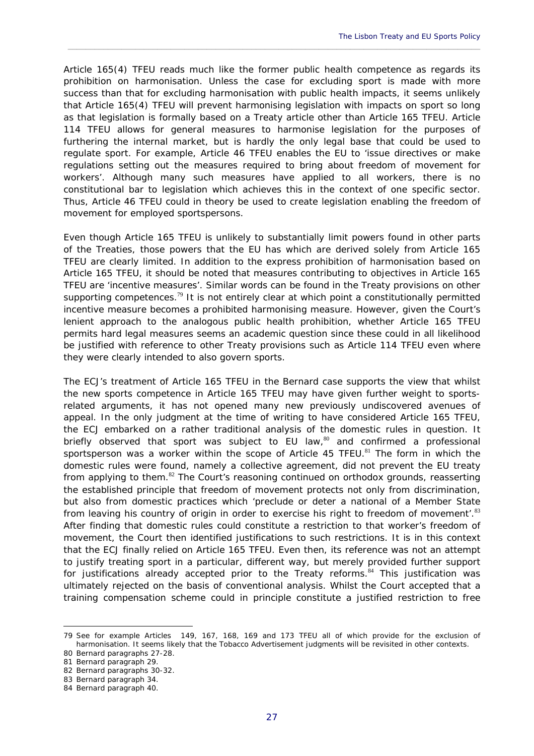Article 165(4) TFEU reads much like the former public health competence as regards its prohibition on harmonisation. Unless the case for excluding sport is made with more success than that for excluding harmonisation with public health impacts, it seems unlikely that Article 165(4) TFEU will prevent harmonising legislation with impacts on sport so long as that legislation is formally based on a Treaty article other than Article 165 TFEU. Article 114 TFEU allows for general measures to harmonise legislation for the purposes of furthering the internal market, but is hardly the only legal base that could be used to regulate sport. For example, Article 46 TFEU enables the EU to 'issue directives or make regulations setting out the measures required to bring about freedom of movement for workers'. Although many such measures have applied to all workers, there is no constitutional bar to legislation which achieves this in the context of one specific sector. Thus, Article 46 TFEU could in theory be used to create legislation enabling the freedom of movement for employed sportspersons.

Even though Article 165 TFEU is unlikely to substantially limit powers found in other parts of the Treaties, those powers that the EU has which are derived solely from Article 165 TFEU are clearly limited. In addition to the express prohibition of harmonisation based on Article 165 TFEU, it should be noted that measures contributing to objectives in Article 165 TFEU are 'incentive measures'. Similar words can be found in the Treaty provisions on other supporting competences.[79] It is not entirely clear at which point a constitutionally permitted incentive measure becomes a prohibited harmonising measure. However, given the Court's lenient approach to the analogous public health prohibition, whether Article 165 TFEU permits hard legal measures seems an academic question since these could in all likelihood be justified with reference to other Treaty provisions such as Article 114 TFEU even where they were clearly intended to also govern sports.

The ECJ's treatment of Article 165 TFEU in the Bernard case supports the view that whilst the new sports competence in Article 165 TFEU may have given further weight to sports-related arguments, it has not opened many new previously undiscovered avenues of appeal. In the only judgment at the time of writing to have considered Article 165 TFEU, the ECJ embarked on a rather traditional analysis of the domestic rules in question. It briefly observed that sport was subject to EU law,[80] and confirmed a professional sportsperson was a worker within the scope of Article 45 TFEU.[81] The form in which the domestic rules were found, namely a collective agreement, did not prevent the EU treaty from applying to them.[82] The Court's reasoning continued on orthodox grounds, reasserting the established principle that freedom of movement protects not only from discrimination, but also from domestic practices which 'preclude or deter a national of a Member State from leaving his country of origin in order to exercise his right to freedom of movement'.[83] After finding that domestic rules could constitute a restriction to that worker's freedom of movement, the Court then identified justifications to such restrictions. It is in this context that the ECJ finally relied on Article 165 TFEU. Even then, its reference was not an attempt to justify treating sport in a particular, different way, but merely provided further support for justifications already accepted prior to the Treaty reforms.[84] This justification was ultimately rejected on the basis of conventional analysis. Whilst the Court accepted that a training compensation scheme could in principle constitute a justified restriction to free

79 See for example Articles 149, 167, 168, 169 and 173 TFEU all of which provide for the exclusion of harmonisation. It seems likely that the Tobacco Advertisement judgments will be revisited in other contexts.

80 Bernard paragraphs 27-28.

81 Bernard paragraph 29.

82 Bernard paragraphs 30-32.

83 Bernard paragraph 34.

84 Bernard paragraph 40.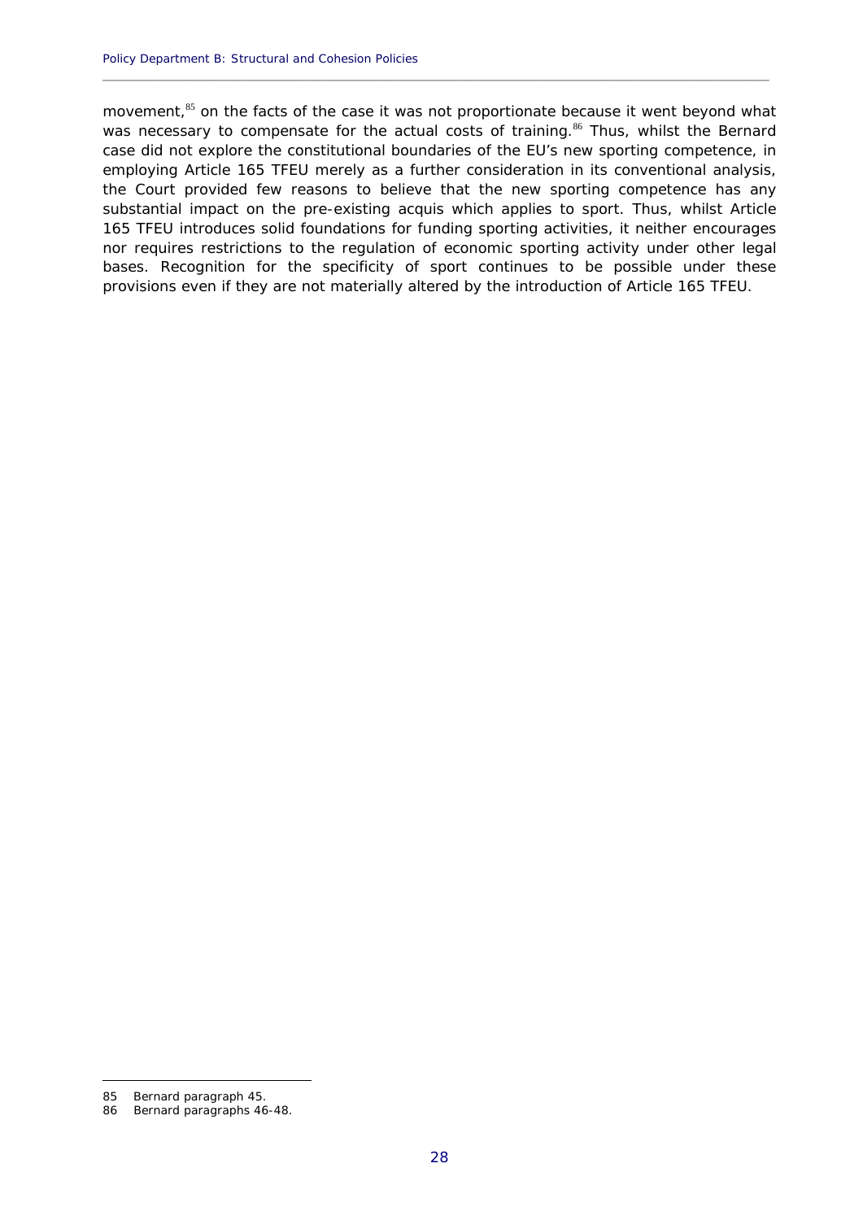movement,[85] on the facts of the case it was not proportionate because it went beyond what was necessary to compensate for the actual costs of training.[86] Thus, whilst the Bernard case did not explore the constitutional boundaries of the EU's new sporting competence, in employing Article 165 TFEU merely as a further consideration in its conventional analysis, the Court provided few reasons to believe that the new sporting competence has any substantial impact on the pre-existing acquis which applies to sport. Thus, whilst Article 165 TFEU introduces solid foundations for funding sporting activities, it neither encourages nor requires restrictions to the regulation of economic sporting activity under other legal bases. Recognition for the specificity of sport continues to be possible under these provisions even if they are not materially altered by the introduction of Article 165 TFEU.

---

85 Bernard paragraph 45.

86 Bernard paragraphs 46-48.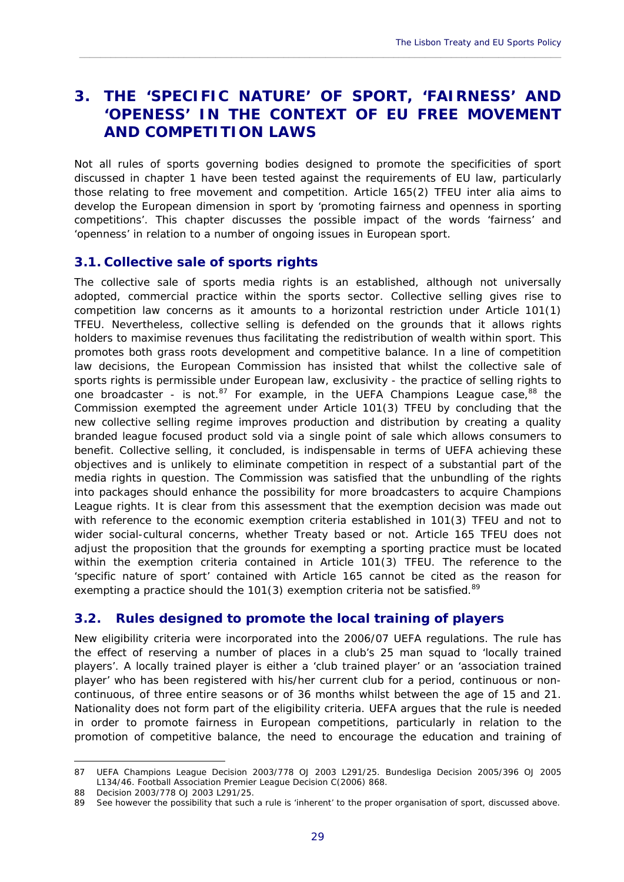# 3. THE 'SPECIFIC NATURE' OF SPORT, 'FAIRNESS' AND 'OPENESS' IN THE CONTEXT OF EU FREE MOVEMENT AND COMPETITION LAWS

Not all rules of sports governing bodies designed to promote the specificities of sport discussed in chapter 1 have been tested against the requirements of EU law, particularly those relating to free movement and competition. Article 165(2) TFEU inter alia aims to develop the European dimension in sport by 'promoting fairness and openness in sporting competitions'. This chapter discusses the possible impact of the words 'fairness' and 'openness' in relation to a number of ongoing issues in European sport.

## 3.1. Collective sale of sports rights

The collective sale of sports media rights is an established, although not universally adopted, commercial practice within the sports sector. Collective selling gives rise to competition law concerns as it amounts to a horizontal restriction under Article 101(1) TFEU. Nevertheless, collective selling is defended on the grounds that it allows rights holders to maximise revenues thus facilitating the redistribution of wealth within sport. This promotes both grass roots development and competitive balance. In a line of competition law decisions, the European Commission has insisted that whilst the collective sale of sports rights is permissible under European law, exclusivity - the practice of selling rights to one broadcaster - is not.[87] For example, in the UEFA Champions League case,[88] the Commission exempted the agreement under Article 101(3) TFEU by concluding that the new collective selling regime improves production and distribution by creating a quality branded league focused product sold via a single point of sale which allows consumers to benefit. Collective selling, it concluded, is indispensable in terms of UEFA achieving these objectives and is unlikely to eliminate competition in respect of a substantial part of the media rights in question. The Commission was satisfied that the unbundling of the rights into packages should enhance the possibility for more broadcasters to acquire Champions League rights. It is clear from this assessment that the exemption decision was made out with reference to the economic exemption criteria established in 101(3) TFEU and not to wider social-cultural concerns, whether Treaty based or not. Article 165 TFEU does not adjust the proposition that the grounds for exempting a sporting practice must be located within the exemption criteria contained in Article 101(3) TFEU. The reference to the 'specific nature of sport' contained with Article 165 cannot be cited as the reason for exempting a practice should the 101(3) exemption criteria not be satisfied.[89]

## 3.2. Rules designed to promote the local training of players

New eligibility criteria were incorporated into the 2006/07 UEFA regulations. The rule has the effect of reserving a number of places in a club's 25 man squad to 'locally trained players'. A locally trained player is either a 'club trained player' or an 'association trained player' who has been registered with his/her current club for a period, continuous or non-continuous, of three entire seasons or of 36 months whilst between the age of 15 and 21. Nationality does not form part of the eligibility criteria. UEFA argues that the rule is needed in order to promote fairness in European competitions, particularly in relation to the promotion of competitive balance, the need to encourage the education and training of

---

87 UEFA Champions League Decision 2003/778 OJ 2003 L291/25. Bundesliga Decision 2005/396 OJ 2005 L134/46. Football Association Premier League Decision C(2006) 868.

88 Decision 2003/778 OJ 2003 L291/25.

89 See however the possibility that such a rule is 'inherent' to the proper organisation of sport, discussed above.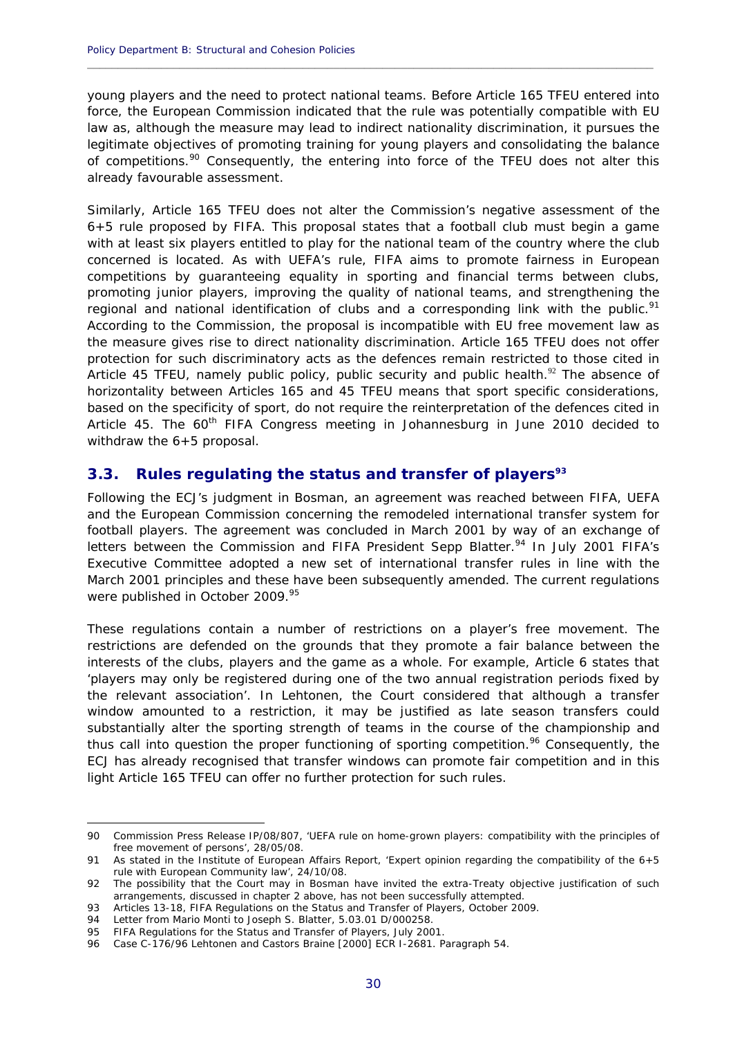young players and the need to protect national teams. Before Article 165 TFEU entered into force, the European Commission indicated that the rule was potentially compatible with EU law as, although the measure may lead to indirect nationality discrimination, it pursues the legitimate objectives of promoting training for young players and consolidating the balance of competitions.[90] Consequently, the entering into force of the TFEU does not alter this already favourable assessment.

Similarly, Article 165 TFEU does not alter the Commission's negative assessment of the 6+5 rule proposed by FIFA. This proposal states that a football club must begin a game with at least six players entitled to play for the national team of the country where the club concerned is located. As with UEFA's rule, FIFA aims to promote fairness in European competitions by guaranteeing equality in sporting and financial terms between clubs, promoting junior players, improving the quality of national teams, and strengthening the regional and national identification of clubs and a corresponding link with the public.[91] According to the Commission, the proposal is incompatible with EU free movement law as the measure gives rise to direct nationality discrimination. Article 165 TFEU does not offer protection for such discriminatory acts as the defences remain restricted to those cited in Article 45 TFEU, namely public policy, public security and public health.[92] The absence of horizontality between Articles 165 and 45 TFEU means that sport specific considerations, based on the specificity of sport, do not require the reinterpretation of the defences cited in Article 45. The 60th FIFA Congress meeting in Johannesburg in June 2010 decided to withdraw the 6+5 proposal.

## 3.3. Rules regulating the status and transfer of players[93]

Following the ECJ's judgment in Bosman, an agreement was reached between FIFA, UEFA and the European Commission concerning the remodeled international transfer system for football players. The agreement was concluded in March 2001 by way of an exchange of letters between the Commission and FIFA President Sepp Blatter.[94] In July 2001 FIFA's Executive Committee adopted a new set of international transfer rules in line with the March 2001 principles and these have been subsequently amended. The current regulations were published in October 2009.[95]

These regulations contain a number of restrictions on a player's free movement. The restrictions are defended on the grounds that they promote a fair balance between the interests of the clubs, players and the game as a whole. For example, Article 6 states that 'players may only be registered during one of the two annual registration periods fixed by the relevant association'. In Lehtonen, the Court considered that although a transfer window amounted to a restriction, it may be justified as late season transfers could substantially alter the sporting strength of teams in the course of the championship and thus call into question the proper functioning of sporting competition.[96] Consequently, the ECJ has already recognised that transfer windows can promote fair competition and in this light Article 165 TFEU can offer no further protection for such rules.

---

90 Commission Press Release IP/08/807, 'UEFA rule on home-grown players: compatibility with the principles of free movement of persons', 28/05/08.

91 As stated in the Institute of European Affairs Report, 'Expert opinion regarding the compatibility of the 6+5 rule with European Community law', 24/10/08.

92 The possibility that the Court may in Bosman have invited the extra-Treaty objective justification of such arrangements, discussed in chapter 2 above, has not been successfully attempted.

93 Articles 13-18, FIFA Regulations on the Status and Transfer of Players, October 2009.

94 Letter from Mario Monti to Joseph S. Blatter, 5.03.01 D/000258.

95 FIFA Regulations for the Status and Transfer of Players, July 2001.

96 Case C-176/96 Lehtonen and Castors Braine [2000] ECR I-2681. Paragraph 54.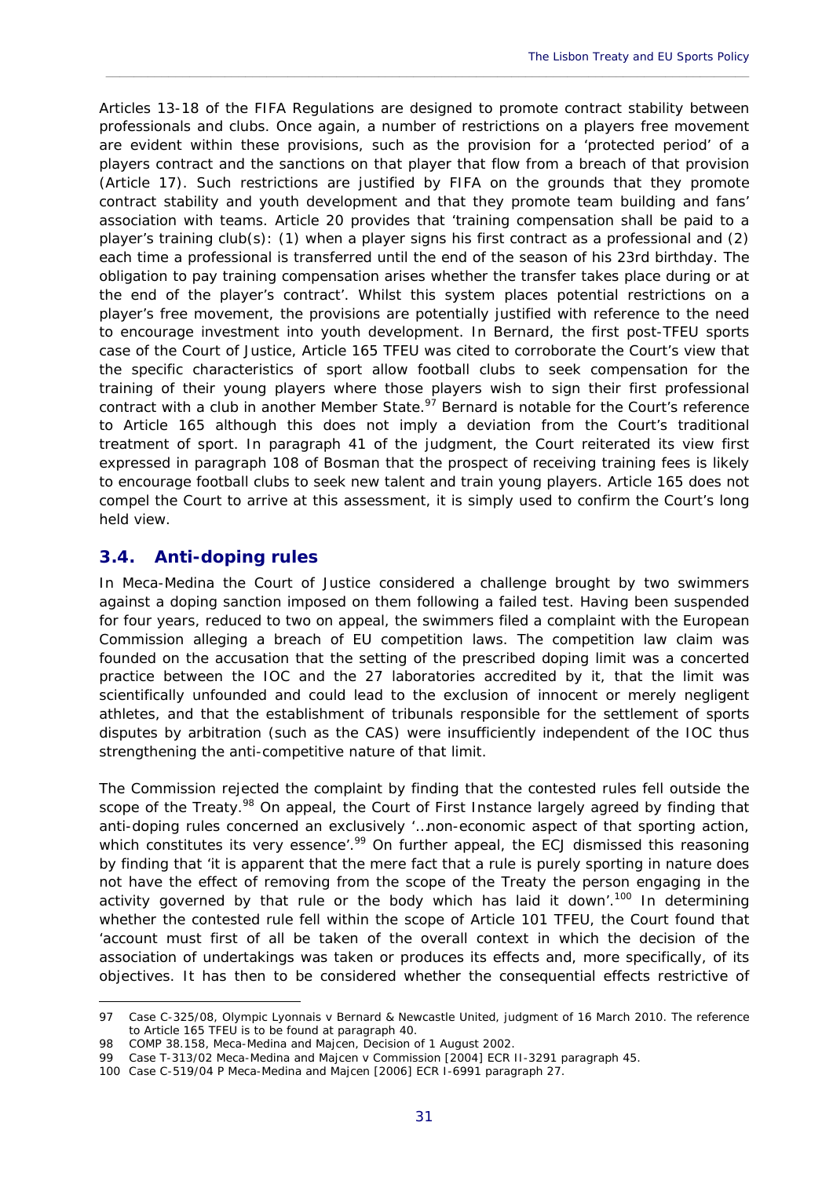Articles 13-18 of the FIFA Regulations are designed to promote contract stability between professionals and clubs. Once again, a number of restrictions on a players free movement are evident within these provisions, such as the provision for a 'protected period' of a players contract and the sanctions on that player that flow from a breach of that provision (Article 17). Such restrictions are justified by FIFA on the grounds that they promote contract stability and youth development and that they promote team building and fans' association with teams. Article 20 provides that 'training compensation shall be paid to a player's training club(s): (1) when a player signs his first contract as a professional and (2) each time a professional is transferred until the end of the season of his 23rd birthday. The obligation to pay training compensation arises whether the transfer takes place during or at the end of the player's contract'. Whilst this system places potential restrictions on a player's free movement, the provisions are potentially justified with reference to the need to encourage investment into youth development. In *Bernard*, the first post-TFEU sports case of the Court of Justice, Article 165 TFEU was cited to corroborate the Court's view that the specific characteristics of sport allow football clubs to seek compensation for the training of their young players where those players wish to sign their first professional contract with a club in another Member State.[97] *Bernard* is notable for the Court's reference to Article 165 although this does not imply a deviation from the Court's traditional treatment of sport. In paragraph 41 of the judgment, the Court reiterated its view first expressed in paragraph 108 of *Bosman* that the prospect of receiving training fees is likely to encourage football clubs to seek new talent and train young players. Article 165 does not compel the Court to arrive at this assessment, it is simply used to confirm the Court's long held view.

## 3.4. Anti-doping rules

In *Meca-Medina* the Court of Justice considered a challenge brought by two swimmers against a doping sanction imposed on them following a failed test. Having been suspended for four years, reduced to two on appeal, the swimmers filed a complaint with the European Commission alleging a breach of EU competition laws. The competition law claim was founded on the accusation that the setting of the prescribed doping limit was a concerted practice between the IOC and the 27 laboratories accredited by it, that the limit was scientifically unfounded and could lead to the exclusion of innocent or merely negligent athletes, and that the establishment of tribunals responsible for the settlement of sports disputes by arbitration (such as the CAS) were insufficiently independent of the IOC thus strengthening the anti-competitive nature of that limit.

The Commission rejected the complaint by finding that the contested rules fell outside the scope of the Treaty.[98] On appeal, the Court of First Instance largely agreed by finding that anti-doping rules concerned an exclusively '…non-economic aspect of that sporting action, which constitutes its very essence'.[99] On further appeal, the ECJ dismissed this reasoning by finding that 'it is apparent that the mere fact that a rule is purely sporting in nature does not have the effect of removing from the scope of the Treaty the person engaging in the activity governed by that rule or the body which has laid it down'.[100] In determining whether the contested rule fell within the scope of Article 101 TFEU, the Court found that 'account must first of all be taken of the overall context in which the decision of the association of undertakings was taken or produces its effects and, more specifically, of its objectives. It has then to be considered whether the consequential effects restrictive of

---

97 Case C-325/08, Olympic Lyonnais v Bernard & Newcastle United, judgment of 16 March 2010. The reference to Article 165 TFEU is to be found at paragraph 40.

98 COMP 38.158, Meca-Medina and Majcen, Decision of 1 August 2002.

99 Case T-313/02 Meca-Medina and Majcen v Commission [2004] ECR II-3291 paragraph 45.

100 Case C-519/04 P Meca-Medina and Majcen [2006] ECR I-6991 paragraph 27.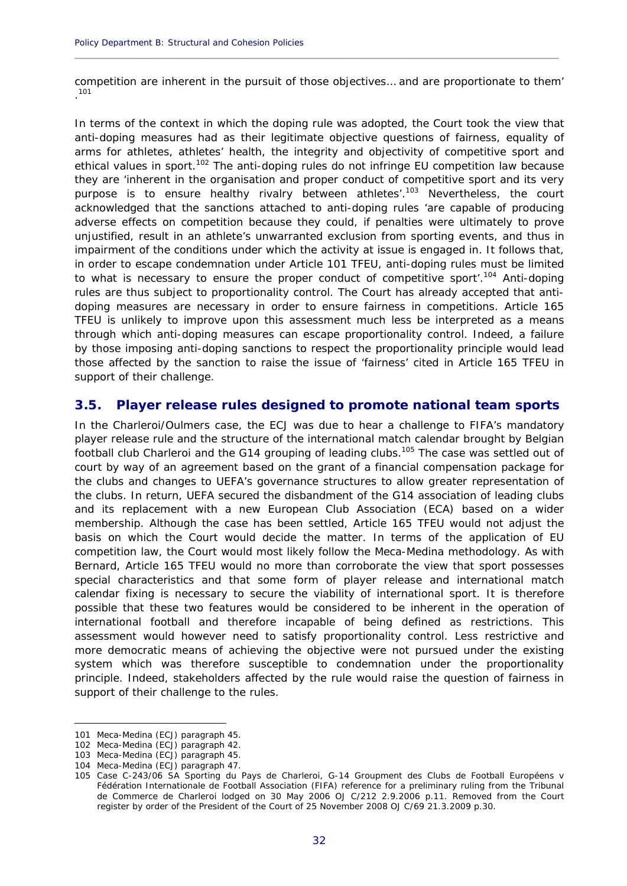competition are inherent in the pursuit of those objectives… and are proportionate to them'.[101]

In terms of the context in which the doping rule was adopted, the Court took the view that anti-doping measures had as their legitimate objective questions of fairness, equality of arms for athletes, athletes' health, the integrity and objectivity of competitive sport and ethical values in sport.[102] The anti-doping rules do not infringe EU competition law because they are 'inherent in the organisation and proper conduct of competitive sport and its very purpose is to ensure healthy rivalry between athletes'.[103] Nevertheless, the court acknowledged that the sanctions attached to anti-doping rules 'are capable of producing adverse effects on competition because they could, if penalties were ultimately to prove unjustified, result in an athlete's unwarranted exclusion from sporting events, and thus in impairment of the conditions under which the activity at issue is engaged in. It follows that, in order to escape condemnation under Article 101 TFEU, anti-doping rules must be limited to what is necessary to ensure the proper conduct of competitive sport'.[104] Anti-doping rules are thus subject to proportionality control. The Court has already accepted that anti-doping measures are necessary in order to ensure fairness in competitions. Article 165 TFEU is unlikely to improve upon this assessment much less be interpreted as a means through which anti-doping measures can escape proportionality control. Indeed, a failure by those imposing anti-doping sanctions to respect the proportionality principle would lead those affected by the sanction to raise the issue of 'fairness' cited in Article 165 TFEU in support of their challenge.

## 3.5. Player release rules designed to promote national team sports

In the Charleroi/Oulmers case, the ECJ was due to hear a challenge to FIFA's mandatory player release rule and the structure of the international match calendar brought by Belgian football club Charleroi and the G14 grouping of leading clubs.[105] The case was settled out of court by way of an agreement based on the grant of a financial compensation package for the clubs and changes to UEFA's governance structures to allow greater representation of the clubs. In return, UEFA secured the disbandment of the G14 association of leading clubs and its replacement with a new European Club Association (ECA) based on a wider membership. Although the case has been settled, Article 165 TFEU would not adjust the basis on which the Court would decide the matter. In terms of the application of EU competition law, the Court would most likely follow the Meca-Medina methodology. As with Bernard, Article 165 TFEU would no more than corroborate the view that sport possesses special characteristics and that some form of player release and international match calendar fixing is necessary to secure the viability of international sport. It is therefore possible that these two features would be considered to be inherent in the operation of international football and therefore incapable of being defined as restrictions. This assessment would however need to satisfy proportionality control. Less restrictive and more democratic means of achieving the objective were not pursued under the existing system which was therefore susceptible to condemnation under the proportionality principle. Indeed, stakeholders affected by the rule would raise the question of fairness in support of their challenge to the rules.

---

101 Meca-Medina (ECJ) paragraph 45.

102 Meca-Medina (ECJ) paragraph 42.

103 Meca-Medina (ECJ) paragraph 45.

104 Meca-Medina (ECJ) paragraph 47.

105 Case C-243/06 SA Sporting du Pays de Charleroi, G-14 Groupment des Clubs de Football Européens v Fédération Internationale de Football Association (FIFA) reference for a preliminary ruling from the Tribunal de Commerce de Charleroi lodged on 30 May 2006 OJ C/212 2.9.2006 p.11. Removed from the Court register by order of the President of the Court of 25 November 2008 OJ C/69 21.3.2009 p.30.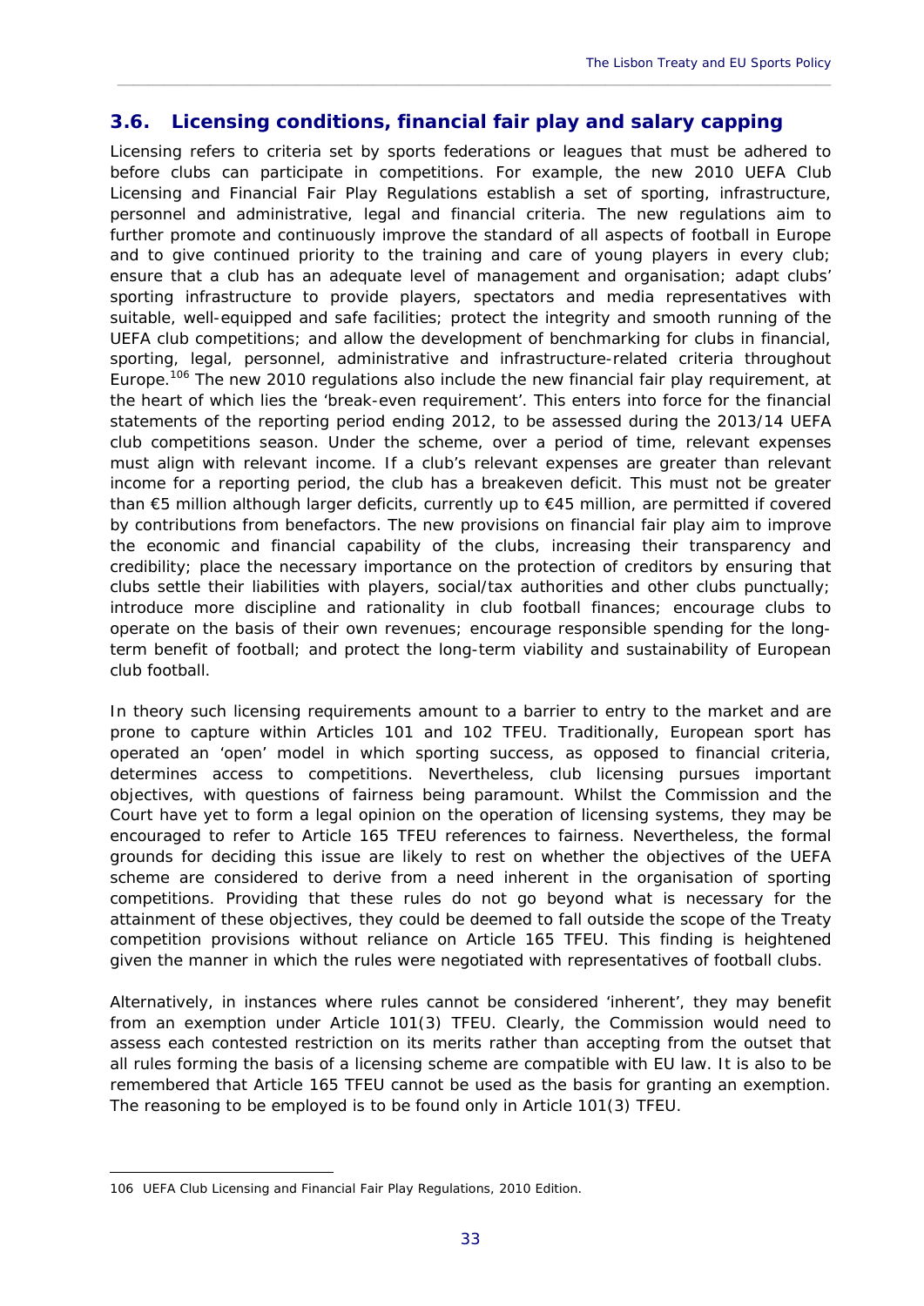## 3.6. Licensing conditions, financial fair play and salary capping

Licensing refers to criteria set by sports federations or leagues that must be adhered to before clubs can participate in competitions. For example, the new 2010 UEFA Club Licensing and Financial Fair Play Regulations establish a set of sporting, infrastructure, personnel and administrative, legal and financial criteria. The new regulations aim to further promote and continuously improve the standard of all aspects of football in Europe and to give continued priority to the training and care of young players in every club; ensure that a club has an adequate level of management and organisation; adapt clubs' sporting infrastructure to provide players, spectators and media representatives with suitable, well-equipped and safe facilities; protect the integrity and smooth running of the UEFA club competitions; and allow the development of benchmarking for clubs in financial, sporting, legal, personnel, administrative and infrastructure-related criteria throughout Europe.[106] The new 2010 regulations also include the new financial fair play requirement, at the heart of which lies the 'break-even requirement'. This enters into force for the financial statements of the reporting period ending 2012, to be assessed during the 2013/14 UEFA club competitions season. Under the scheme, over a period of time, relevant expenses must align with relevant income. If a club's relevant expenses are greater than relevant income for a reporting period, the club has a breakeven deficit. This must not be greater than €5 million although larger deficits, currently up to €45 million, are permitted if covered by contributions from benefactors. The new provisions on financial fair play aim to improve the economic and financial capability of the clubs, increasing their transparency and credibility; place the necessary importance on the protection of creditors by ensuring that clubs settle their liabilities with players, social/tax authorities and other clubs punctually; introduce more discipline and rationality in club football finances; encourage clubs to operate on the basis of their own revenues; encourage responsible spending for the long-term benefit of football; and protect the long-term viability and sustainability of European club football.

In theory such licensing requirements amount to a barrier to entry to the market and are prone to capture within Articles 101 and 102 TFEU. Traditionally, European sport has operated an 'open' model in which sporting success, as opposed to financial criteria, determines access to competitions. Nevertheless, club licensing pursues important objectives, with questions of fairness being paramount. Whilst the Commission and the Court have yet to form a legal opinion on the operation of licensing systems, they may be encouraged to refer to Article 165 TFEU references to fairness. Nevertheless, the formal grounds for deciding this issue are likely to rest on whether the objectives of the UEFA scheme are considered to derive from a need inherent in the organisation of sporting competitions. Providing that these rules do not go beyond what is necessary for the attainment of these objectives, they could be deemed to fall outside the scope of the Treaty competition provisions without reliance on Article 165 TFEU. This finding is heightened given the manner in which the rules were negotiated with representatives of football clubs.

Alternatively, in instances where rules cannot be considered 'inherent', they may benefit from an exemption under Article 101(3) TFEU. Clearly, the Commission would need to assess each contested restriction on its merits rather than accepting from the outset that all rules forming the basis of a licensing scheme are compatible with EU law. It is also to be remembered that Article 165 TFEU cannot be used as the basis for granting an exemption. The reasoning to be employed is to be found only in Article 101(3) TFEU.

---

106 UEFA Club Licensing and Financial Fair Play Regulations, 2010 Edition.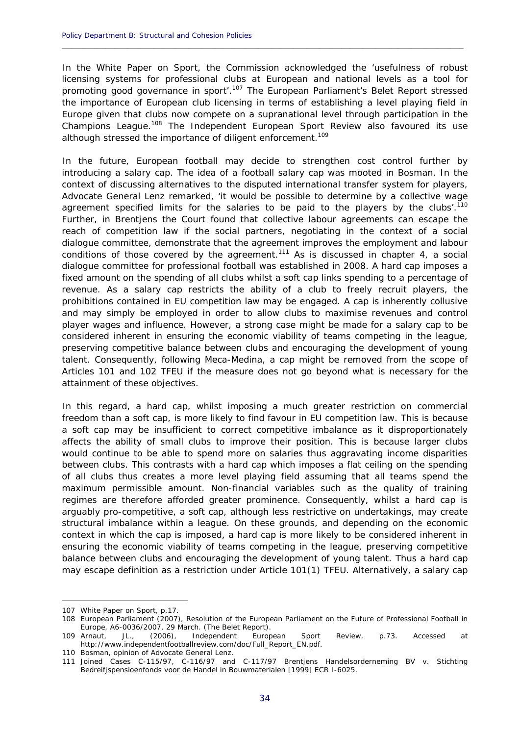In the White Paper on Sport, the Commission acknowledged the 'usefulness of robust licensing systems for professional clubs at European and national levels as a tool for promoting good governance in sport'.[107] The European Parliament's Belet Report stressed the importance of European club licensing in terms of establishing a level playing field in Europe given that clubs now compete on a supranational level through participation in the Champions League.[108] The Independent European Sport Review also favoured its use although stressed the importance of diligent enforcement.[109]

In the future, European football may decide to strengthen cost control further by introducing a salary cap. The idea of a football salary cap was mooted in Bosman. In the context of discussing alternatives to the disputed international transfer system for players, Advocate General Lenz remarked, 'it would be possible to determine by a collective wage agreement specified limits for the salaries to be paid to the players by the clubs'.[110] Further, in Brentjens the Court found that collective labour agreements can escape the reach of competition law if the social partners, negotiating in the context of a social dialogue committee, demonstrate that the agreement improves the employment and labour conditions of those covered by the agreement.[111] As is discussed in chapter 4, a social dialogue committee for professional football was established in 2008. A hard cap imposes a fixed amount on the spending of all clubs whilst a soft cap links spending to a percentage of revenue. As a salary cap restricts the ability of a club to freely recruit players, the prohibitions contained in EU competition law may be engaged. A cap is inherently collusive and may simply be employed in order to allow clubs to maximise revenues and control player wages and influence. However, a strong case might be made for a salary cap to be considered inherent in ensuring the economic viability of teams competing in the league, preserving competitive balance between clubs and encouraging the development of young talent. Consequently, following Meca-Medina, a cap might be removed from the scope of Articles 101 and 102 TFEU if the measure does not go beyond what is necessary for the attainment of these objectives.

In this regard, a hard cap, whilst imposing a much greater restriction on commercial freedom than a soft cap, is more likely to find favour in EU competition law. This is because a soft cap may be insufficient to correct competitive imbalance as it disproportionately affects the ability of small clubs to improve their position. This is because larger clubs would continue to be able to spend more on salaries thus aggravating income disparities between clubs. This contrasts with a hard cap which imposes a flat ceiling on the spending of all clubs thus creates a more level playing field assuming that all teams spend the maximum permissible amount. Non-financial variables such as the quality of training regimes are therefore afforded greater prominence. Consequently, whilst a hard cap is arguably pro-competitive, a soft cap, although less restrictive on undertakings, may create structural imbalance within a league. On these grounds, and depending on the economic context in which the cap is imposed, a hard cap is more likely to be considered inherent in ensuring the economic viability of teams competing in the league, preserving competitive balance between clubs and encouraging the development of young talent. Thus a hard cap may escape definition as a restriction under Article 101(1) TFEU. Alternatively, a salary cap

---

107 White Paper on Sport, p.17.

108 European Parliament (2007), Resolution of the European Parliament on the Future of Professional Football in Europe, A6-0036/2007, 29 March. (The Belet Report).

109 Arnaut, JL., (2006), Independent European Sport Review, p.73. Accessed at http://www.independentfootballreview.com/doc/Full_Report_EN.pdf.

110 Bosman, opinion of Advocate General Lenz.

111 Joined Cases C-115/97, C-116/97 and C-117/97 Brentjens Handelsonderneming BV v. Stichting Bedreifjspensioenfonds voor de Handel in Bouwmaterialen [1999] ECR I-6025.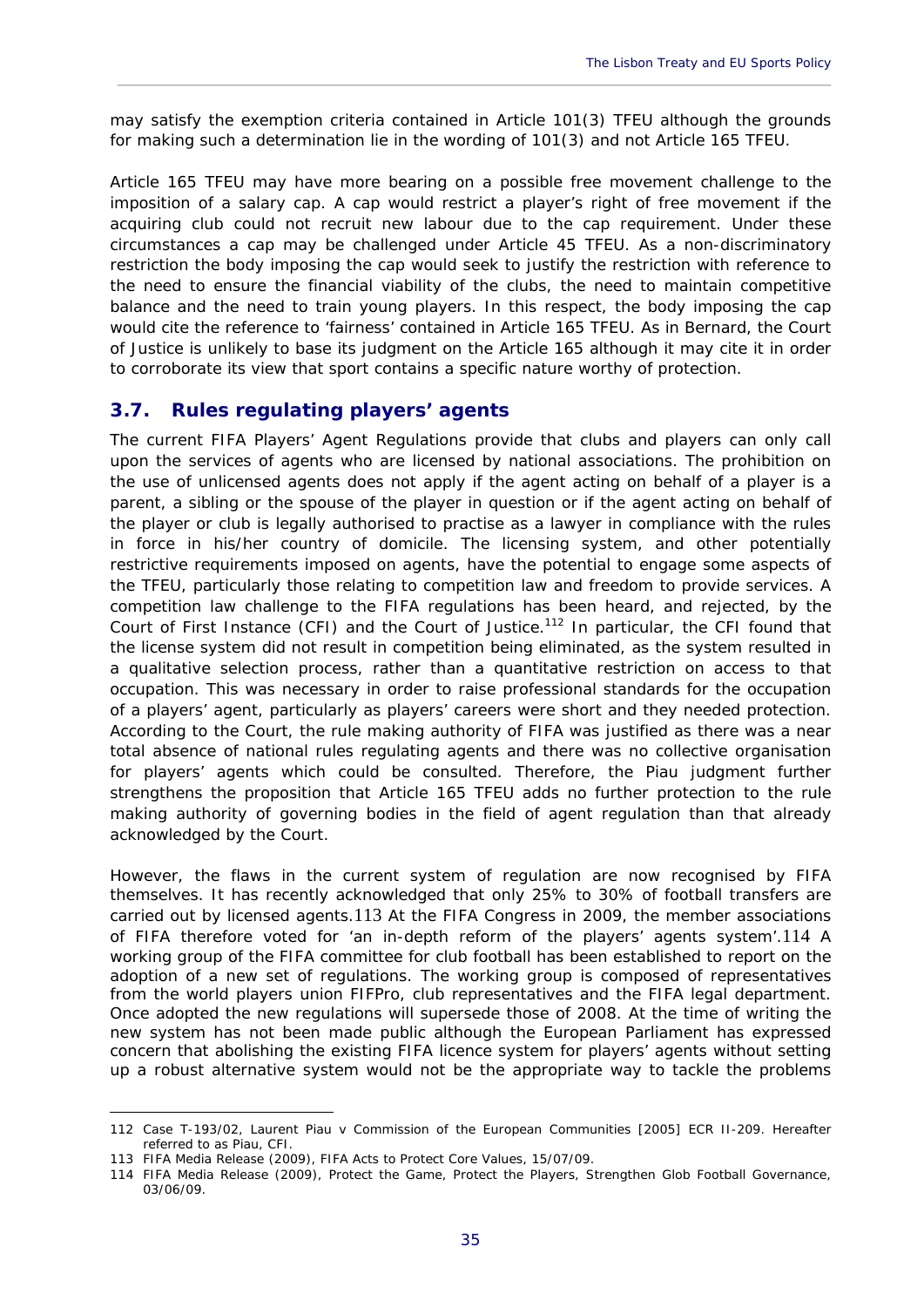may satisfy the exemption criteria contained in Article 101(3) TFEU although the grounds for making such a determination lie in the wording of 101(3) and not Article 165 TFEU.

Article 165 TFEU may have more bearing on a possible free movement challenge to the imposition of a salary cap. A cap would restrict a player's right of free movement if the acquiring club could not recruit new labour due to the cap requirement. Under these circumstances a cap may be challenged under Article 45 TFEU. As a non-discriminatory restriction the body imposing the cap would seek to justify the restriction with reference to the need to ensure the financial viability of the clubs, the need to maintain competitive balance and the need to train young players. In this respect, the body imposing the cap would cite the reference to 'fairness' contained in Article 165 TFEU. As in Bernard, the Court of Justice is unlikely to base its judgment on the Article 165 although it may cite it in order to corroborate its view that sport contains a specific nature worthy of protection.

## 3.7. Rules regulating players' agents

The current FIFA Players' Agent Regulations provide that clubs and players can only call upon the services of agents who are licensed by national associations. The prohibition on the use of unlicensed agents does not apply if the agent acting on behalf of a player is a parent, a sibling or the spouse of the player in question or if the agent acting on behalf of the player or club is legally authorised to practise as a lawyer in compliance with the rules in force in his/her country of domicile. The licensing system, and other potentially restrictive requirements imposed on agents, have the potential to engage some aspects of the TFEU, particularly those relating to competition law and freedom to provide services. A competition law challenge to the FIFA regulations has been heard, and rejected, by the Court of First Instance (CFI) and the Court of Justice.[112] In particular, the CFI found that the license system did not result in competition being eliminated, as the system resulted in a qualitative selection process, rather than a quantitative restriction on access to that occupation. This was necessary in order to raise professional standards for the occupation of a players' agent, particularly as players' careers were short and they needed protection. According to the Court, the rule making authority of FIFA was justified as there was a near total absence of national rules regulating agents and there was no collective organisation for players' agents which could be consulted. Therefore, the Piau judgment further strengthens the proposition that Article 165 TFEU adds no further protection to the rule making authority of governing bodies in the field of agent regulation than that already acknowledged by the Court.

However, the flaws in the current system of regulation are now recognised by FIFA themselves. It has recently acknowledged that only 25% to 30% of football transfers are carried out by licensed agents.[113] At the FIFA Congress in 2009, the member associations of FIFA therefore voted for 'an in-depth reform of the players' agents system'.[114] A working group of the FIFA committee for club football has been established to report on the adoption of a new set of regulations. The working group is composed of representatives from the world players union FIFPro, club representatives and the FIFA legal department. Once adopted the new regulations will supersede those of 2008. At the time of writing the new system has not been made public although the European Parliament has expressed concern that abolishing the existing FIFA licence system for players' agents without setting up a robust alternative system would not be the appropriate way to tackle the problems

---

112 Case T-193/02, Laurent Piau v Commission of the European Communities [2005] ECR II-209. Hereafter referred to as Piau, CFI.

113 FIFA Media Release (2009), FIFA Acts to Protect Core Values, 15/07/09.

114 FIFA Media Release (2009), Protect the Game, Protect the Players, Strengthen Glob Football Governance, 03/06/09.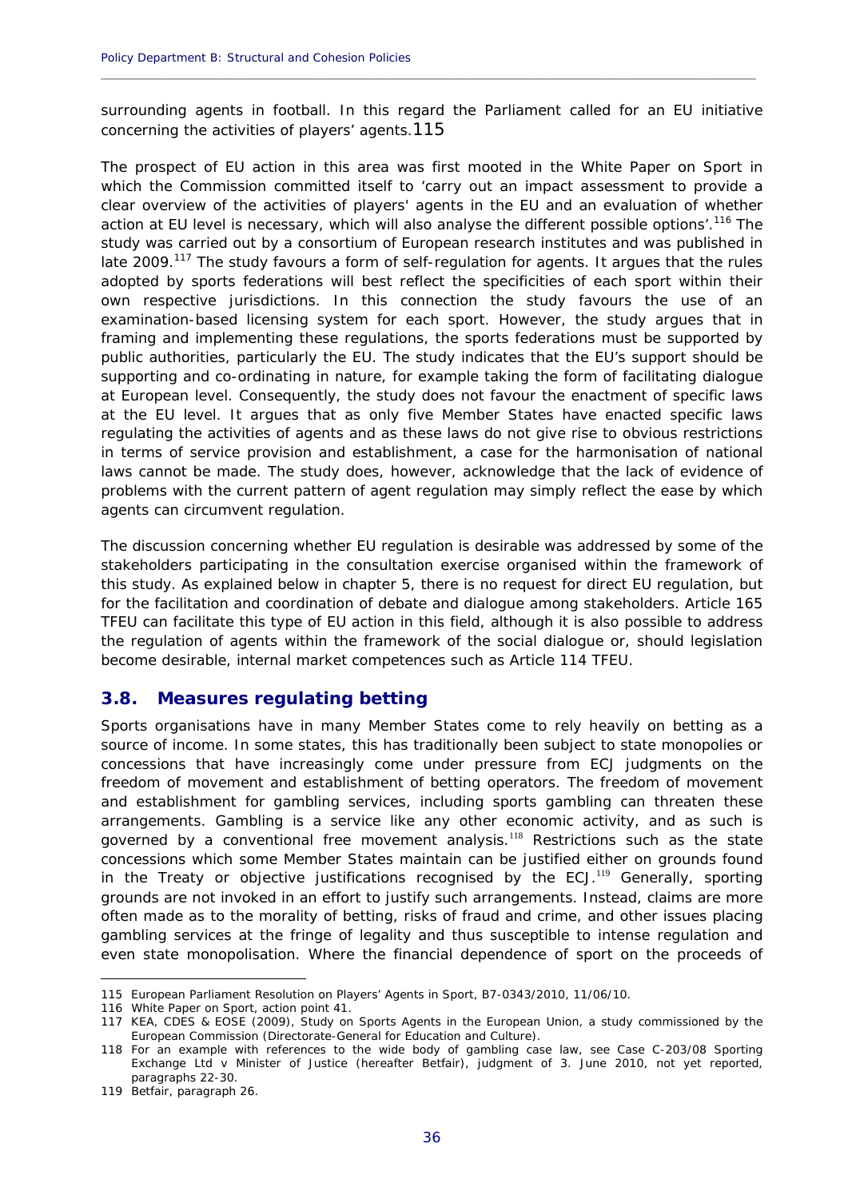surrounding agents in football. In this regard the Parliament called for an EU initiative concerning the activities of players' agents.[115]

The prospect of EU action in this area was first mooted in the White Paper on Sport in which the Commission committed itself to 'carry out an impact assessment to provide a clear overview of the activities of players' agents in the EU and an evaluation of whether action at EU level is necessary, which will also analyse the different possible options'.[116] The study was carried out by a consortium of European research institutes and was published in late 2009.[117] The study favours a form of self-regulation for agents. It argues that the rules adopted by sports federations will best reflect the specificities of each sport within their own respective jurisdictions. In this connection the study favours the use of an examination-based licensing system for each sport. However, the study argues that in framing and implementing these regulations, the sports federations must be supported by public authorities, particularly the EU. The study indicates that the EU's support should be supporting and co-ordinating in nature, for example taking the form of facilitating dialogue at European level. Consequently, the study does not favour the enactment of specific laws at the EU level. It argues that as only five Member States have enacted specific laws regulating the activities of agents and as these laws do not give rise to obvious restrictions in terms of service provision and establishment, a case for the harmonisation of national laws cannot be made. The study does, however, acknowledge that the lack of evidence of problems with the current pattern of agent regulation may simply reflect the ease by which agents can circumvent regulation.

The discussion concerning whether EU regulation is desirable was addressed by some of the stakeholders participating in the consultation exercise organised within the framework of this study. As explained below in chapter 5, there is no request for direct EU regulation, but for the facilitation and coordination of debate and dialogue among stakeholders. Article 165 TFEU can facilitate this type of EU action in this field, although it is also possible to address the regulation of agents within the framework of the social dialogue or, should legislation become desirable, internal market competences such as Article 114 TFEU.

## 3.8. Measures regulating betting

Sports organisations have in many Member States come to rely heavily on betting as a source of income. In some states, this has traditionally been subject to state monopolies or concessions that have increasingly come under pressure from ECJ judgments on the freedom of movement and establishment of betting operators. The freedom of movement and establishment for gambling services, including sports gambling can threaten these arrangements. Gambling is a service like any other economic activity, and as such is governed by a conventional free movement analysis.[118] Restrictions such as the state concessions which some Member States maintain can be justified either on grounds found in the Treaty or objective justifications recognised by the ECJ.[119] Generally, sporting grounds are not invoked in an effort to justify such arrangements. Instead, claims are more often made as to the morality of betting, risks of fraud and crime, and other issues placing gambling services at the fringe of legality and thus susceptible to intense regulation and even state monopolisation. Where the financial dependence of sport on the proceeds of

---

115 European Parliament Resolution on Players' Agents in Sport, B7-0343/2010, 11/06/10.

116 White Paper on Sport, action point 41.

117 KEA, CDES & EOSE (2009), Study on Sports Agents in the European Union, a study commissioned by the European Commission (Directorate-General for Education and Culture).

118 For an example with references to the wide body of gambling case law, see Case C-203/08 Sporting Exchange Ltd v Minister of Justice (hereafter Betfair), judgment of 3. June 2010, not yet reported, paragraphs 22-30.

119 Betfair, paragraph 26.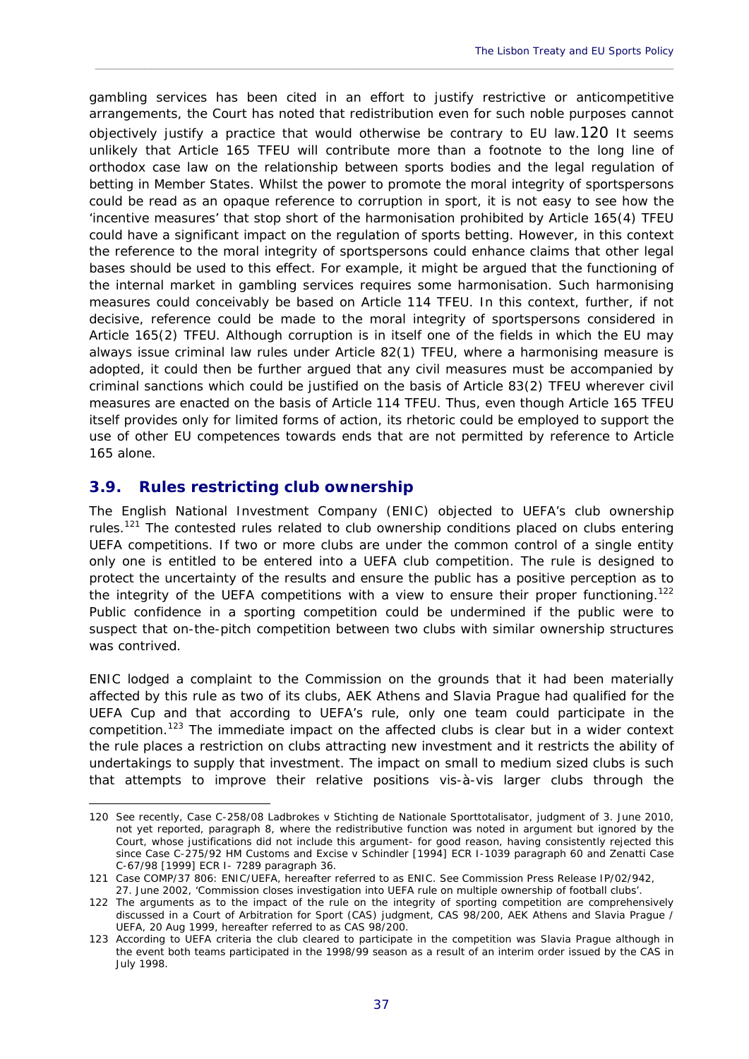gambling services has been cited in an effort to justify restrictive or anticompetitive arrangements, the Court has noted that redistribution even for such noble purposes cannot objectively justify a practice that would otherwise be contrary to EU law.[120] It seems unlikely that Article 165 TFEU will contribute more than a footnote to the long line of orthodox case law on the relationship between sports bodies and the legal regulation of betting in Member States. Whilst the power to promote the moral integrity of sportspersons could be read as an opaque reference to corruption in sport, it is not easy to see how the 'incentive measures' that stop short of the harmonisation prohibited by Article 165(4) TFEU could have a significant impact on the regulation of sports betting. However, in this context the reference to the moral integrity of sportspersons could enhance claims that other legal bases should be used to this effect. For example, it might be argued that the functioning of the internal market in gambling services requires some harmonisation. Such harmonising measures could conceivably be based on Article 114 TFEU. In this context, further, if not decisive, reference could be made to the moral integrity of sportspersons considered in Article 165(2) TFEU. Although corruption is in itself one of the fields in which the EU may always issue criminal law rules under Article 82(1) TFEU, where a harmonising measure is adopted, it could then be further argued that any civil measures must be accompanied by criminal sanctions which could be justified on the basis of Article 83(2) TFEU wherever civil measures are enacted on the basis of Article 114 TFEU. Thus, even though Article 165 TFEU itself provides only for limited forms of action, its rhetoric could be employed to support the use of other EU competences towards ends that are not permitted by reference to Article 165 alone.

## 3.9. Rules restricting club ownership

The English National Investment Company (ENIC) objected to UEFA's club ownership rules.[121] The contested rules related to club ownership conditions placed on clubs entering UEFA competitions. If two or more clubs are under the common control of a single entity only one is entitled to be entered into a UEFA club competition. The rule is designed to protect the uncertainty of the results and ensure the public has a positive perception as to the integrity of the UEFA competitions with a view to ensure their proper functioning.[122] Public confidence in a sporting competition could be undermined if the public were to suspect that on-the-pitch competition between two clubs with similar ownership structures was contrived.

ENIC lodged a complaint to the Commission on the grounds that it had been materially affected by this rule as two of its clubs, AEK Athens and Slavia Prague had qualified for the UEFA Cup and that according to UEFA's rule, only one team could participate in the competition.[123] The immediate impact on the affected clubs is clear but in a wider context the rule places a restriction on clubs attracting new investment and it restricts the ability of undertakings to supply that investment. The impact on small to medium sized clubs is such that attempts to improve their relative positions vis-à-vis larger clubs through the

---

120 See recently, Case C-258/08 Ladbrokes v Stichting de Nationale Sporttotalisator, judgment of 3. June 2010, not yet reported, paragraph 8, where the redistributive function was noted in argument but ignored by the Court, whose justifications did not include this argument- for good reason, having consistently rejected this since Case C-275/92 HM Customs and Excise v Schindler [1994] ECR I-1039 paragraph 60 and Zenatti Case C-67/98 [1999] ECR I- 7289 paragraph 36.

121 Case COMP/37 806: ENIC/UEFA, hereafter referred to as ENIC. See Commission Press Release IP/02/942, 27. June 2002, 'Commission closes investigation into UEFA rule on multiple ownership of football clubs'.

122 The arguments as to the impact of the rule on the integrity of sporting competition are comprehensively discussed in a Court of Arbitration for Sport (CAS) judgment, CAS 98/200, AEK Athens and Slavia Prague / UEFA, 20 Aug 1999, hereafter referred to as CAS 98/200.

123 According to UEFA criteria the club cleared to participate in the competition was Slavia Prague although in the event both teams participated in the 1998/99 season as a result of an interim order issued by the CAS in July 1998.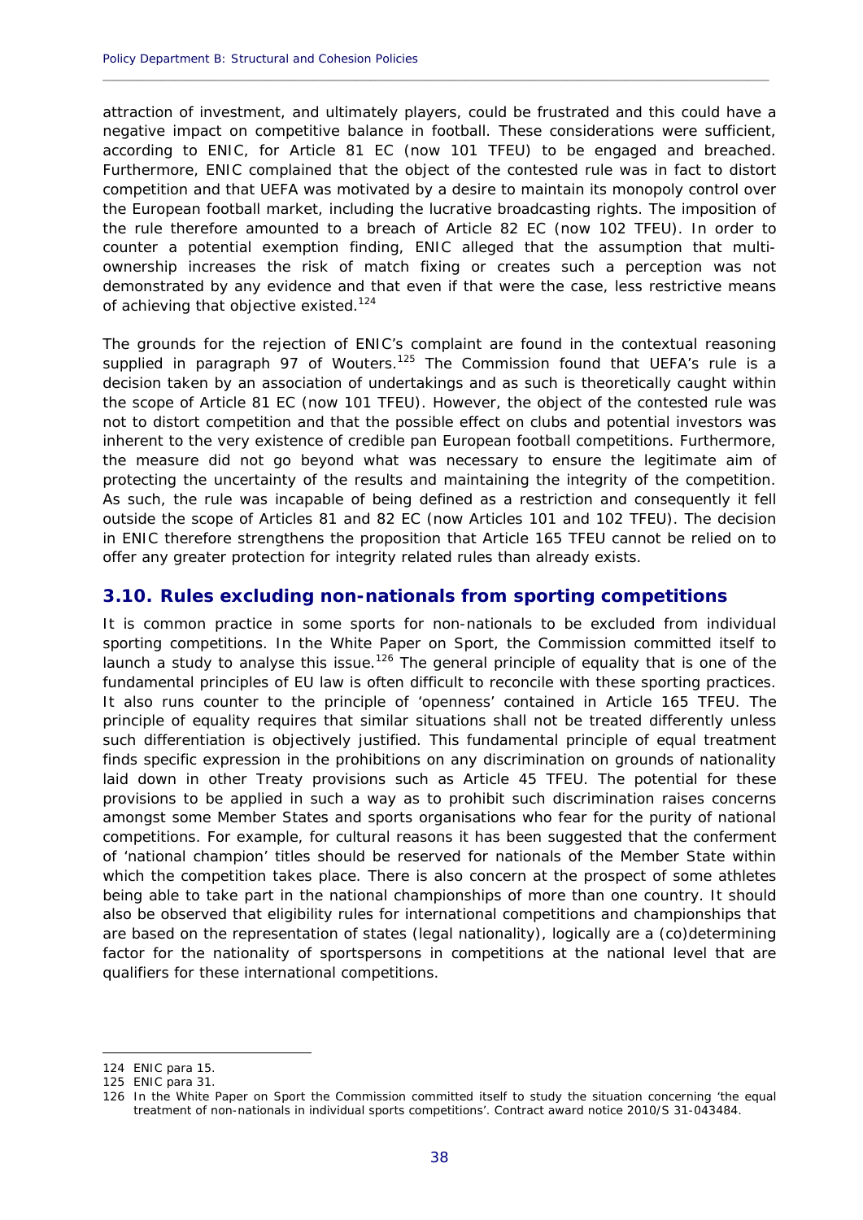attraction of investment, and ultimately players, could be frustrated and this could have a negative impact on competitive balance in football. These considerations were sufficient, according to ENIC, for Article 81 EC (now 101 TFEU) to be engaged and breached. Furthermore, ENIC complained that the object of the contested rule was in fact to distort competition and that UEFA was motivated by a desire to maintain its monopoly control over the European football market, including the lucrative broadcasting rights. The imposition of the rule therefore amounted to a breach of Article 82 EC (now 102 TFEU). In order to counter a potential exemption finding, ENIC alleged that the assumption that multi-ownership increases the risk of match fixing or creates such a perception was not demonstrated by any evidence and that even if that were the case, less restrictive means of achieving that objective existed.[124]

The grounds for the rejection of ENIC's complaint are found in the contextual reasoning supplied in paragraph 97 of *Wouters*.[125] The Commission found that UEFA's rule is a decision taken by an association of undertakings and as such is theoretically caught within the scope of Article 81 EC (now 101 TFEU). However, the object of the contested rule was not to distort competition and that the possible effect on clubs and potential investors was inherent to the very existence of credible pan European football competitions. Furthermore, the measure did not go beyond what was necessary to ensure the legitimate aim of protecting the uncertainty of the results and maintaining the integrity of the competition. As such, the rule was incapable of being defined as a restriction and consequently it fell outside the scope of Articles 81 and 82 EC (now Articles 101 and 102 TFEU). The decision in ENIC therefore strengthens the proposition that Article 165 TFEU cannot be relied on to offer any greater protection for integrity related rules than already exists.

## 3.10. Rules excluding non-nationals from sporting competitions

It is common practice in some sports for non-nationals to be excluded from individual sporting competitions. In the White Paper on Sport, the Commission committed itself to launch a study to analyse this issue.[126] The general principle of equality that is one of the fundamental principles of EU law is often difficult to reconcile with these sporting practices. It also runs counter to the principle of 'openness' contained in Article 165 TFEU. The principle of equality requires that similar situations shall not be treated differently unless such differentiation is objectively justified. This fundamental principle of equal treatment finds specific expression in the prohibitions on any discrimination on grounds of nationality laid down in other Treaty provisions such as Article 45 TFEU. The potential for these provisions to be applied in such a way as to prohibit such discrimination raises concerns amongst some Member States and sports organisations who fear for the purity of national competitions. For example, for cultural reasons it has been suggested that the conferment of 'national champion' titles should be reserved for nationals of the Member State within which the competition takes place. There is also concern at the prospect of some athletes being able to take part in the national championships of more than one country. It should also be observed that eligibility rules for international competitions and championships that are based on the representation of states (legal nationality), logically are a (co)determining factor for the nationality of sportspersons in competitions at the national level that are qualifiers for these international competitions.

---

124 ENIC para 15.

125 ENIC para 31.

126 In the White Paper on Sport the Commission committed itself to study the situation concerning 'the equal treatment of non-nationals in individual sports competitions'. Contract award notice 2010/S 31-043484.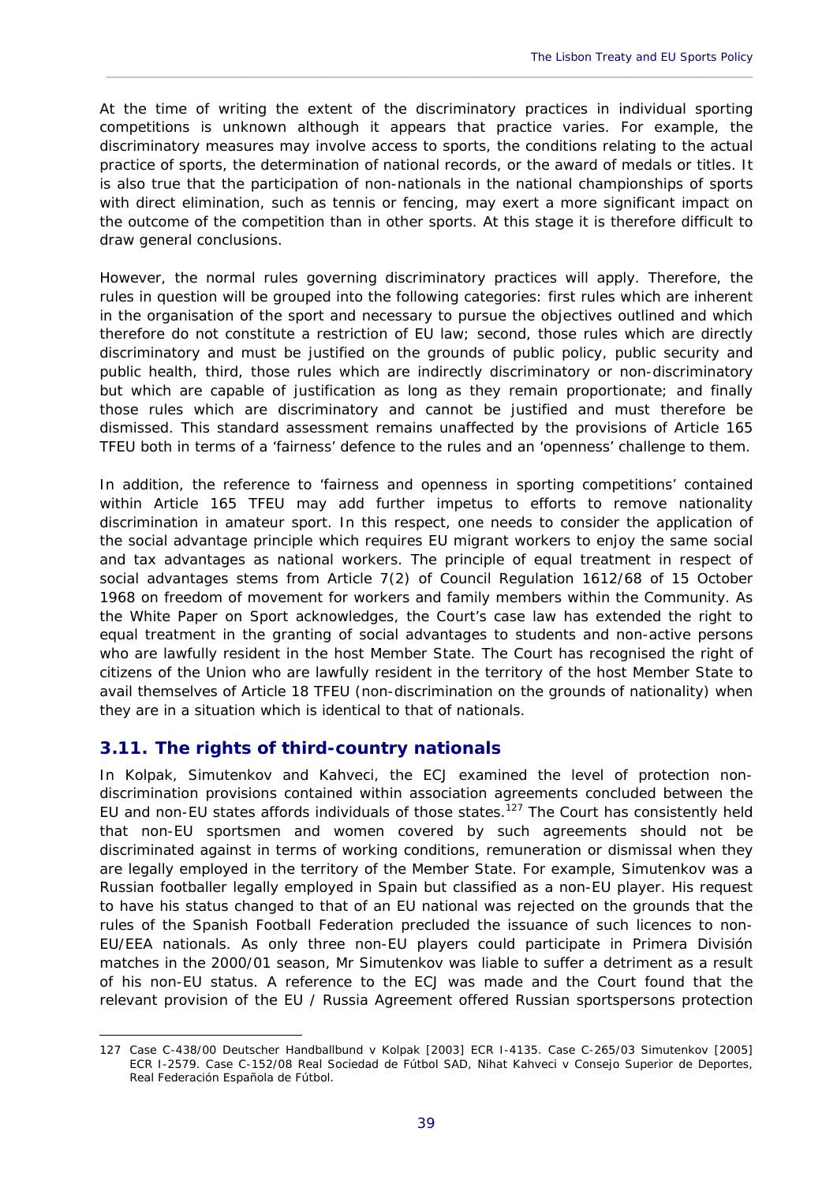At the time of writing the extent of the discriminatory practices in individual sporting competitions is unknown although it appears that practice varies. For example, the discriminatory measures may involve access to sports, the conditions relating to the actual practice of sports, the determination of national records, or the award of medals or titles. It is also true that the participation of non-nationals in the national championships of sports with direct elimination, such as tennis or fencing, may exert a more significant impact on the outcome of the competition than in other sports. At this stage it is therefore difficult to draw general conclusions.

However, the normal rules governing discriminatory practices will apply. Therefore, the rules in question will be grouped into the following categories: first rules which are inherent in the organisation of the sport and necessary to pursue the objectives outlined and which therefore do not constitute a restriction of EU law; second, those rules which are directly discriminatory and must be justified on the grounds of public policy, public security and public health, third, those rules which are indirectly discriminatory or non-discriminatory but which are capable of justification as long as they remain proportionate; and finally those rules which are discriminatory and cannot be justified and must therefore be dismissed. This standard assessment remains unaffected by the provisions of Article 165 TFEU both in terms of a 'fairness' defence to the rules and an 'openness' challenge to them.

In addition, the reference to 'fairness and openness in sporting competitions' contained within Article 165 TFEU may add further impetus to efforts to remove nationality discrimination in amateur sport. In this respect, one needs to consider the application of the social advantage principle which requires EU migrant workers to enjoy the same social and tax advantages as national workers. The principle of equal treatment in respect of social advantages stems from Article 7(2) of Council Regulation 1612/68 of 15 October 1968 on freedom of movement for workers and family members within the Community. As the White Paper on Sport acknowledges, the Court's case law has extended the right to equal treatment in the granting of social advantages to students and non-active persons who are lawfully resident in the host Member State. The Court has recognised the right of citizens of the Union who are lawfully resident in the territory of the host Member State to avail themselves of Article 18 TFEU (non-discrimination on the grounds of nationality) when they are in a situation which is identical to that of nationals.

## 3.11. The rights of third-country nationals

In Kolpak, Simutenkov and Kahveci, the ECJ examined the level of protection non-discrimination provisions contained within association agreements concluded between the EU and non-EU states affords individuals of those states.[127] The Court has consistently held that non-EU sportsmen and women covered by such agreements should not be discriminated against in terms of working conditions, remuneration or dismissal when they are legally employed in the territory of the Member State. For example, Simutenkov was a Russian footballer legally employed in Spain but classified as a non-EU player. His request to have his status changed to that of an EU national was rejected on the grounds that the rules of the Spanish Football Federation precluded the issuance of such licences to non-EU/EEA nationals. As only three non-EU players could participate in Primera División matches in the 2000/01 season, Mr Simutenkov was liable to suffer a detriment as a result of his non-EU status. A reference to the ECJ was made and the Court found that the relevant provision of the EU / Russia Agreement offered Russian sportspersons protection

---

127 Case C-438/00 Deutscher Handballbund v Kolpak [2003] ECR I-4135. Case C-265/03 Simutenkov [2005] ECR I-2579. Case C-152/08 Real Sociedad de Fútbol SAD, Nihat Kahveci v Consejo Superior de Deportes, Real Federación Española de Fútbol.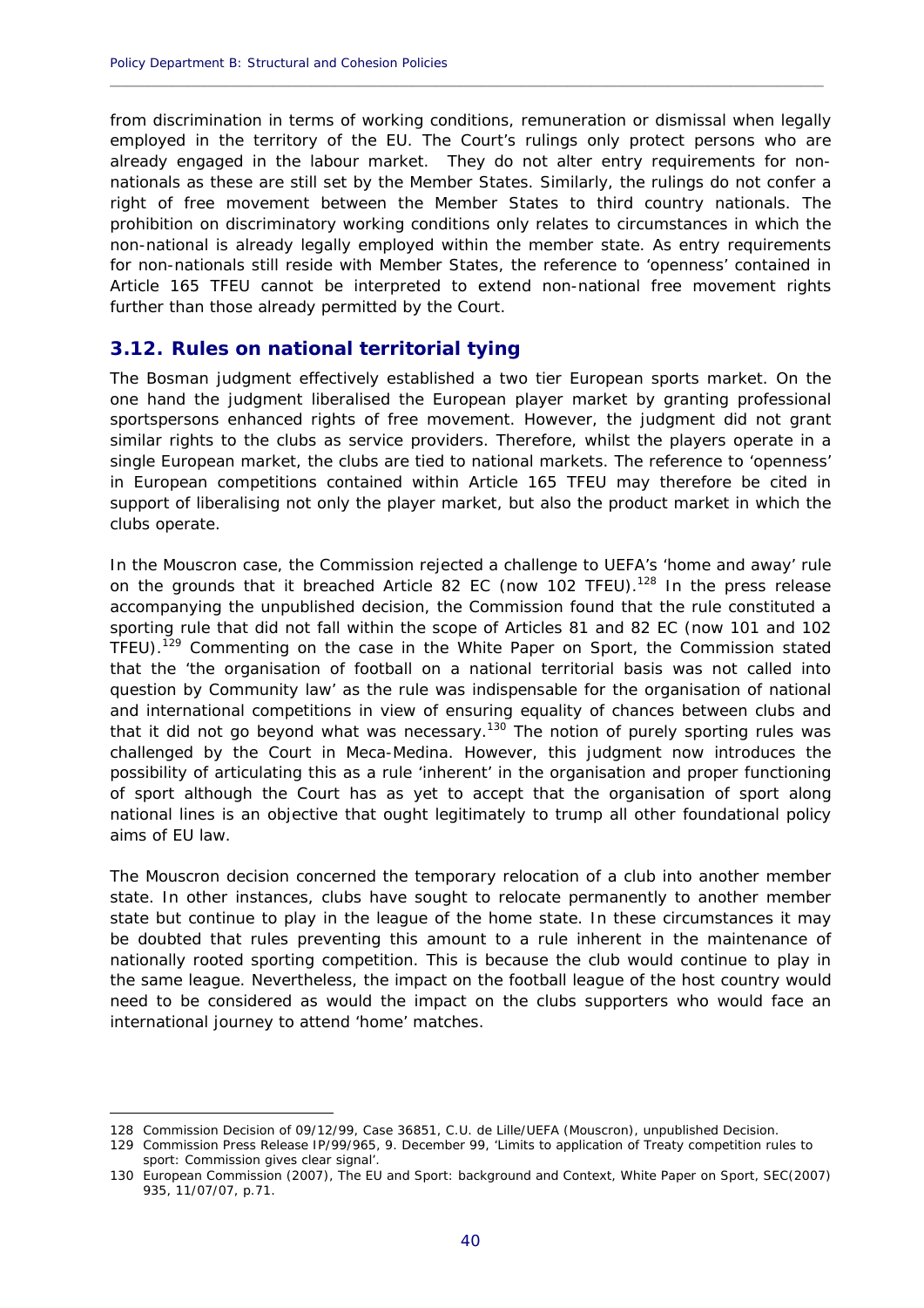from discrimination in terms of working conditions, remuneration or dismissal when legally employed in the territory of the EU. The Court's rulings only protect persons who are already engaged in the labour market. They do not alter entry requirements for non-nationals as these are still set by the Member States. Similarly, the rulings do not confer a right of free movement between the Member States to third country nationals. The prohibition on discriminatory working conditions only relates to circumstances in which the non-national is already legally employed within the member state. As entry requirements for non-nationals still reside with Member States, the reference to 'openness' contained in Article 165 TFEU cannot be interpreted to extend non-national free movement rights further than those already permitted by the Court.

## 3.12. Rules on national territorial tying

The Bosman judgment effectively established a two tier European sports market. On the one hand the judgment liberalised the European player market by granting professional sportspersons enhanced rights of free movement. However, the judgment did not grant similar rights to the clubs as service providers. Therefore, whilst the players operate in a single European market, the clubs are tied to national markets. The reference to 'openness' in European competitions contained within Article 165 TFEU may therefore be cited in support of liberalising not only the player market, but also the product market in which the clubs operate.

In the Mouscron case, the Commission rejected a challenge to UEFA's 'home and away' rule on the grounds that it breached Article 82 EC (now 102 TFEU).[128] In the press release accompanying the unpublished decision, the Commission found that the rule constituted a sporting rule that did not fall within the scope of Articles 81 and 82 EC (now 101 and 102 TFEU).[129] Commenting on the case in the White Paper on Sport, the Commission stated that the 'the organisation of football on a national territorial basis was not called into question by Community law' as the rule was indispensable for the organisation of national and international competitions in view of ensuring equality of chances between clubs and that it did not go beyond what was necessary.[130] The notion of purely sporting rules was challenged by the Court in Meca-Medina. However, this judgment now introduces the possibility of articulating this as a rule 'inherent' in the organisation and proper functioning of sport although the Court has as yet to accept that the organisation of sport along national lines is an objective that ought legitimately to trump all other foundational policy aims of EU law.

The Mouscron decision concerned the temporary relocation of a club into another member state. In other instances, clubs have sought to relocate permanently to another member state but continue to play in the league of the home state. In these circumstances it may be doubted that rules preventing this amount to a rule inherent in the maintenance of nationally rooted sporting competition. This is because the club would continue to play in the same league. Nevertheless, the impact on the football league of the host country would need to be considered as would the impact on the clubs supporters who would face an international journey to attend 'home' matches.

---

128 Commission Decision of 09/12/99, Case 36851, C.U. de Lille/UEFA (Mouscron), unpublished Decision.

129 Commission Press Release IP/99/965, 9. December 99, 'Limits to application of Treaty competition rules to sport: Commission gives clear signal'.

130 European Commission (2007), The EU and Sport: background and Context, White Paper on Sport, SEC(2007) 935, 11/07/07, p.71.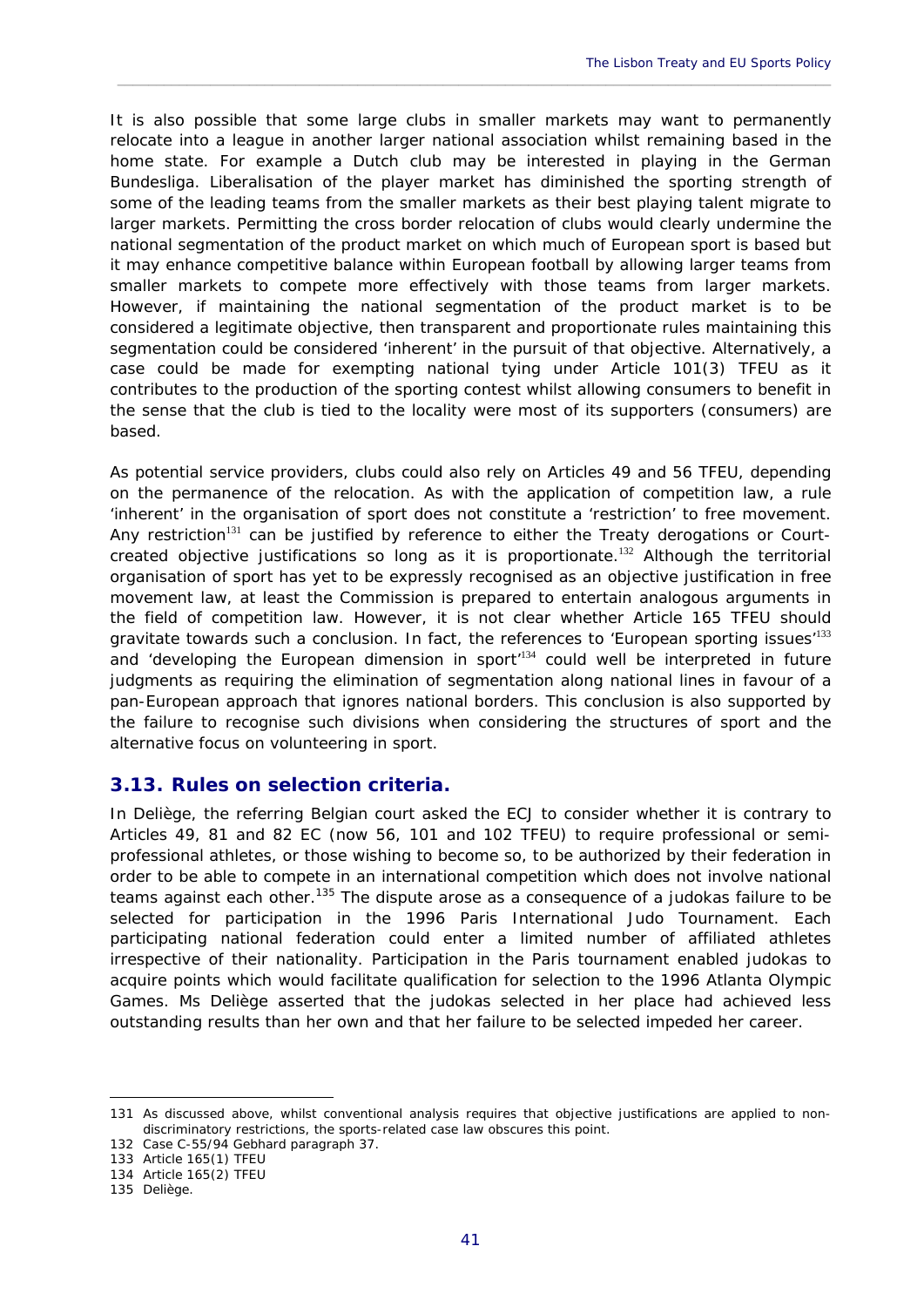It is also possible that some large clubs in smaller markets may want to permanently relocate into a league in another larger national association whilst remaining based in the home state. For example a Dutch club may be interested in playing in the German Bundesliga. Liberalisation of the player market has diminished the sporting strength of some of the leading teams from the smaller markets as their best playing talent migrate to larger markets. Permitting the cross border relocation of clubs would clearly undermine the national segmentation of the product market on which much of European sport is based but it may enhance competitive balance within European football by allowing larger teams from smaller markets to compete more effectively with those teams from larger markets. However, if maintaining the national segmentation of the product market is to be considered a legitimate objective, then transparent and proportionate rules maintaining this segmentation could be considered 'inherent' in the pursuit of that objective. Alternatively, a case could be made for exempting national tying under Article 101(3) TFEU as it contributes to the production of the sporting contest whilst allowing consumers to benefit in the sense that the club is tied to the locality were most of its supporters (consumers) are based.

As potential service providers, clubs could also rely on Articles 49 and 56 TFEU, depending on the permanence of the relocation. As with the application of competition law, a rule 'inherent' in the organisation of sport does not constitute a 'restriction' to free movement. Any restriction[131] can be justified by reference to either the Treaty derogations or Court-created objective justifications so long as it is proportionate.[132] Although the territorial organisation of sport has yet to be expressly recognised as an objective justification in free movement law, at least the Commission is prepared to entertain analogous arguments in the field of competition law. However, it is not clear whether Article 165 TFEU should gravitate towards such a conclusion. In fact, the references to 'European sporting issues'[133] and 'developing the European dimension in sport'[134] could well be interpreted in future judgments as requiring the elimination of segmentation along national lines in favour of a pan-European approach that ignores national borders. This conclusion is also supported by the failure to recognise such divisions when considering the structures of sport and the alternative focus on volunteering in sport.

## 3.13. Rules on selection criteria.

In Deliège, the referring Belgian court asked the ECJ to consider whether it is contrary to Articles 49, 81 and 82 EC (now 56, 101 and 102 TFEU) to require professional or semi-professional athletes, or those wishing to become so, to be authorized by their federation in order to be able to compete in an international competition which does not involve national teams against each other.[135] The dispute arose as a consequence of a judokas failure to be selected for participation in the 1996 Paris International Judo Tournament. Each participating national federation could enter a limited number of affiliated athletes irrespective of their nationality. Participation in the Paris tournament enabled judokas to acquire points which would facilitate qualification for selection to the 1996 Atlanta Olympic Games. Ms Deliège asserted that the judokas selected in her place had achieved less outstanding results than her own and that her failure to be selected impeded her career.

---

131 As discussed above, whilst conventional analysis requires that objective justifications are applied to non-discriminatory restrictions, the sports-related case law obscures this point.

132 Case C-55/94 Gebhard paragraph 37.

133 Article 165(1) TFEU

134 Article 165(2) TFEU

135 Deliège.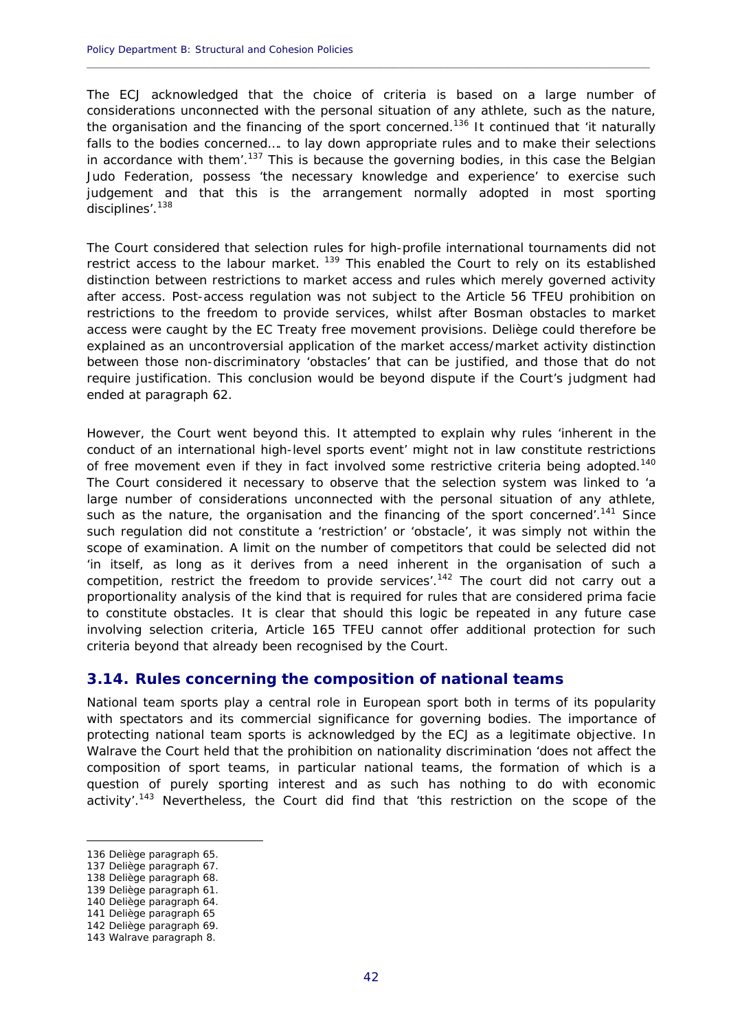The ECJ acknowledged that the choice of criteria is based on a large number of considerations unconnected with the personal situation of any athlete, such as the nature, the organisation and the financing of the sport concerned.[136] It continued that 'it naturally falls to the bodies concerned…. to lay down appropriate rules and to make their selections in accordance with them'.[137] This is because the governing bodies, in this case the Belgian Judo Federation, possess 'the necessary knowledge and experience' to exercise such judgement and that this is the arrangement normally adopted in most sporting disciplines'.[138]

The Court considered that selection rules for high-profile international tournaments did not restrict access to the labour market. [139] This enabled the Court to rely on its established distinction between restrictions to market access and rules which merely governed activity after access. Post-access regulation was not subject to the Article 56 TFEU prohibition on restrictions to the freedom to provide services, whilst after Bosman obstacles to market access were caught by the EC Treaty free movement provisions. Deliège could therefore be explained as an uncontroversial application of the market access/market activity distinction between those non-discriminatory 'obstacles' that can be justified, and those that do not require justification. This conclusion would be beyond dispute if the Court's judgment had ended at paragraph 62.

However, the Court went beyond this. It attempted to explain why rules 'inherent in the conduct of an international high-level sports event' might not in law constitute restrictions of free movement even if they in fact involved some restrictive criteria being adopted.[140] The Court considered it necessary to observe that the selection system was linked to 'a large number of considerations unconnected with the personal situation of any athlete, such as the nature, the organisation and the financing of the sport concerned'.[141] Since such regulation did not constitute a 'restriction' or 'obstacle', it was simply not within the scope of examination. A limit on the number of competitors that could be selected did not 'in itself, as long as it derives from a need inherent in the organisation of such a competition, restrict the freedom to provide services'.[142] The court did not carry out a proportionality analysis of the kind that is required for rules that are considered prima facie to constitute obstacles. It is clear that should this logic be repeated in any future case involving selection criteria, Article 165 TFEU cannot offer additional protection for such criteria beyond that already been recognised by the Court.

## 3.14. Rules concerning the composition of national teams

National team sports play a central role in European sport both in terms of its popularity with spectators and its commercial significance for governing bodies. The importance of protecting national team sports is acknowledged by the ECJ as a legitimate objective. In Walrave the Court held that the prohibition on nationality discrimination 'does not affect the composition of sport teams, in particular national teams, the formation of which is a question of purely sporting interest and as such has nothing to do with economic activity'.[143] Nevertheless, the Court did find that 'this restriction on the scope of the

---

136 Deliège paragraph 65.

137 Deliège paragraph 67.

138 Deliège paragraph 68.

139 Deliège paragraph 61.

140 Deliège paragraph 64.

141 Deliège paragraph 65

142 Deliège paragraph 69.

143 Walrave paragraph 8.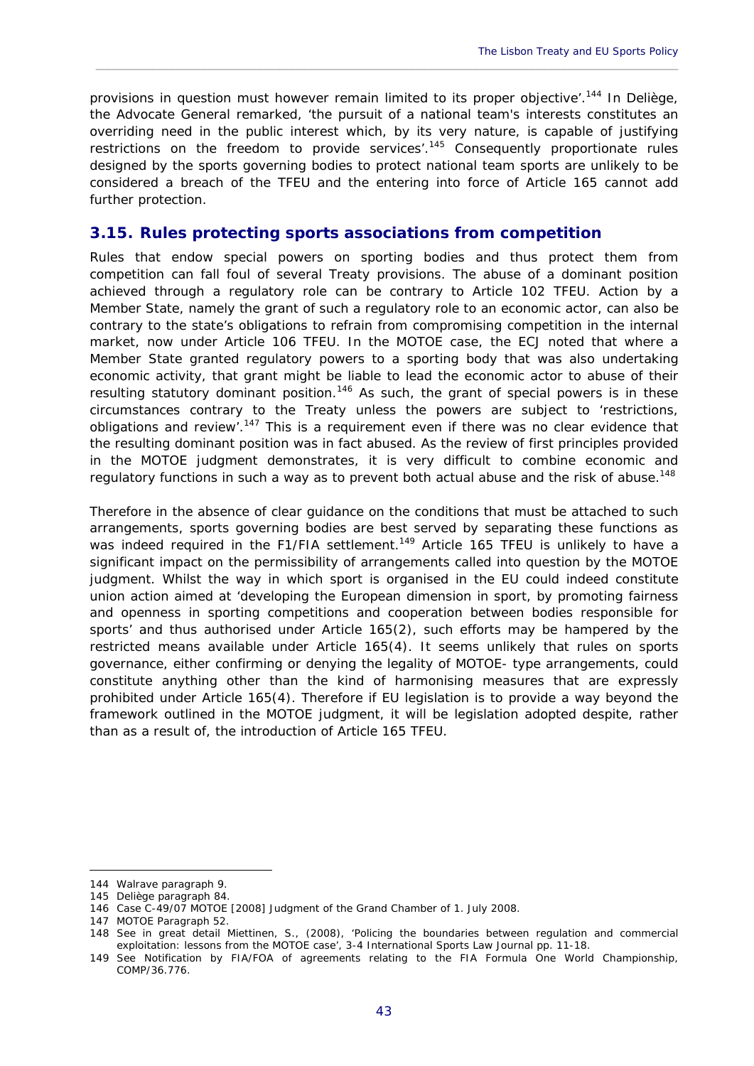provisions in question must however remain limited to its proper objective'.[144] In Deliège, the Advocate General remarked, 'the pursuit of a national team's interests constitutes an overriding need in the public interest which, by its very nature, is capable of justifying restrictions on the freedom to provide services'.[145] Consequently proportionate rules designed by the sports governing bodies to protect national team sports are unlikely to be considered a breach of the TFEU and the entering into force of Article 165 cannot add further protection.

## 3.15. Rules protecting sports associations from competition

Rules that endow special powers on sporting bodies and thus protect them from competition can fall foul of several Treaty provisions. The abuse of a dominant position achieved through a regulatory role can be contrary to Article 102 TFEU. Action by a Member State, namely the grant of such a regulatory role to an economic actor, can also be contrary to the state's obligations to refrain from compromising competition in the internal market, now under Article 106 TFEU. In the MOTOE case, the ECJ noted that where a Member State granted regulatory powers to a sporting body that was also undertaking economic activity, that grant might be liable to lead the economic actor to abuse of their resulting statutory dominant position.[146] As such, the grant of special powers is in these circumstances contrary to the Treaty unless the powers are subject to 'restrictions, obligations and review'.[147] This is a requirement even if there was no clear evidence that the resulting dominant position was in fact abused. As the review of first principles provided in the MOTOE judgment demonstrates, it is very difficult to combine economic and regulatory functions in such a way as to prevent both actual abuse and the risk of abuse.[148]

Therefore in the absence of clear guidance on the conditions that must be attached to such arrangements, sports governing bodies are best served by separating these functions as was indeed required in the F1/FIA settlement.[149] Article 165 TFEU is unlikely to have a significant impact on the permissibility of arrangements called into question by the MOTOE judgment. Whilst the way in which sport is organised in the EU could indeed constitute union action aimed at 'developing the European dimension in sport, by promoting fairness and openness in sporting competitions and cooperation between bodies responsible for sports' and thus authorised under Article 165(2), such efforts may be hampered by the restricted means available under Article 165(4). It seems unlikely that rules on sports governance, either confirming or denying the legality of MOTOE- type arrangements, could constitute anything other than the kind of harmonising measures that are expressly prohibited under Article 165(4). Therefore if EU legislation is to provide a way beyond the framework outlined in the MOTOE judgment, it will be legislation adopted despite, rather than as a result of, the introduction of Article 165 TFEU.

---

144 Walrave paragraph 9.

145 Deliège paragraph 84.

146 Case C-49/07 MOTOE [2008] Judgment of the Grand Chamber of 1. July 2008.

147 MOTOE Paragraph 52.

148 See in great detail Miettinen, S., (2008), 'Policing the boundaries between regulation and commercial exploitation: lessons from the MOTOE case', 3-4 International Sports Law Journal pp. 11-18.

149 See Notification by FIA/FOA of agreements relating to the FIA Formula One World Championship, COMP/36.776.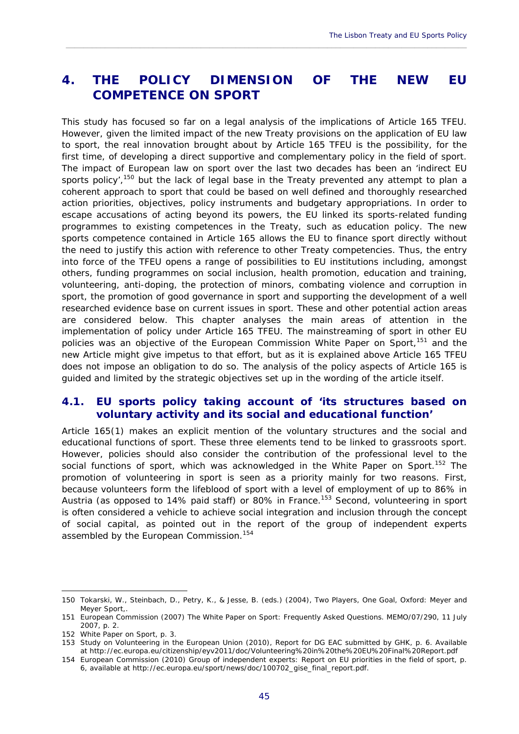# 4. THE POLICY DIMENSION OF THE NEW EU COMPETENCE ON SPORT

This study has focused so far on a legal analysis of the implications of Article 165 TFEU. However, given the limited impact of the new Treaty provisions on the application of EU law to sport, the real innovation brought about by Article 165 TFEU is the possibility, for the first time, of developing a direct supportive and complementary policy in the field of sport. The impact of European law on sport over the last two decades has been an 'indirect EU sports policy',[150] but the lack of legal base in the Treaty prevented any attempt to plan a coherent approach to sport that could be based on well defined and thoroughly researched action priorities, objectives, policy instruments and budgetary appropriations. In order to escape accusations of acting beyond its powers, the EU linked its sports-related funding programmes to existing competences in the Treaty, such as education policy. The new sports competence contained in Article 165 allows the EU to finance sport directly without the need to justify this action with reference to other Treaty competencies. Thus, the entry into force of the TFEU opens a range of possibilities to EU institutions including, amongst others, funding programmes on social inclusion, health promotion, education and training, volunteering, anti-doping, the protection of minors, combating violence and corruption in sport, the promotion of good governance in sport and supporting the development of a well researched evidence base on current issues in sport. These and other potential action areas are considered below. This chapter analyses the main areas of attention in the implementation of policy under Article 165 TFEU. The mainstreaming of sport in other EU policies was an objective of the European Commission White Paper on Sport,[151] and the new Article might give impetus to that effort, but as it is explained above Article 165 TFEU does not impose an obligation to do so. The analysis of the policy aspects of Article 165 is guided and limited by the strategic objectives set up in the wording of the article itself.

## 4.1. EU sports policy taking account of 'its structures based on voluntary activity and its social and educational function'

Article 165(1) makes an explicit mention of the voluntary structures and the social and educational functions of sport. These three elements tend to be linked to grassroots sport. However, policies should also consider the contribution of the professional level to the social functions of sport, which was acknowledged in the White Paper on Sport.[152] The promotion of volunteering in sport is seen as a priority mainly for two reasons. First, because volunteers form the lifeblood of sport with a level of employment of up to 86% in Austria (as opposed to 14% paid staff) or 80% in France.[153] Second, volunteering in sport is often considered a vehicle to achieve social integration and inclusion through the concept of social capital, as pointed out in the report of the group of independent experts assembled by the European Commission.[154]

---

150 Tokarski, W., Steinbach, D., Petry, K., & Jesse, B. (eds.) (2004), Two Players, One Goal, Oxford: Meyer and Meyer Sport,.

151 European Commission (2007) The White Paper on Sport: Frequently Asked Questions. MEMO/07/290, 11 July 2007, p. 2.

152 White Paper on Sport, p. 3.

153 Study on Volunteering in the European Union (2010), Report for DG EAC submitted by GHK, p. 6. Available at http://ec.europa.eu/citizenship/eyv2011/doc/Volunteering%20in%20the%20EU%20Final%20Report.pdf

154 European Commission (2010) Group of independent experts: Report on EU priorities in the field of sport, p. 6, available at http://ec.europa.eu/sport/news/doc/100702_gise_final_report.pdf.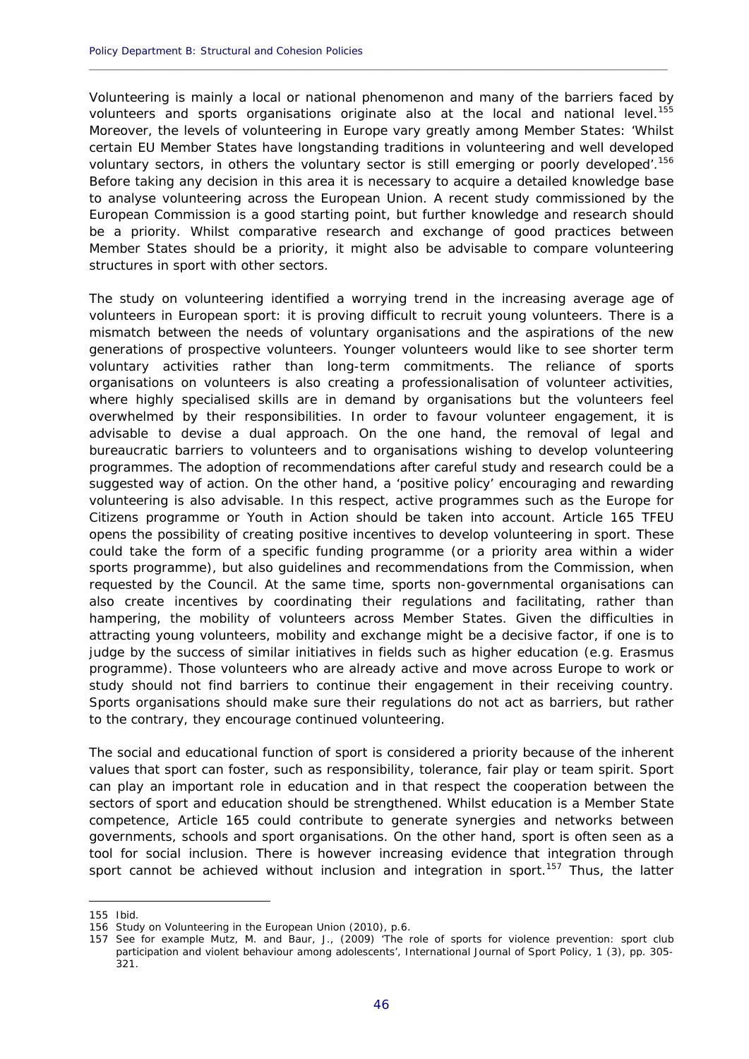Volunteering is mainly a local or national phenomenon and many of the barriers faced by volunteers and sports organisations originate also at the local and national level.[155] Moreover, the levels of volunteering in Europe vary greatly among Member States: 'Whilst certain EU Member States have longstanding traditions in volunteering and well developed voluntary sectors, in others the voluntary sector is still emerging or poorly developed'.[156] Before taking any decision in this area it is necessary to acquire a detailed knowledge base to analyse volunteering across the European Union. A recent study commissioned by the European Commission is a good starting point, but further knowledge and research should be a priority. Whilst comparative research and exchange of good practices between Member States should be a priority, it might also be advisable to compare volunteering structures in sport with other sectors.

The study on volunteering identified a worrying trend in the increasing average age of volunteers in European sport: it is proving difficult to recruit young volunteers. There is a mismatch between the needs of voluntary organisations and the aspirations of the new generations of prospective volunteers. Younger volunteers would like to see shorter term voluntary activities rather than long-term commitments. The reliance of sports organisations on volunteers is also creating a professionalisation of volunteer activities, where highly specialised skills are in demand by organisations but the volunteers feel overwhelmed by their responsibilities. In order to favour volunteer engagement, it is advisable to devise a dual approach. On the one hand, the removal of legal and bureaucratic barriers to volunteers and to organisations wishing to develop volunteering programmes. The adoption of recommendations after careful study and research could be a suggested way of action. On the other hand, a 'positive policy' encouraging and rewarding volunteering is also advisable. In this respect, active programmes such as the Europe for Citizens programme or Youth in Action should be taken into account. Article 165 TFEU opens the possibility of creating positive incentives to develop volunteering in sport. These could take the form of a specific funding programme (or a priority area within a wider sports programme), but also guidelines and recommendations from the Commission, when requested by the Council. At the same time, sports non-governmental organisations can also create incentives by coordinating their regulations and facilitating, rather than hampering, the mobility of volunteers across Member States. Given the difficulties in attracting young volunteers, mobility and exchange might be a decisive factor, if one is to judge by the success of similar initiatives in fields such as higher education (e.g. Erasmus programme). Those volunteers who are already active and move across Europe to work or study should not find barriers to continue their engagement in their receiving country. Sports organisations should make sure their regulations do not act as barriers, but rather to the contrary, they encourage continued volunteering.

The social and educational function of sport is considered a priority because of the inherent values that sport can foster, such as responsibility, tolerance, fair play or team spirit. Sport can play an important role in education and in that respect the cooperation between the sectors of sport and education should be strengthened. Whilst education is a Member State competence, Article 165 could contribute to generate synergies and networks between governments, schools and sport organisations. On the other hand, sport is often seen as a tool for social inclusion. There is however increasing evidence that integration through sport cannot be achieved without inclusion and integration in sport.[157] Thus, the latter

---

155 *Ibid.*

156 Study on Volunteering in the European Union (2010), p.6.

157 See for example Mutz, M. and Baur, J., (2009) 'The role of sports for violence prevention: sport club participation and violent behaviour among adolescents', *International Journal of Sport Policy*, 1 (3), pp. 305-321.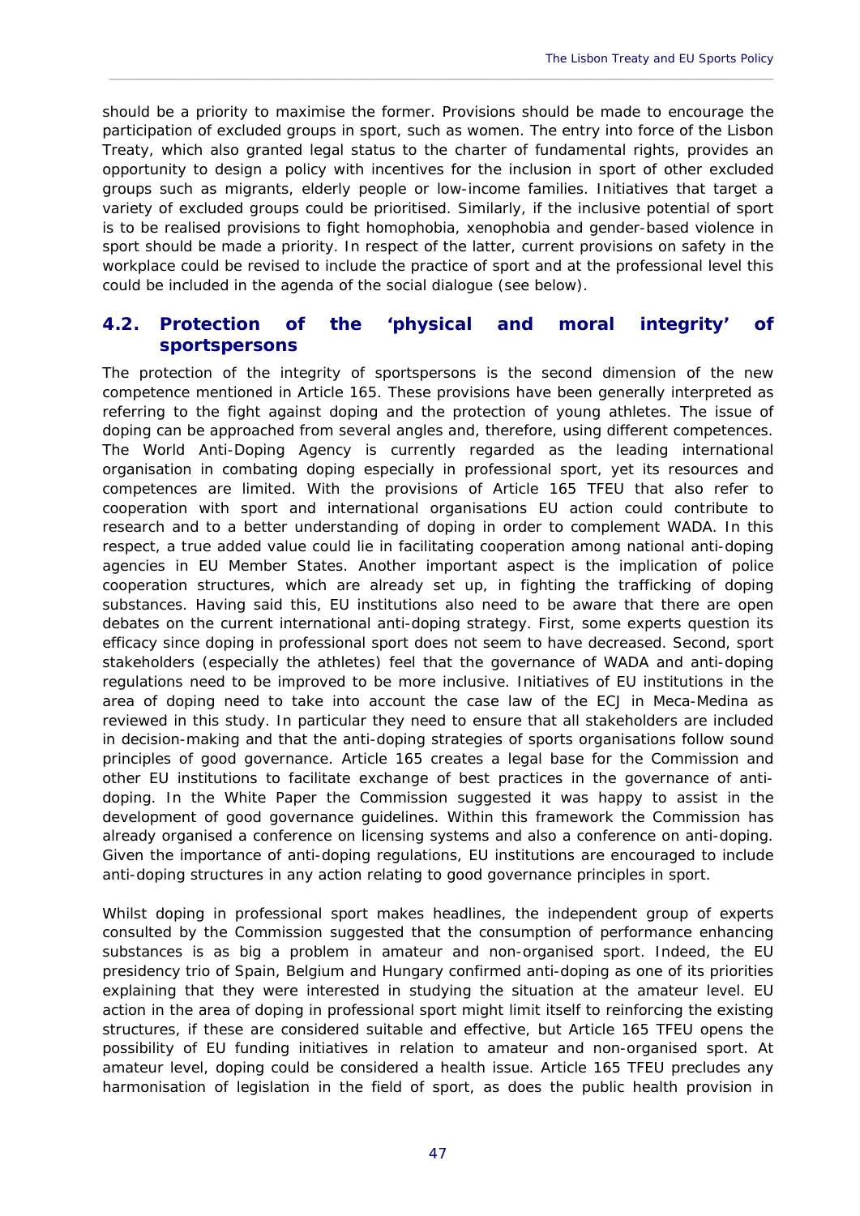should be a priority to maximise the former. Provisions should be made to encourage the participation of excluded groups in sport, such as women. The entry into force of the Lisbon Treaty, which also granted legal status to the charter of fundamental rights, provides an opportunity to design a policy with incentives for the inclusion in sport of other excluded groups such as migrants, elderly people or low-income families. Initiatives that target a variety of excluded groups could be prioritised. Similarly, if the inclusive potential of sport is to be realised provisions to fight homophobia, xenophobia and gender-based violence in sport should be made a priority. In respect of the latter, current provisions on safety in the workplace could be revised to include the practice of sport and at the professional level this could be included in the agenda of the social dialogue (see below).

## 4.2. Protection of the 'physical and moral integrity' of sportspersons

The protection of the integrity of sportspersons is the second dimension of the new competence mentioned in Article 165. These provisions have been generally interpreted as referring to the fight against doping and the protection of young athletes. The issue of doping can be approached from several angles and, therefore, using different competences. The World Anti-Doping Agency is currently regarded as the leading international organisation in combating doping especially in professional sport, yet its resources and competences are limited. With the provisions of Article 165 TFEU that also refer to cooperation with sport and international organisations EU action could contribute to research and to a better understanding of doping in order to complement WADA. In this respect, a true added value could lie in facilitating cooperation among national anti-doping agencies in EU Member States. Another important aspect is the implication of police cooperation structures, which are already set up, in fighting the trafficking of doping substances. Having said this, EU institutions also need to be aware that there are open debates on the current international anti-doping strategy. First, some experts question its efficacy since doping in professional sport does not seem to have decreased. Second, sport stakeholders (especially the athletes) feel that the governance of WADA and anti-doping regulations need to be improved to be more inclusive. Initiatives of EU institutions in the area of doping need to take into account the case law of the ECJ in Meca-Medina as reviewed in this study. In particular they need to ensure that all stakeholders are included in decision-making and that the anti-doping strategies of sports organisations follow sound principles of good governance. Article 165 creates a legal base for the Commission and other EU institutions to facilitate exchange of best practices in the governance of anti-doping. In the White Paper the Commission suggested it was happy to assist in the development of good governance guidelines. Within this framework the Commission has already organised a conference on licensing systems and also a conference on anti-doping. Given the importance of anti-doping regulations, EU institutions are encouraged to include anti-doping structures in any action relating to good governance principles in sport.

Whilst doping in professional sport makes headlines, the independent group of experts consulted by the Commission suggested that the consumption of performance enhancing substances is as big a problem in amateur and non-organised sport. Indeed, the EU presidency trio of Spain, Belgium and Hungary confirmed anti-doping as one of its priorities explaining that they were interested in studying the situation at the amateur level. EU action in the area of doping in professional sport might limit itself to reinforcing the existing structures, if these are considered suitable and effective, but Article 165 TFEU opens the possibility of EU funding initiatives in relation to amateur and non-organised sport. At amateur level, doping could be considered a health issue. Article 165 TFEU precludes any harmonisation of legislation in the field of sport, as does the public health provision in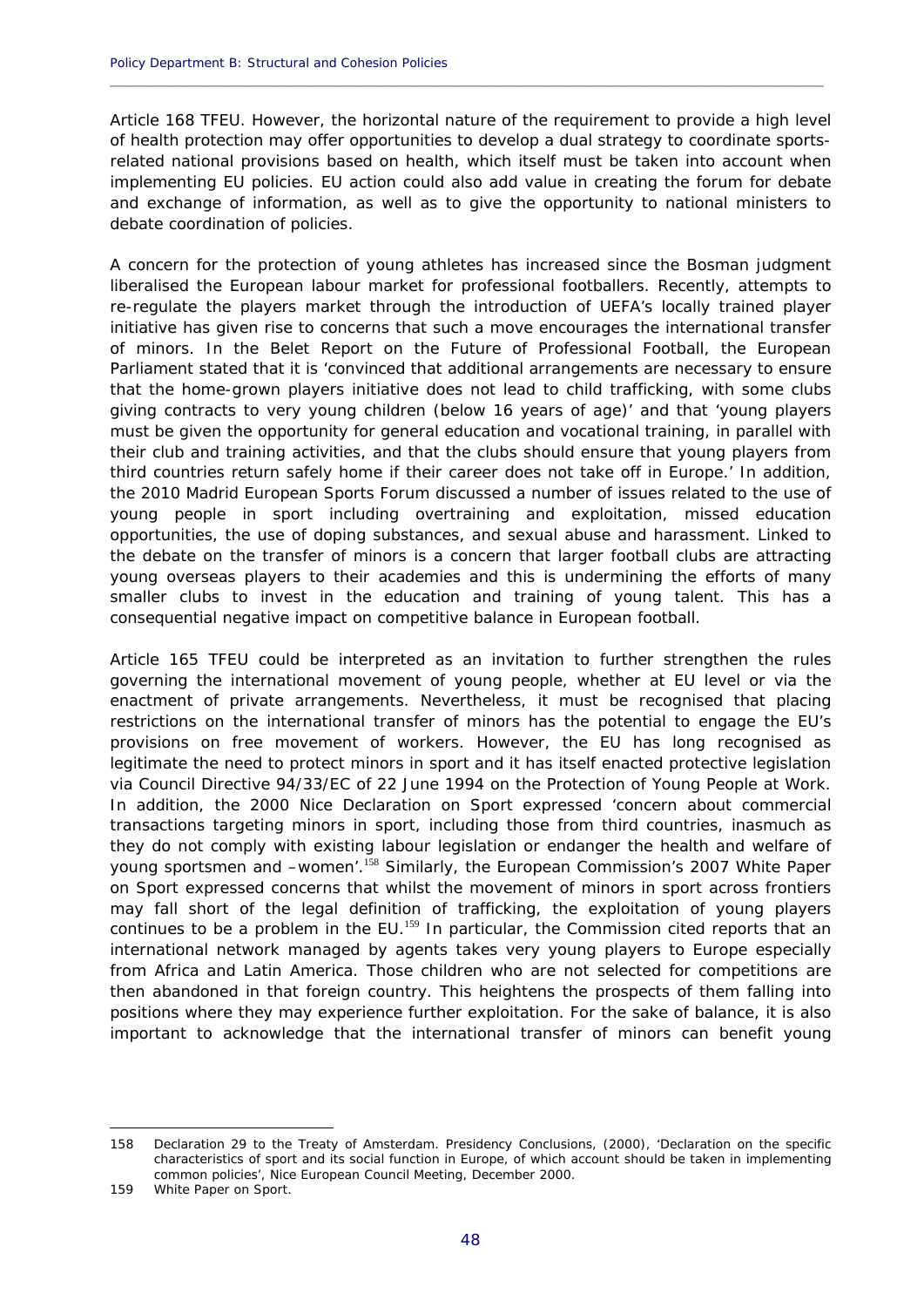Article 168 TFEU. However, the horizontal nature of the requirement to provide a high level of health protection may offer opportunities to develop a dual strategy to coordinate sports-related national provisions based on health, which itself must be taken into account when implementing EU policies. EU action could also add value in creating the forum for debate and exchange of information, as well as to give the opportunity to national ministers to debate coordination of policies.

A concern for the protection of young athletes has increased since the Bosman judgment liberalised the European labour market for professional footballers. Recently, attempts to re-regulate the players market through the introduction of UEFA's locally trained player initiative has given rise to concerns that such a move encourages the international transfer of minors. In the Belet Report on the Future of Professional Football, the European Parliament stated that it is 'convinced that additional arrangements are necessary to ensure that the home-grown players initiative does not lead to child trafficking, with some clubs giving contracts to very young children (below 16 years of age)' and that 'young players must be given the opportunity for general education and vocational training, in parallel with their club and training activities, and that the clubs should ensure that young players from third countries return safely home if their career does not take off in Europe.' In addition, the 2010 Madrid European Sports Forum discussed a number of issues related to the use of young people in sport including overtraining and exploitation, missed education opportunities, the use of doping substances, and sexual abuse and harassment. Linked to the debate on the transfer of minors is a concern that larger football clubs are attracting young overseas players to their academies and this is undermining the efforts of many smaller clubs to invest in the education and training of young talent. This has a consequential negative impact on competitive balance in European football.

Article 165 TFEU could be interpreted as an invitation to further strengthen the rules governing the international movement of young people, whether at EU level or via the enactment of private arrangements. Nevertheless, it must be recognised that placing restrictions on the international transfer of minors has the potential to engage the EU's provisions on free movement of workers. However, the EU has long recognised as legitimate the need to protect minors in sport and it has itself enacted protective legislation via Council Directive 94/33/EC of 22 June 1994 on the Protection of Young People at Work. In addition, the 2000 Nice Declaration on Sport expressed 'concern about commercial transactions targeting minors in sport, including those from third countries, inasmuch as they do not comply with existing labour legislation or endanger the health and welfare of young sportsmen and –women'.[158] Similarly, the European Commission's 2007 White Paper on Sport expressed concerns that whilst the movement of minors in sport across frontiers may fall short of the legal definition of trafficking, the exploitation of young players continues to be a problem in the EU.[159] In particular, the Commission cited reports that an international network managed by agents takes very young players to Europe especially from Africa and Latin America. Those children who are not selected for competitions are then abandoned in that foreign country. This heightens the prospects of them falling into positions where they may experience further exploitation. For the sake of balance, it is also important to acknowledge that the international transfer of minors can benefit young

---

158 Declaration 29 to the Treaty of Amsterdam. Presidency Conclusions, (2000), 'Declaration on the specific characteristics of sport and its social function in Europe, of which account should be taken in implementing common policies', Nice European Council Meeting, December 2000.

159 White Paper on Sport.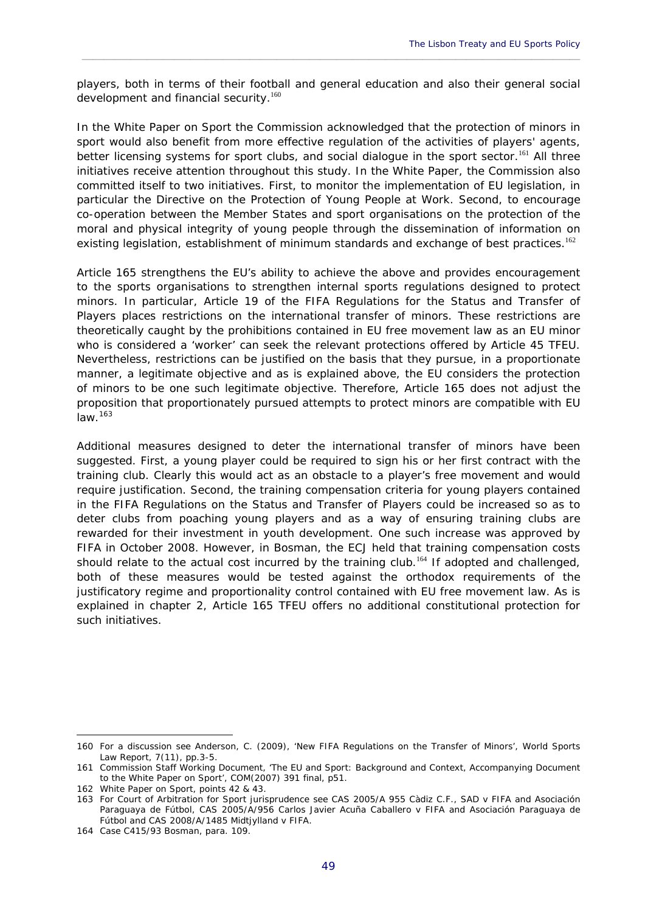players, both in terms of their football and general education and also their general social development and financial security.[160]

In the White Paper on Sport the Commission acknowledged that the protection of minors in sport would also benefit from more effective regulation of the activities of players' agents, better licensing systems for sport clubs, and social dialogue in the sport sector.[161] All three initiatives receive attention throughout this study. In the White Paper, the Commission also committed itself to two initiatives. First, to monitor the implementation of EU legislation, in particular the Directive on the Protection of Young People at Work. Second, to encourage co-operation between the Member States and sport organisations on the protection of the moral and physical integrity of young people through the dissemination of information on existing legislation, establishment of minimum standards and exchange of best practices.[162]

Article 165 strengthens the EU's ability to achieve the above and provides encouragement to the sports organisations to strengthen internal sports regulations designed to protect minors. In particular, Article 19 of the FIFA Regulations for the Status and Transfer of Players places restrictions on the international transfer of minors. These restrictions are theoretically caught by the prohibitions contained in EU free movement law as an EU minor who is considered a 'worker' can seek the relevant protections offered by Article 45 TFEU. Nevertheless, restrictions can be justified on the basis that they pursue, in a proportionate manner, a legitimate objective and as is explained above, the EU considers the protection of minors to be one such legitimate objective. Therefore, Article 165 does not adjust the proposition that proportionately pursued attempts to protect minors are compatible with EU law.[163]

Additional measures designed to deter the international transfer of minors have been suggested. First, a young player could be required to sign his or her first contract with the training club. Clearly this would act as an obstacle to a player's free movement and would require justification. Second, the training compensation criteria for young players contained in the FIFA Regulations on the Status and Transfer of Players could be increased so as to deter clubs from poaching young players and as a way of ensuring training clubs are rewarded for their investment in youth development. One such increase was approved by FIFA in October 2008. However, in Bosman, the ECJ held that training compensation costs should relate to the actual cost incurred by the training club.[164] If adopted and challenged, both of these measures would be tested against the orthodox requirements of the justificatory regime and proportionality control contained with EU free movement law. As is explained in chapter 2, Article 165 TFEU offers no additional constitutional protection for such initiatives.

---

160 For a discussion see Anderson, C. (2009), 'New FIFA Regulations on the Transfer of Minors', World Sports Law Report, 7(11), pp.3-5.

161 Commission Staff Working Document, 'The EU and Sport: Background and Context, Accompanying Document to the White Paper on Sport', COM(2007) 391 final, p51.

162 White Paper on Sport, points 42 & 43.

163 For Court of Arbitration for Sport jurisprudence see CAS 2005/A 955 Càdiz C.F., SAD v FIFA and Asociación Paraguaya de Fútbol, CAS 2005/A/956 Carlos Javier Acuña Caballero v FIFA and Asociación Paraguaya de Fútbol and CAS 2008/A/1485 Midtjylland v FIFA.

164 Case C415/93 Bosman, para. 109.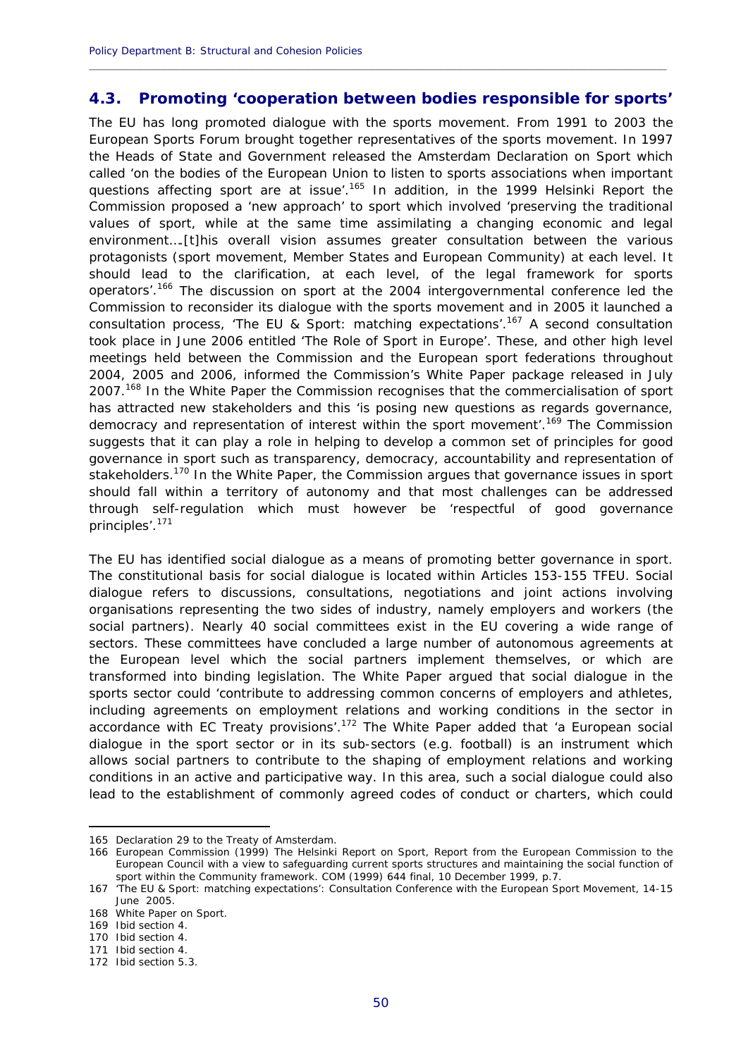## 4.3. Promoting 'cooperation between bodies responsible for sports'

The EU has long promoted dialogue with the sports movement. From 1991 to 2003 the European Sports Forum brought together representatives of the sports movement. In 1997 the Heads of State and Government released the Amsterdam Declaration on Sport which called 'on the bodies of the European Union to listen to sports associations when important questions affecting sport are at issue'.[165] In addition, in the 1999 Helsinki Report the Commission proposed a 'new approach' to sport which involved 'preserving the traditional values of sport, while at the same time assimilating a changing economic and legal environment….[t]his overall vision assumes greater consultation between the various protagonists (sport movement, Member States and European Community) at each level. It should lead to the clarification, at each level, of the legal framework for sports operators'.[166] The discussion on sport at the 2004 intergovernmental conference led the Commission to reconsider its dialogue with the sports movement and in 2005 it launched a consultation process, 'The EU & Sport: matching expectations'.[167] A second consultation took place in June 2006 entitled 'The Role of Sport in Europe'. These, and other high level meetings held between the Commission and the European sport federations throughout 2004, 2005 and 2006, informed the Commission's White Paper package released in July 2007.[168] In the White Paper the Commission recognises that the commercialisation of sport has attracted new stakeholders and this 'is posing new questions as regards governance, democracy and representation of interest within the sport movement'.[169] The Commission suggests that it can play a role in helping to develop a common set of principles for good governance in sport such as transparency, democracy, accountability and representation of stakeholders.[170] In the White Paper, the Commission argues that governance issues in sport should fall within a territory of autonomy and that most challenges can be addressed through self-regulation which must however be 'respectful of good governance principles'.[171]

The EU has identified social dialogue as a means of promoting better governance in sport. The constitutional basis for social dialogue is located within Articles 153-155 TFEU. Social dialogue refers to discussions, consultations, negotiations and joint actions involving organisations representing the two sides of industry, namely employers and workers (the social partners). Nearly 40 social committees exist in the EU covering a wide range of sectors. These committees have concluded a large number of autonomous agreements at the European level which the social partners implement themselves, or which are transformed into binding legislation. The White Paper argued that social dialogue in the sports sector could 'contribute to addressing common concerns of employers and athletes, including agreements on employment relations and working conditions in the sector in accordance with EC Treaty provisions'.[172] The White Paper added that 'a European social dialogue in the sport sector or in its sub-sectors (e.g. football) is an instrument which allows social partners to contribute to the shaping of employment relations and working conditions in an active and participative way. In this area, such a social dialogue could also lead to the establishment of commonly agreed codes of conduct or charters, which could

---

165 Declaration 29 to the Treaty of Amsterdam.

166 European Commission (1999) The Helsinki Report on Sport, Report from the European Commission to the European Council with a view to safeguarding current sports structures and maintaining the social function of sport within the Community framework. COM (1999) 644 final, 10 December 1999, p.7.

167 'The EU & Sport: matching expectations': Consultation Conference with the European Sport Movement, 14-15 June 2005.

168 White Paper on Sport.

169 Ibid section 4.

170 Ibid section 4.

171 Ibid section 4.

172 Ibid section 5.3.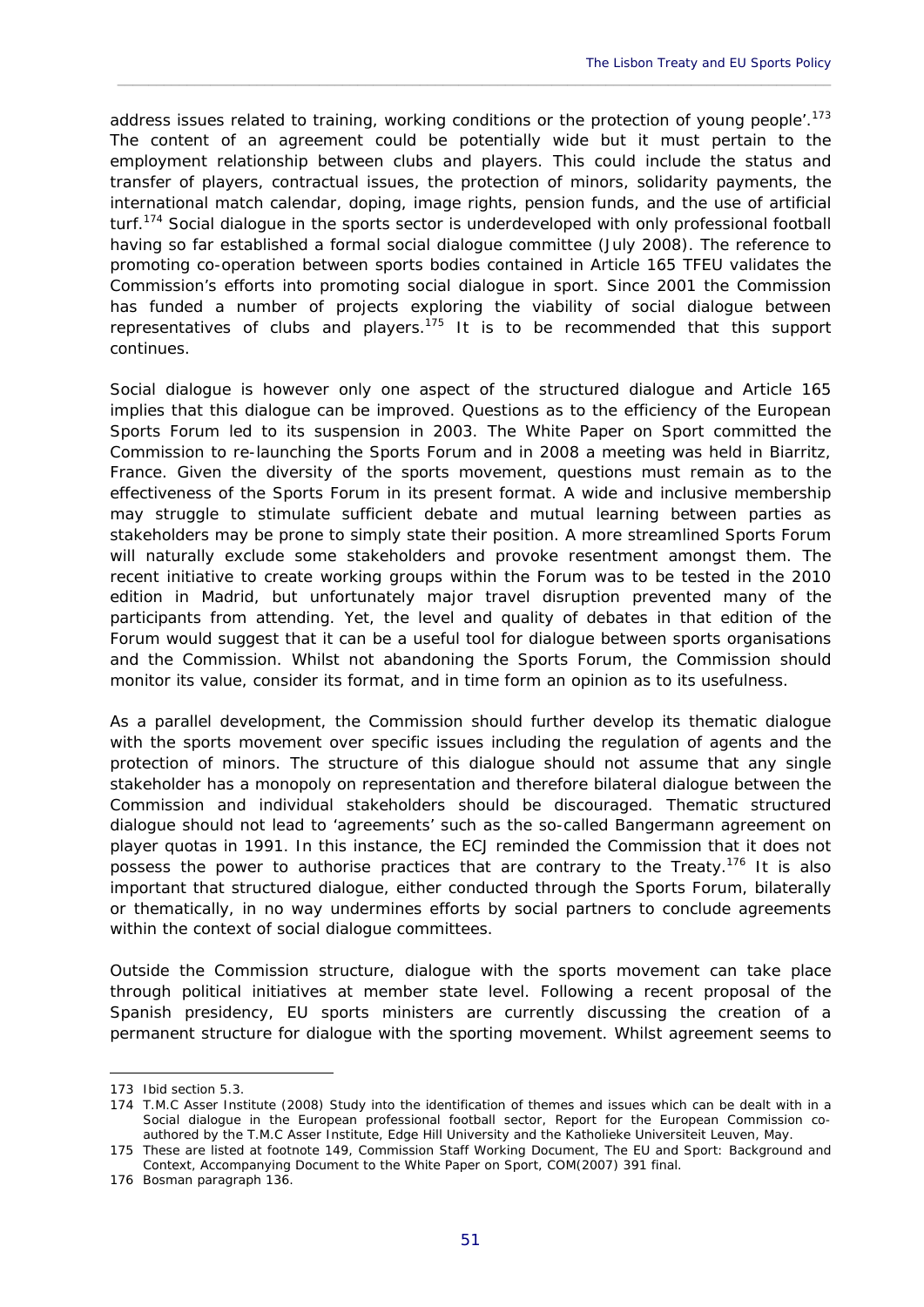address issues related to training, working conditions or the protection of young people'.[173] The content of an agreement could be potentially wide but it must pertain to the employment relationship between clubs and players. This could include the status and transfer of players, contractual issues, the protection of minors, solidarity payments, the international match calendar, doping, image rights, pension funds, and the use of artificial turf.[174] Social dialogue in the sports sector is underdeveloped with only professional football having so far established a formal social dialogue committee (July 2008). The reference to promoting co-operation between sports bodies contained in Article 165 TFEU validates the Commission's efforts into promoting social dialogue in sport. Since 2001 the Commission has funded a number of projects exploring the viability of social dialogue between representatives of clubs and players.[175] It is to be recommended that this support continues.

Social dialogue is however only one aspect of the structured dialogue and Article 165 implies that this dialogue can be improved. Questions as to the efficiency of the European Sports Forum led to its suspension in 2003. The White Paper on Sport committed the Commission to re-launching the Sports Forum and in 2008 a meeting was held in Biarritz, France. Given the diversity of the sports movement, questions must remain as to the effectiveness of the Sports Forum in its present format. A wide and inclusive membership may struggle to stimulate sufficient debate and mutual learning between parties as stakeholders may be prone to simply state their position. A more streamlined Sports Forum will naturally exclude some stakeholders and provoke resentment amongst them. The recent initiative to create working groups within the Forum was to be tested in the 2010 edition in Madrid, but unfortunately major travel disruption prevented many of the participants from attending. Yet, the level and quality of debates in that edition of the Forum would suggest that it can be a useful tool for dialogue between sports organisations and the Commission. Whilst not abandoning the Sports Forum, the Commission should monitor its value, consider its format, and in time form an opinion as to its usefulness.

As a parallel development, the Commission should further develop its thematic dialogue with the sports movement over specific issues including the regulation of agents and the protection of minors. The structure of this dialogue should not assume that any single stakeholder has a monopoly on representation and therefore bilateral dialogue between the Commission and individual stakeholders should be discouraged. Thematic structured dialogue should not lead to 'agreements' such as the so-called Bangermann agreement on player quotas in 1991. In this instance, the ECJ reminded the Commission that it does not possess the power to authorise practices that are contrary to the Treaty.[176] It is also important that structured dialogue, either conducted through the Sports Forum, bilaterally or thematically, in no way undermines efforts by social partners to conclude agreements within the context of social dialogue committees.

Outside the Commission structure, dialogue with the sports movement can take place through political initiatives at member state level. Following a recent proposal of the Spanish presidency, EU sports ministers are currently discussing the creation of a permanent structure for dialogue with the sporting movement. Whilst agreement seems to

---

173 Ibid section 5.3.

174 T.M.C Asser Institute (2008) Study into the identification of themes and issues which can be dealt with in a Social dialogue in the European professional football sector, Report for the European Commission co-authored by the T.M.C Asser Institute, Edge Hill University and the Katholieke Universiteit Leuven, May.

175 These are listed at footnote 149, Commission Staff Working Document, The EU and Sport: Background and Context, Accompanying Document to the White Paper on Sport, COM(2007) 391 final.

176 Bosman paragraph 136.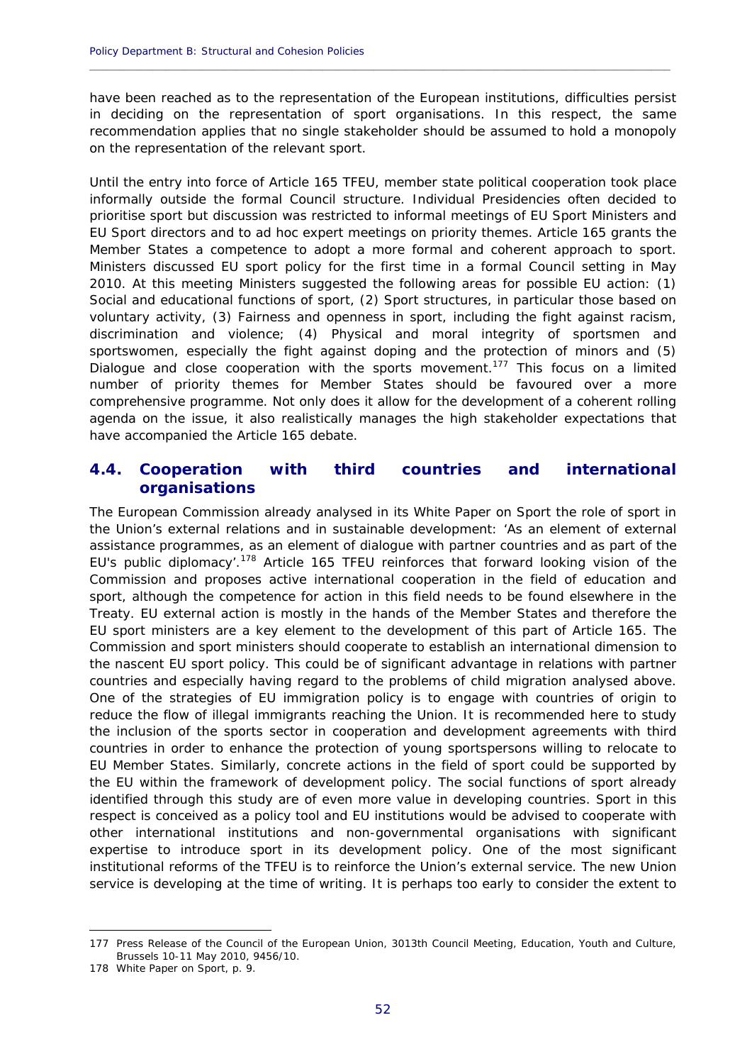have been reached as to the representation of the European institutions, difficulties persist in deciding on the representation of sport organisations. In this respect, the same recommendation applies that no single stakeholder should be assumed to hold a monopoly on the representation of the relevant sport.

Until the entry into force of Article 165 TFEU, member state political cooperation took place informally outside the formal Council structure. Individual Presidencies often decided to prioritise sport but discussion was restricted to informal meetings of EU Sport Ministers and EU Sport directors and to ad hoc expert meetings on priority themes. Article 165 grants the Member States a competence to adopt a more formal and coherent approach to sport. Ministers discussed EU sport policy for the first time in a formal Council setting in May 2010. At this meeting Ministers suggested the following areas for possible EU action: (1) Social and educational functions of sport, (2) Sport structures, in particular those based on voluntary activity, (3) Fairness and openness in sport, including the fight against racism, discrimination and violence; (4) Physical and moral integrity of sportsmen and sportswomen, especially the fight against doping and the protection of minors and (5) Dialogue and close cooperation with the sports movement.[177] This focus on a limited number of priority themes for Member States should be favoured over a more comprehensive programme. Not only does it allow for the development of a coherent rolling agenda on the issue, it also realistically manages the high stakeholder expectations that have accompanied the Article 165 debate.

## 4.4. Cooperation with third countries and international organisations

The European Commission already analysed in its White Paper on Sport the role of sport in the Union's external relations and in sustainable development: 'As an element of external assistance programmes, as an element of dialogue with partner countries and as part of the EU's public diplomacy'.[178] Article 165 TFEU reinforces that forward looking vision of the Commission and proposes active international cooperation in the field of education and sport, although the competence for action in this field needs to be found elsewhere in the Treaty. EU external action is mostly in the hands of the Member States and therefore the EU sport ministers are a key element to the development of this part of Article 165. The Commission and sport ministers should cooperate to establish an international dimension to the nascent EU sport policy. This could be of significant advantage in relations with partner countries and especially having regard to the problems of child migration analysed above. One of the strategies of EU immigration policy is to engage with countries of origin to reduce the flow of illegal immigrants reaching the Union. It is recommended here to study the inclusion of the sports sector in cooperation and development agreements with third countries in order to enhance the protection of young sportspersons willing to relocate to EU Member States. Similarly, concrete actions in the field of sport could be supported by the EU within the framework of development policy. The social functions of sport already identified through this study are of even more value in developing countries. Sport in this respect is conceived as a policy tool and EU institutions would be advised to cooperate with other international institutions and non-governmental organisations with significant expertise to introduce sport in its development policy. One of the most significant institutional reforms of the TFEU is to reinforce the Union's external service. The new Union service is developing at the time of writing. It is perhaps too early to consider the extent to

---

177 Press Release of the Council of the European Union, 3013th Council Meeting, Education, Youth and Culture, Brussels 10-11 May 2010, 9456/10.

178 White Paper on Sport, p. 9.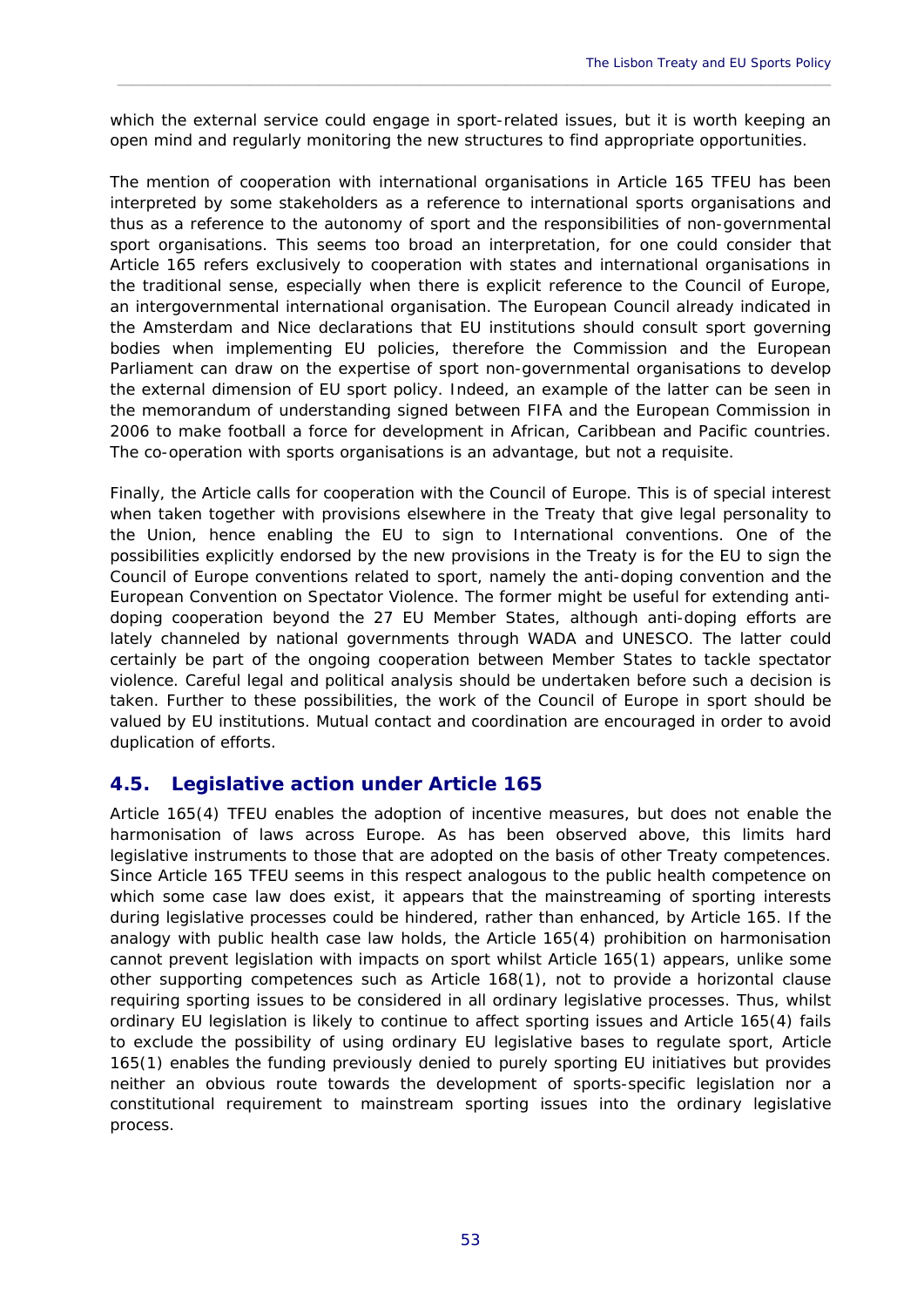which the external service could engage in sport-related issues, but it is worth keeping an open mind and regularly monitoring the new structures to find appropriate opportunities.

The mention of cooperation with international organisations in Article 165 TFEU has been interpreted by some stakeholders as a reference to international sports organisations and thus as a reference to the autonomy of sport and the responsibilities of non-governmental sport organisations. This seems too broad an interpretation, for one could consider that Article 165 refers exclusively to cooperation with states and international organisations in the traditional sense, especially when there is explicit reference to the Council of Europe, an intergovernmental international organisation. The European Council already indicated in the Amsterdam and Nice declarations that EU institutions should consult sport governing bodies when implementing EU policies, therefore the Commission and the European Parliament can draw on the expertise of sport non-governmental organisations to develop the external dimension of EU sport policy. Indeed, an example of the latter can be seen in the memorandum of understanding signed between FIFA and the European Commission in 2006 to make football a force for development in African, Caribbean and Pacific countries. The co-operation with sports organisations is an advantage, but not a requisite.

Finally, the Article calls for cooperation with the Council of Europe. This is of special interest when taken together with provisions elsewhere in the Treaty that give legal personality to the Union, hence enabling the EU to sign to International conventions. One of the possibilities explicitly endorsed by the new provisions in the Treaty is for the EU to sign the Council of Europe conventions related to sport, namely the anti-doping convention and the European Convention on Spectator Violence. The former might be useful for extending anti-doping cooperation beyond the 27 EU Member States, although anti-doping efforts are lately channeled by national governments through WADA and UNESCO. The latter could certainly be part of the ongoing cooperation between Member States to tackle spectator violence. Careful legal and political analysis should be undertaken before such a decision is taken. Further to these possibilities, the work of the Council of Europe in sport should be valued by EU institutions. Mutual contact and coordination are encouraged in order to avoid duplication of efforts.

## 4.5. Legislative action under Article 165

Article 165(4) TFEU enables the adoption of incentive measures, but does not enable the harmonisation of laws across Europe. As has been observed above, this limits hard legislative instruments to those that are adopted on the basis of other Treaty competences. Since Article 165 TFEU seems in this respect analogous to the public health competence on which some case law does exist, it appears that the mainstreaming of sporting interests during legislative processes could be hindered, rather than enhanced, by Article 165. If the analogy with public health case law holds, the Article 165(4) prohibition on harmonisation cannot prevent legislation with impacts on sport whilst Article 165(1) appears, unlike some other supporting competences such as Article 168(1), not to provide a horizontal clause requiring sporting issues to be considered in all ordinary legislative processes. Thus, whilst ordinary EU legislation is likely to continue to affect sporting issues and Article 165(4) fails to exclude the possibility of using ordinary EU legislative bases to regulate sport, Article 165(1) enables the funding previously denied to purely sporting EU initiatives but provides neither an obvious route towards the development of sports-specific legislation nor a constitutional requirement to mainstream sporting issues into the ordinary legislative process.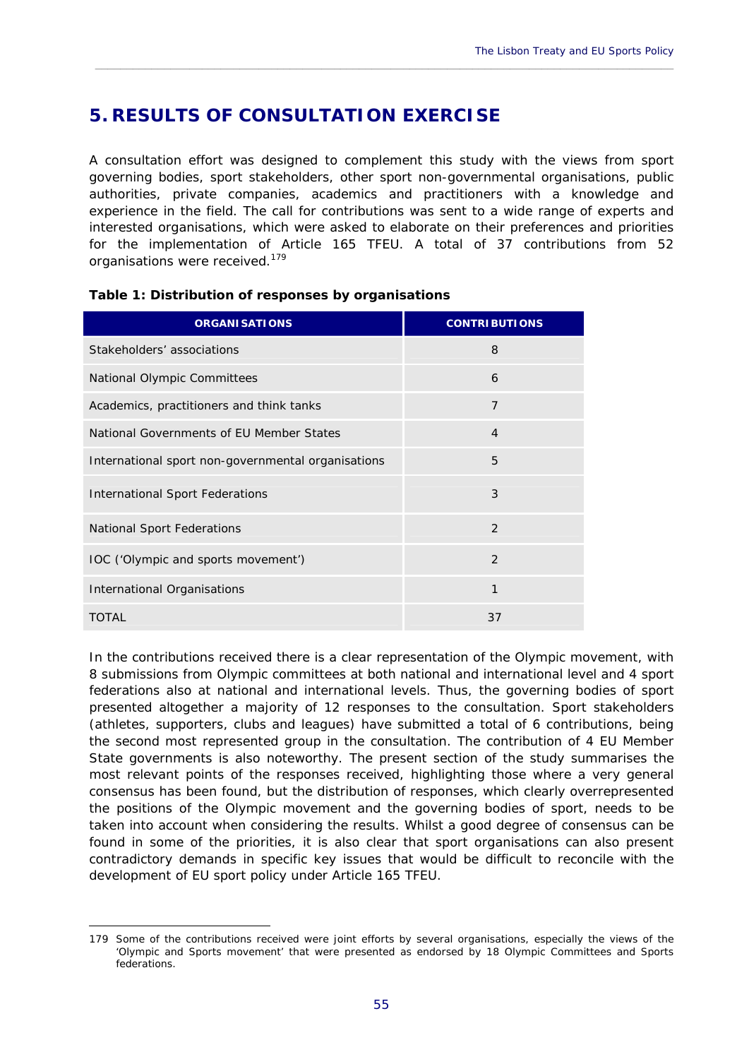# 5. RESULTS OF CONSULTATION EXERCISE

A consultation effort was designed to complement this study with the views from sport governing bodies, sport stakeholders, other sport non-governmental organisations, public authorities, private companies, academics and practitioners with a knowledge and experience in the field. The call for contributions was sent to a wide range of experts and interested organisations, which were asked to elaborate on their preferences and priorities for the implementation of Article 165 TFEU. A total of 37 contributions from 52 organisations were received.[179]

**Table 1: Distribution of responses by organisations**

| ORGANISATIONS | CONTRIBUTIONS |
|---|---|
| Stakeholders' associations | 8 |
| National Olympic Committees | 6 |
| Academics, practitioners and think tanks | 7 |
| National Governments of EU Member States | 4 |
| International sport non-governmental organisations | 5 |
| International Sport Federations | 3 |
| National Sport Federations | 2 |
| IOC ('Olympic and sports movement') | 2 |
| International Organisations | 1 |
| TOTAL | 37 |

In the contributions received there is a clear representation of the Olympic movement, with 8 submissions from Olympic committees at both national and international level and 4 sport federations also at national and international levels. Thus, the governing bodies of sport presented altogether a majority of 12 responses to the consultation. Sport stakeholders (athletes, supporters, clubs and leagues) have submitted a total of 6 contributions, being the second most represented group in the consultation. The contribution of 4 EU Member State governments is also noteworthy. The present section of the study summarises the most relevant points of the responses received, highlighting those where a very general consensus has been found, but the distribution of responses, which clearly overrepresented the positions of the Olympic movement and the governing bodies of sport, needs to be taken into account when considering the results. Whilst a good degree of consensus can be found in some of the priorities, it is also clear that sport organisations can also present contradictory demands in specific key issues that would be difficult to reconcile with the development of EU sport policy under Article 165 TFEU.

---

179 Some of the contributions received were joint efforts by several organisations, especially the views of the 'Olympic and Sports movement' that were presented as endorsed by 18 Olympic Committees and Sports federations.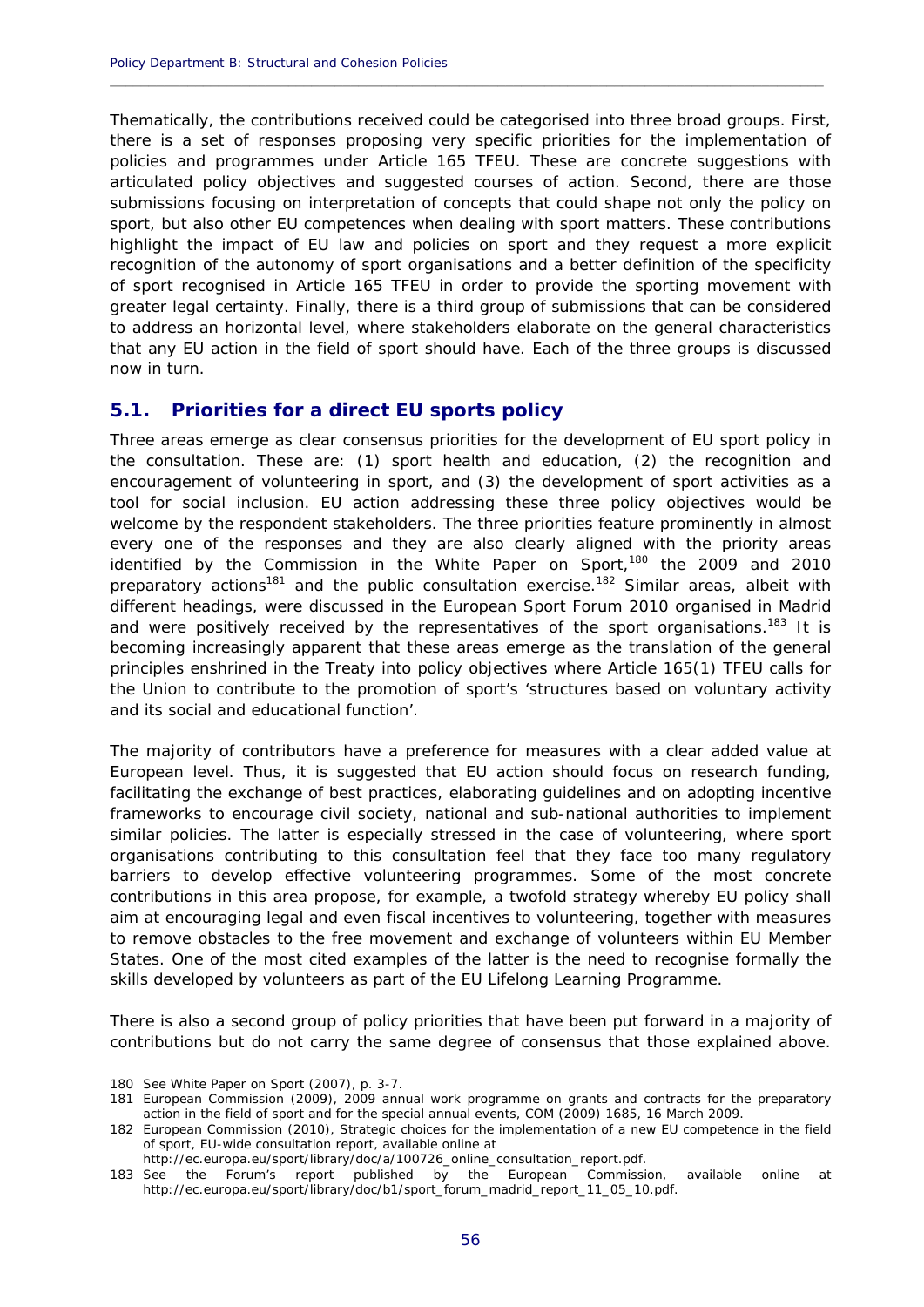Thematically, the contributions received could be categorised into three broad groups. First, there is a set of responses proposing very specific priorities for the implementation of policies and programmes under Article 165 TFEU. These are concrete suggestions with articulated policy objectives and suggested courses of action. Second, there are those submissions focusing on interpretation of concepts that could shape not only the policy on sport, but also other EU competences when dealing with sport matters. These contributions highlight the impact of EU law and policies on sport and they request a more explicit recognition of the autonomy of sport organisations and a better definition of the specificity of sport recognised in Article 165 TFEU in order to provide the sporting movement with greater legal certainty. Finally, there is a third group of submissions that can be considered to address an horizontal level, where stakeholders elaborate on the general characteristics that any EU action in the field of sport should have. Each of the three groups is discussed now in turn.

## 5.1. Priorities for a direct EU sports policy

Three areas emerge as clear consensus priorities for the development of EU sport policy in the consultation. These are: (1) sport health and education, (2) the recognition and encouragement of volunteering in sport, and (3) the development of sport activities as a tool for social inclusion. EU action addressing these three policy objectives would be welcome by the respondent stakeholders. The three priorities feature prominently in almost every one of the responses and they are also clearly aligned with the priority areas identified by the Commission in the White Paper on Sport,[180] the 2009 and 2010 preparatory actions[181] and the public consultation exercise.[182] Similar areas, albeit with different headings, were discussed in the European Sport Forum 2010 organised in Madrid and were positively received by the representatives of the sport organisations.[183] It is becoming increasingly apparent that these areas emerge as the translation of the general principles enshrined in the Treaty into policy objectives where Article 165(1) TFEU calls for the Union to contribute to the promotion of sport's 'structures based on voluntary activity and its social and educational function'.

The majority of contributors have a preference for measures with a clear added value at European level. Thus, it is suggested that EU action should focus on research funding, facilitating the exchange of best practices, elaborating guidelines and on adopting incentive frameworks to encourage civil society, national and sub-national authorities to implement similar policies. The latter is especially stressed in the case of volunteering, where sport organisations contributing to this consultation feel that they face too many regulatory barriers to develop effective volunteering programmes. Some of the most concrete contributions in this area propose, for example, a twofold strategy whereby EU policy shall aim at encouraging legal and even fiscal incentives to volunteering, together with measures to remove obstacles to the free movement and exchange of volunteers within EU Member States. One of the most cited examples of the latter is the need to recognise formally the skills developed by volunteers as part of the EU Lifelong Learning Programme.

There is also a second group of policy priorities that have been put forward in a majority of contributions but do not carry the same degree of consensus that those explained above.

---

180 See White Paper on Sport (2007), p. 3-7.

181 European Commission (2009), 2009 annual work programme on grants and contracts for the preparatory action in the field of sport and for the special annual events, COM (2009) 1685, 16 March 2009.

182 European Commission (2010), Strategic choices for the implementation of a new EU competence in the field of sport, EU-wide consultation report, available online at http://ec.europa.eu/sport/library/doc/a/100726_online_consultation_report.pdf.

183 See the Forum's report published by the European Commission, available online at http://ec.europa.eu/sport/library/doc/b1/sport_forum_madrid_report_11_05_10.pdf.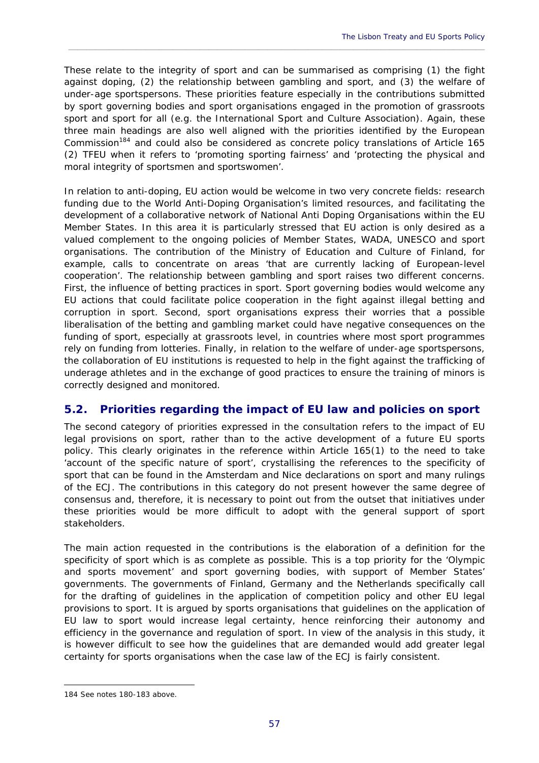These relate to the integrity of sport and can be summarised as comprising (1) the fight against doping, (2) the relationship between gambling and sport, and (3) the welfare of under-age sportspersons. These priorities feature especially in the contributions submitted by sport governing bodies and sport organisations engaged in the promotion of grassroots sport and sport for all (e.g. the International Sport and Culture Association). Again, these three main headings are also well aligned with the priorities identified by the European Commission[184] and could also be considered as concrete policy translations of Article 165 (2) TFEU when it refers to 'promoting sporting fairness' and 'protecting the physical and moral integrity of sportsmen and sportswomen'.

In relation to anti-doping, EU action would be welcome in two very concrete fields: research funding due to the World Anti-Doping Organisation's limited resources, and facilitating the development of a collaborative network of National Anti Doping Organisations within the EU Member States. In this area it is particularly stressed that EU action is only desired as a valued complement to the ongoing policies of Member States, WADA, UNESCO and sport organisations. The contribution of the Ministry of Education and Culture of Finland, for example, calls to concentrate on areas 'that are currently lacking of European-level cooperation'. The relationship between gambling and sport raises two different concerns. First, the influence of betting practices in sport. Sport governing bodies would welcome any EU actions that could facilitate police cooperation in the fight against illegal betting and corruption in sport. Second, sport organisations express their worries that a possible liberalisation of the betting and gambling market could have negative consequences on the funding of sport, especially at grassroots level, in countries where most sport programmes rely on funding from lotteries. Finally, in relation to the welfare of under-age sportspersons, the collaboration of EU institutions is requested to help in the fight against the trafficking of underage athletes and in the exchange of good practices to ensure the training of minors is correctly designed and monitored.

## 5.2. Priorities regarding the impact of EU law and policies on sport

The second category of priorities expressed in the consultation refers to the impact of EU legal provisions on sport, rather than to the active development of a future EU sports policy. This clearly originates in the reference within Article 165(1) to the need to take 'account of the specific nature of sport', crystallising the references to the specificity of sport that can be found in the Amsterdam and Nice declarations on sport and many rulings of the ECJ. The contributions in this category do not present however the same degree of consensus and, therefore, it is necessary to point out from the outset that initiatives under these priorities would be more difficult to adopt with the general support of sport stakeholders.

The main action requested in the contributions is the elaboration of a definition for the specificity of sport which is as complete as possible. This is a top priority for the 'Olympic and sports movement' and sport governing bodies, with support of Member States' governments. The governments of Finland, Germany and the Netherlands specifically call for the drafting of guidelines in the application of competition policy and other EU legal provisions to sport. It is argued by sports organisations that guidelines on the application of EU law to sport would increase legal certainty, hence reinforcing their autonomy and efficiency in the governance and regulation of sport. In view of the analysis in this study, it is however difficult to see how the guidelines that are demanded would add greater legal certainty for sports organisations when the case law of the ECJ is fairly consistent.

---

184 See notes 180-183 above.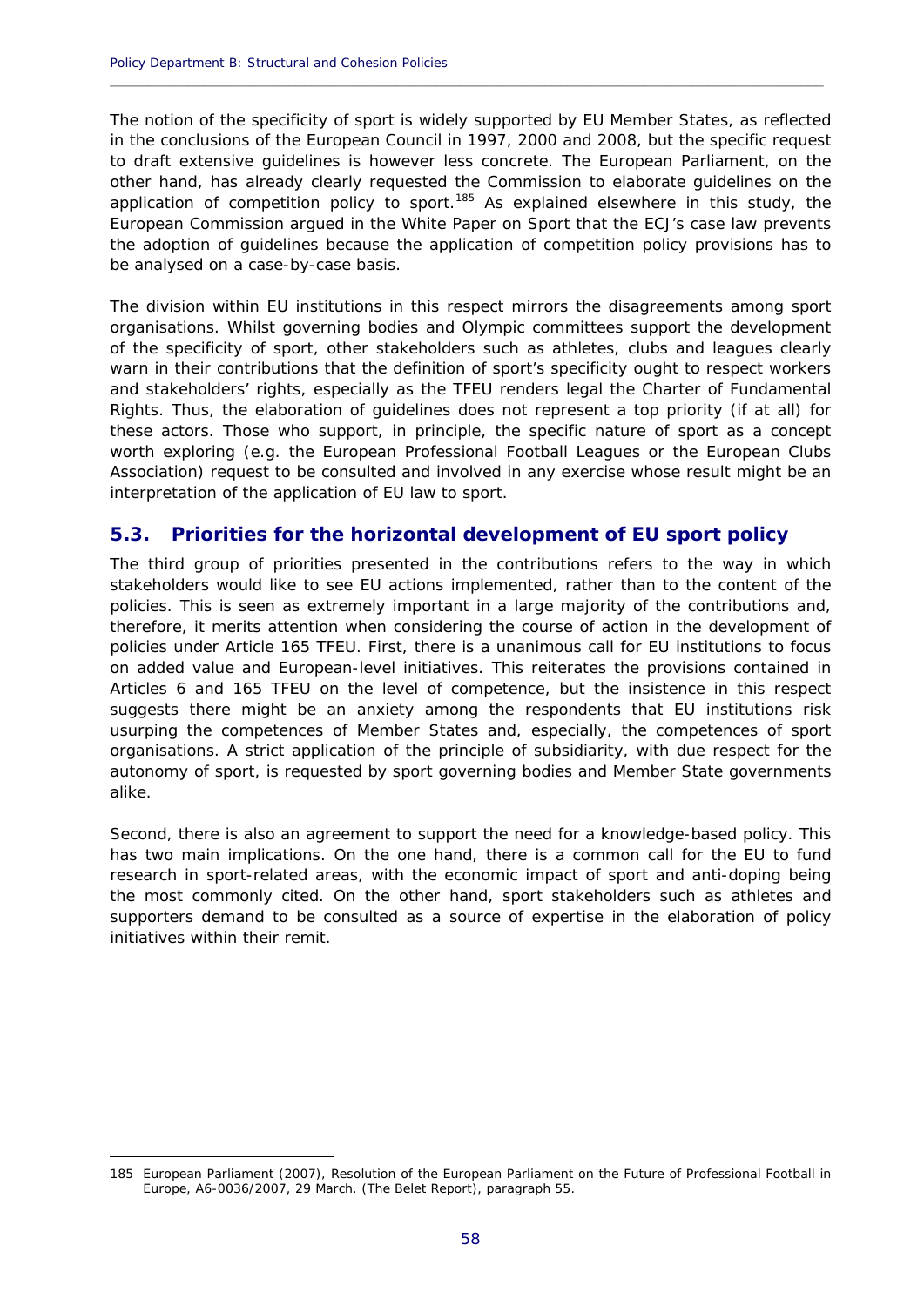The notion of the specificity of sport is widely supported by EU Member States, as reflected in the conclusions of the European Council in 1997, 2000 and 2008, but the specific request to draft extensive guidelines is however less concrete. The European Parliament, on the other hand, has already clearly requested the Commission to elaborate guidelines on the application of competition policy to sport.[185] As explained elsewhere in this study, the European Commission argued in the White Paper on Sport that the ECJ's case law prevents the adoption of guidelines because the application of competition policy provisions has to be analysed on a case-by-case basis.

The division within EU institutions in this respect mirrors the disagreements among sport organisations. Whilst governing bodies and Olympic committees support the development of the specificity of sport, other stakeholders such as athletes, clubs and leagues clearly warn in their contributions that the definition of sport's specificity ought to respect workers and stakeholders' rights, especially as the TFEU renders legal the Charter of Fundamental Rights. Thus, the elaboration of guidelines does not represent a top priority (if at all) for these actors. Those who support, in principle, the specific nature of sport as a concept worth exploring (e.g. the European Professional Football Leagues or the European Clubs Association) request to be consulted and involved in any exercise whose result might be an interpretation of the application of EU law to sport.

## 5.3. Priorities for the horizontal development of EU sport policy

The third group of priorities presented in the contributions refers to the way in which stakeholders would like to see EU actions implemented, rather than to the content of the policies. This is seen as extremely important in a large majority of the contributions and, therefore, it merits attention when considering the course of action in the development of policies under Article 165 TFEU. First, there is a unanimous call for EU institutions to focus on added value and European-level initiatives. This reiterates the provisions contained in Articles 6 and 165 TFEU on the level of competence, but the insistence in this respect suggests there might be an anxiety among the respondents that EU institutions risk usurping the competences of Member States and, especially, the competences of sport organisations. A strict application of the principle of subsidiarity, with due respect for the autonomy of sport, is requested by sport governing bodies and Member State governments alike.

Second, there is also an agreement to support the need for a knowledge-based policy. This has two main implications. On the one hand, there is a common call for the EU to fund research in sport-related areas, with the economic impact of sport and anti-doping being the most commonly cited. On the other hand, sport stakeholders such as athletes and supporters demand to be consulted as a source of expertise in the elaboration of policy initiatives within their remit.

---

185 European Parliament (2007), Resolution of the European Parliament on the Future of Professional Football in Europe, A6-0036/2007, 29 March. (The Belet Report), paragraph 55.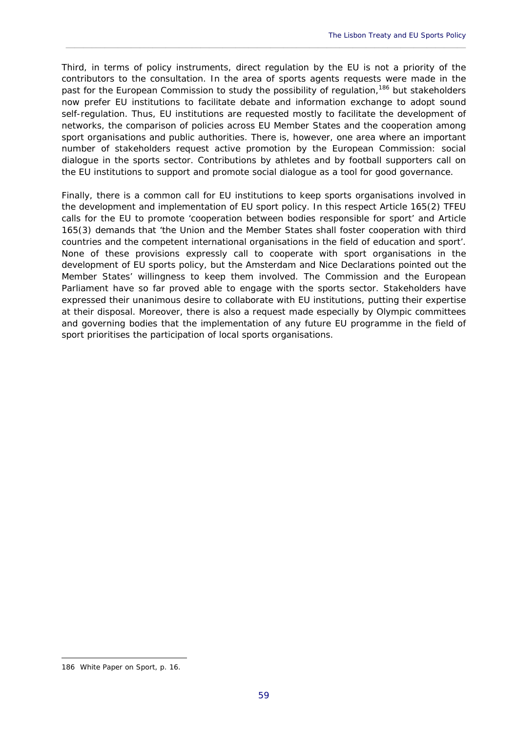Third, in terms of policy instruments, direct regulation by the EU is not a priority of the contributors to the consultation. In the area of sports agents requests were made in the past for the European Commission to study the possibility of regulation,[186] but stakeholders now prefer EU institutions to facilitate debate and information exchange to adopt sound self-regulation. Thus, EU institutions are requested mostly to facilitate the development of networks, the comparison of policies across EU Member States and the cooperation among sport organisations and public authorities. There is, however, one area where an important number of stakeholders request active promotion by the European Commission: social dialogue in the sports sector. Contributions by athletes and by football supporters call on the EU institutions to support and promote social dialogue as a tool for good governance.

Finally, there is a common call for EU institutions to keep sports organisations involved in the development and implementation of EU sport policy. In this respect Article 165(2) TFEU calls for the EU to promote 'cooperation between bodies responsible for sport' and Article 165(3) demands that 'the Union and the Member States shall foster cooperation with third countries and the competent international organisations in the field of education and sport'. None of these provisions expressly call to cooperate with sport organisations in the development of EU sports policy, but the Amsterdam and Nice Declarations pointed out the Member States' willingness to keep them involved. The Commission and the European Parliament have so far proved able to engage with the sports sector. Stakeholders have expressed their unanimous desire to collaborate with EU institutions, putting their expertise at their disposal. Moreover, there is also a request made especially by Olympic committees and governing bodies that the implementation of any future EU programme in the field of sport prioritises the participation of local sports organisations.

---

186 *White Paper on Sport*, p. 16.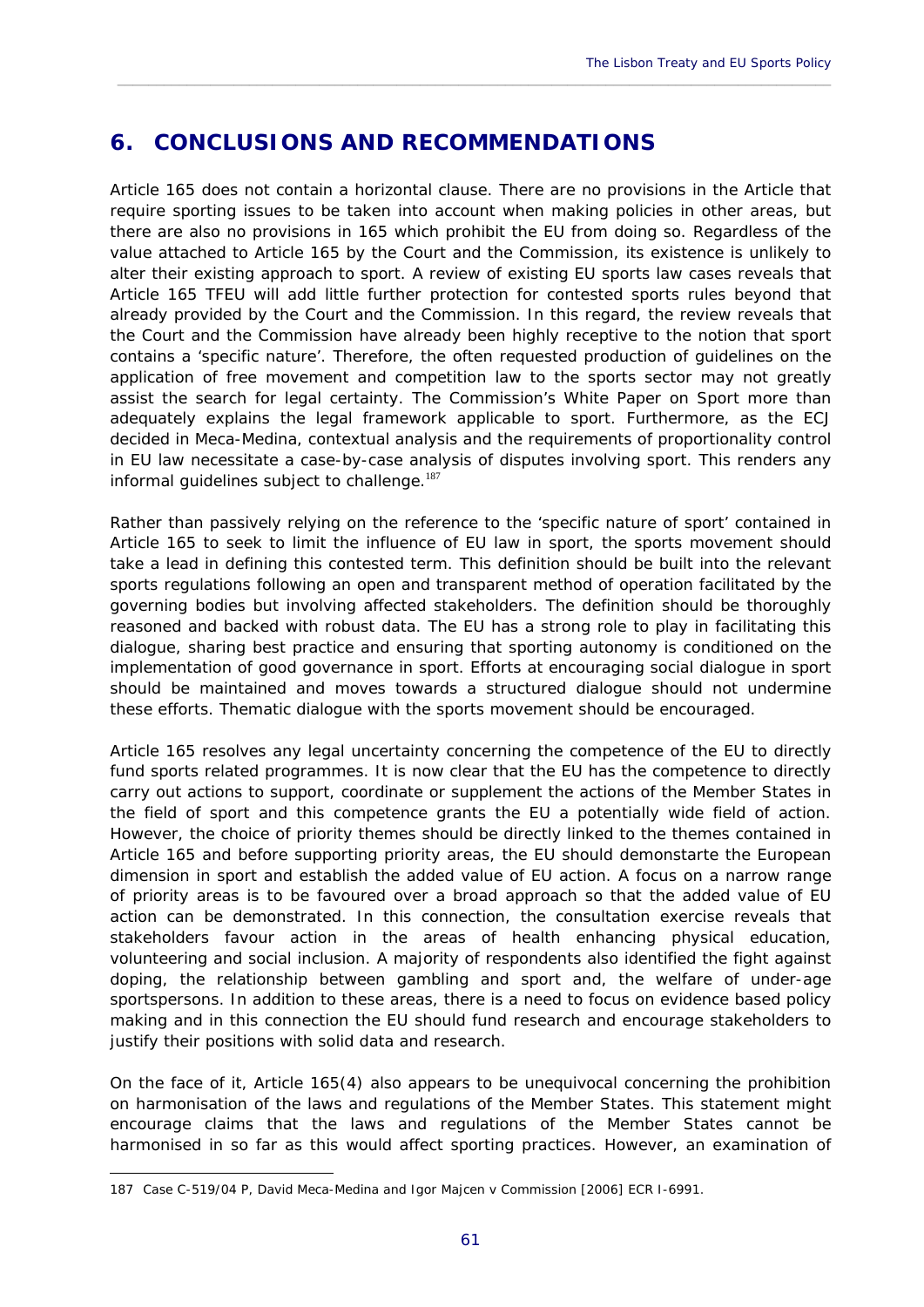## 6. CONCLUSIONS AND RECOMMENDATIONS

Article 165 does not contain a horizontal clause. There are no provisions in the Article that require sporting issues to be taken into account when making policies in other areas, but there are also no provisions in 165 which prohibit the EU from doing so. Regardless of the value attached to Article 165 by the Court and the Commission, its existence is unlikely to alter their existing approach to sport. A review of existing EU sports law cases reveals that Article 165 TFEU will add little further protection for contested sports rules beyond that already provided by the Court and the Commission. In this regard, the review reveals that the Court and the Commission have already been highly receptive to the notion that sport contains a 'specific nature'. Therefore, the often requested production of guidelines on the application of free movement and competition law to the sports sector may not greatly assist the search for legal certainty. The Commission's White Paper on Sport more than adequately explains the legal framework applicable to sport. Furthermore, as the ECJ decided in Meca-Medina, contextual analysis and the requirements of proportionality control in EU law necessitate a case-by-case analysis of disputes involving sport. This renders any informal guidelines subject to challenge.[187]

Rather than passively relying on the reference to the 'specific nature of sport' contained in Article 165 to seek to limit the influence of EU law in sport, the sports movement should take a lead in defining this contested term. This definition should be built into the relevant sports regulations following an open and transparent method of operation facilitated by the governing bodies but involving affected stakeholders. The definition should be thoroughly reasoned and backed with robust data. The EU has a strong role to play in facilitating this dialogue, sharing best practice and ensuring that sporting autonomy is conditioned on the implementation of good governance in sport. Efforts at encouraging social dialogue in sport should be maintained and moves towards a structured dialogue should not undermine these efforts. Thematic dialogue with the sports movement should be encouraged.

Article 165 resolves any legal uncertainty concerning the competence of the EU to directly fund sports related programmes. It is now clear that the EU has the competence to directly carry out actions to support, coordinate or supplement the actions of the Member States in the field of sport and this competence grants the EU a potentially wide field of action. However, the choice of priority themes should be directly linked to the themes contained in Article 165 and before supporting priority areas, the EU should demonstarte the European dimension in sport and establish the added value of EU action. A focus on a narrow range of priority areas is to be favoured over a broad approach so that the added value of EU action can be demonstrated. In this connection, the consultation exercise reveals that stakeholders favour action in the areas of health enhancing physical education, volunteering and social inclusion. A majority of respondents also identified the fight against doping, the relationship between gambling and sport and, the welfare of under-age sportspersons. In addition to these areas, there is a need to focus on evidence based policy making and in this connection the EU should fund research and encourage stakeholders to justify their positions with solid data and research.

On the face of it, Article 165(4) also appears to be unequivocal concerning the prohibition on harmonisation of the laws and regulations of the Member States. This statement might encourage claims that the laws and regulations of the Member States cannot be harmonised in so far as this would affect sporting practices. However, an examination of

---

187 Case C-519/04 P, David Meca-Medina and Igor Majcen v Commission [2006] ECR I-6991.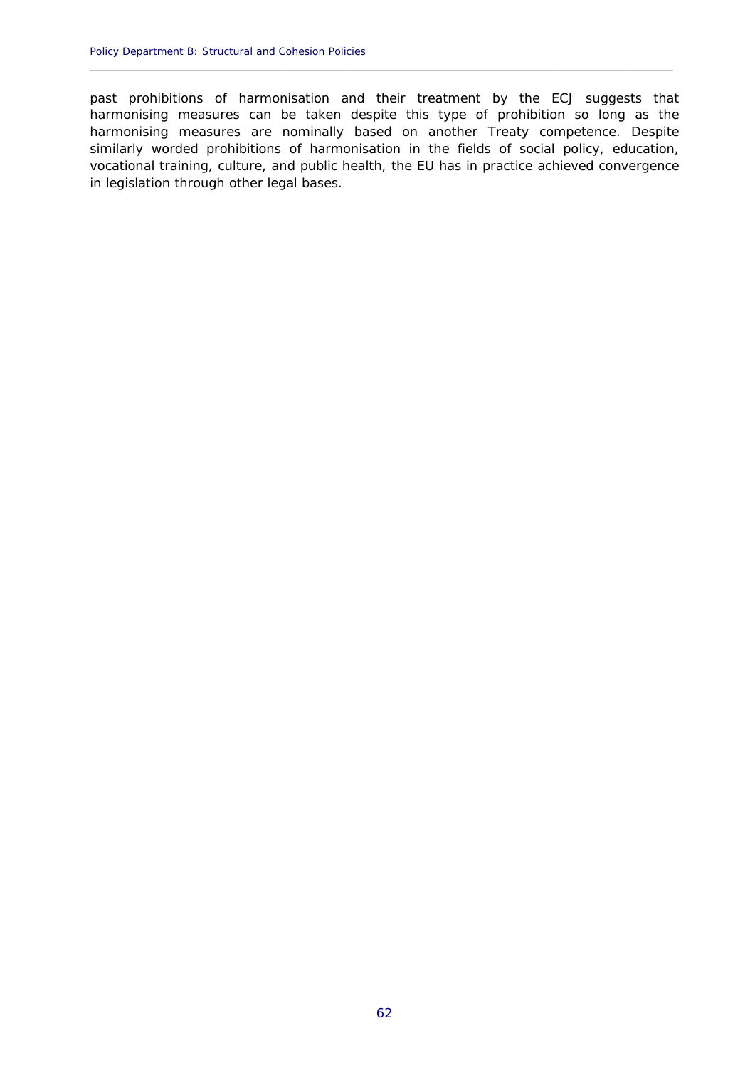past prohibitions of harmonisation and their treatment by the ECJ suggests that harmonising measures can be taken despite this type of prohibition so long as the harmonising measures are nominally based on another Treaty competence. Despite similarly worded prohibitions of harmonisation in the fields of social policy, education, vocational training, culture, and public health, the EU has in practice achieved convergence in legislation through other legal bases.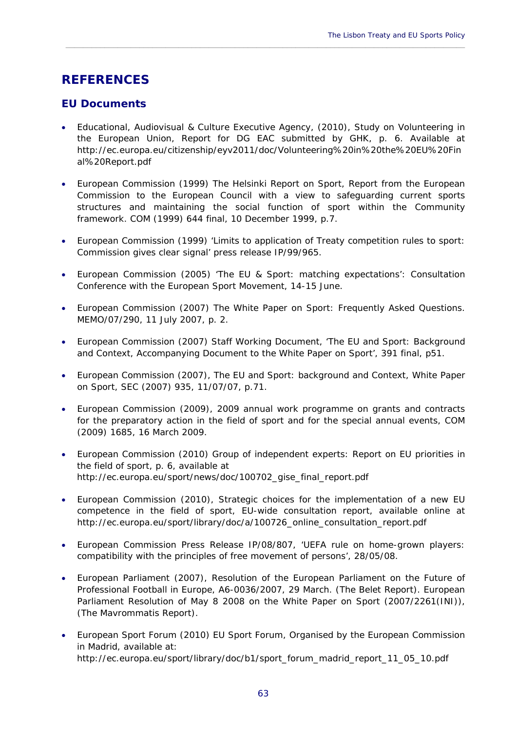# REFERENCES

## EU Documents

- Educational, Audiovisual & Culture Executive Agency, (2010), Study on Volunteering in the European Union, Report for DG EAC submitted by GHK, p. 6. Available at http://ec.europa.eu/citizenship/eyv2011/doc/Volunteering%20in%20the%20EU%20Final%20Report.pdf

- European Commission (1999) The Helsinki Report on Sport, Report from the European Commission to the European Council with a view to safeguarding current sports structures and maintaining the social function of sport within the Community framework. COM (1999) 644 final, 10 December 1999, p.7.

- European Commission (1999) 'Limits to application of Treaty competition rules to sport: Commission gives clear signal' press release IP/99/965.

- European Commission (2005) 'The EU & Sport: matching expectations': Consultation Conference with the European Sport Movement, 14-15 June.

- European Commission (2007) The White Paper on Sport: Frequently Asked Questions. MEMO/07/290, 11 July 2007, p. 2.

- European Commission (2007) Staff Working Document, 'The EU and Sport: Background and Context, Accompanying Document to the White Paper on Sport', 391 final, p51.

- European Commission (2007), The EU and Sport: background and Context, White Paper on Sport, SEC (2007) 935, 11/07/07, p.71.

- European Commission (2009), 2009 annual work programme on grants and contracts for the preparatory action in the field of sport and for the special annual events, COM (2009) 1685, 16 March 2009.

- European Commission (2010) Group of independent experts: Report on EU priorities in the field of sport, p. 6, available at http://ec.europa.eu/sport/news/doc/100702_gise_final_report.pdf

- European Commission (2010), Strategic choices for the implementation of a new EU competence in the field of sport, EU-wide consultation report, available online at http://ec.europa.eu/sport/library/doc/a/100726_online_consultation_report.pdf

- European Commission Press Release IP/08/807, 'UEFA rule on home-grown players: compatibility with the principles of free movement of persons', 28/05/08.

- European Parliament (2007), Resolution of the European Parliament on the Future of Professional Football in Europe, A6-0036/2007, 29 March. (The Belet Report). European Parliament Resolution of May 8 2008 on the White Paper on Sport (2007/2261(INI)), (The Mavrommatis Report).

- European Sport Forum (2010) EU Sport Forum, Organised by the European Commission in Madrid, available at: http://ec.europa.eu/sport/library/doc/b1/sport_forum_madrid_report_11_05_10.pdf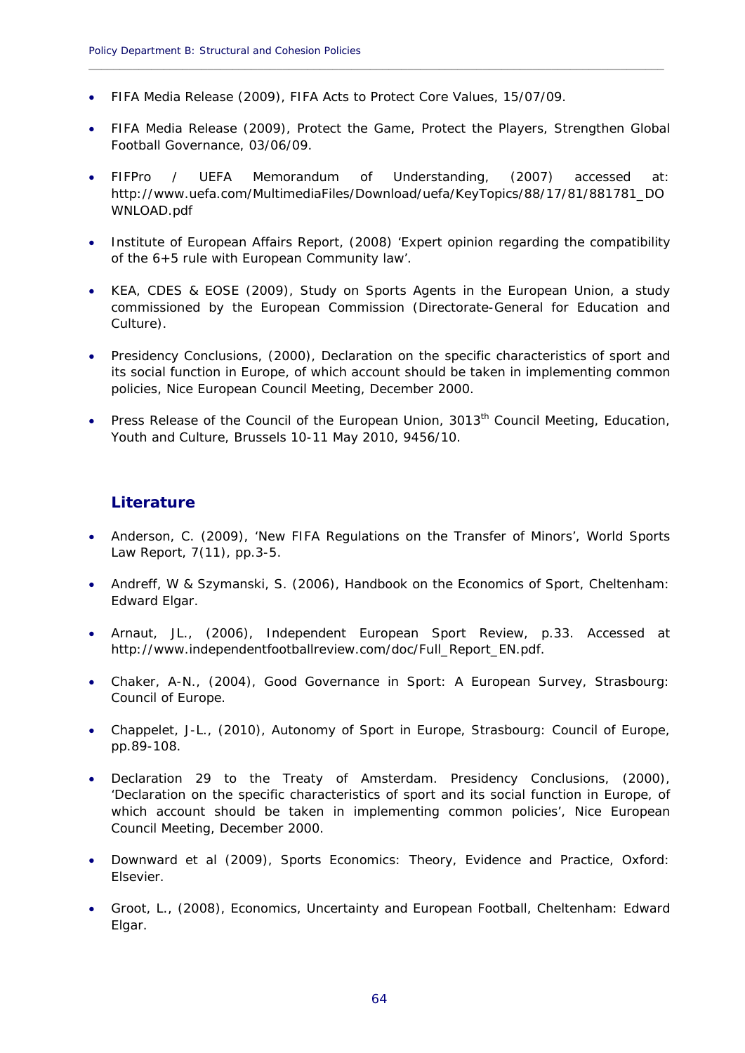- FIFA Media Release (2009), FIFA Acts to Protect Core Values, 15/07/09.
- FIFA Media Release (2009), Protect the Game, Protect the Players, Strengthen Global Football Governance, 03/06/09.
- FIFPro / UEFA Memorandum of Understanding, (2007) accessed at: http://www.uefa.com/MultimediaFiles/Download/uefa/KeyTopics/88/17/81/881781_DOWNLOAD.pdf
- Institute of European Affairs Report, (2008) 'Expert opinion regarding the compatibility of the 6+5 rule with European Community law'.
- KEA, CDES & EOSE (2009), Study on Sports Agents in the European Union, a study commissioned by the European Commission (Directorate-General for Education and Culture).
- Presidency Conclusions, (2000), Declaration on the specific characteristics of sport and its social function in Europe, of which account should be taken in implementing common policies, Nice European Council Meeting, December 2000.
- Press Release of the Council of the European Union, 3013th Council Meeting, Education, Youth and Culture, Brussels 10-11 May 2010, 9456/10.

## Literature

- Anderson, C. (2009), 'New FIFA Regulations on the Transfer of Minors', World Sports Law Report, 7(11), pp.3-5.
- Andreff, W & Szymanski, S. (2006), Handbook on the Economics of Sport, Cheltenham: Edward Elgar.
- Arnaut, JL., (2006), Independent European Sport Review, p.33. Accessed at http://www.independentfootballreview.com/doc/Full_Report_EN.pdf.
- Chaker, A-N., (2004), Good Governance in Sport: A European Survey, Strasbourg: Council of Europe.
- Chappelet, J-L., (2010), Autonomy of Sport in Europe, Strasbourg: Council of Europe, pp.89-108.
- Declaration 29 to the Treaty of Amsterdam. Presidency Conclusions, (2000), 'Declaration on the specific characteristics of sport and its social function in Europe, of which account should be taken in implementing common policies', Nice European Council Meeting, December 2000.
- Downward et al (2009), Sports Economics: Theory, Evidence and Practice, Oxford: Elsevier.
- Groot, L., (2008), Economics, Uncertainty and European Football, Cheltenham: Edward Elgar.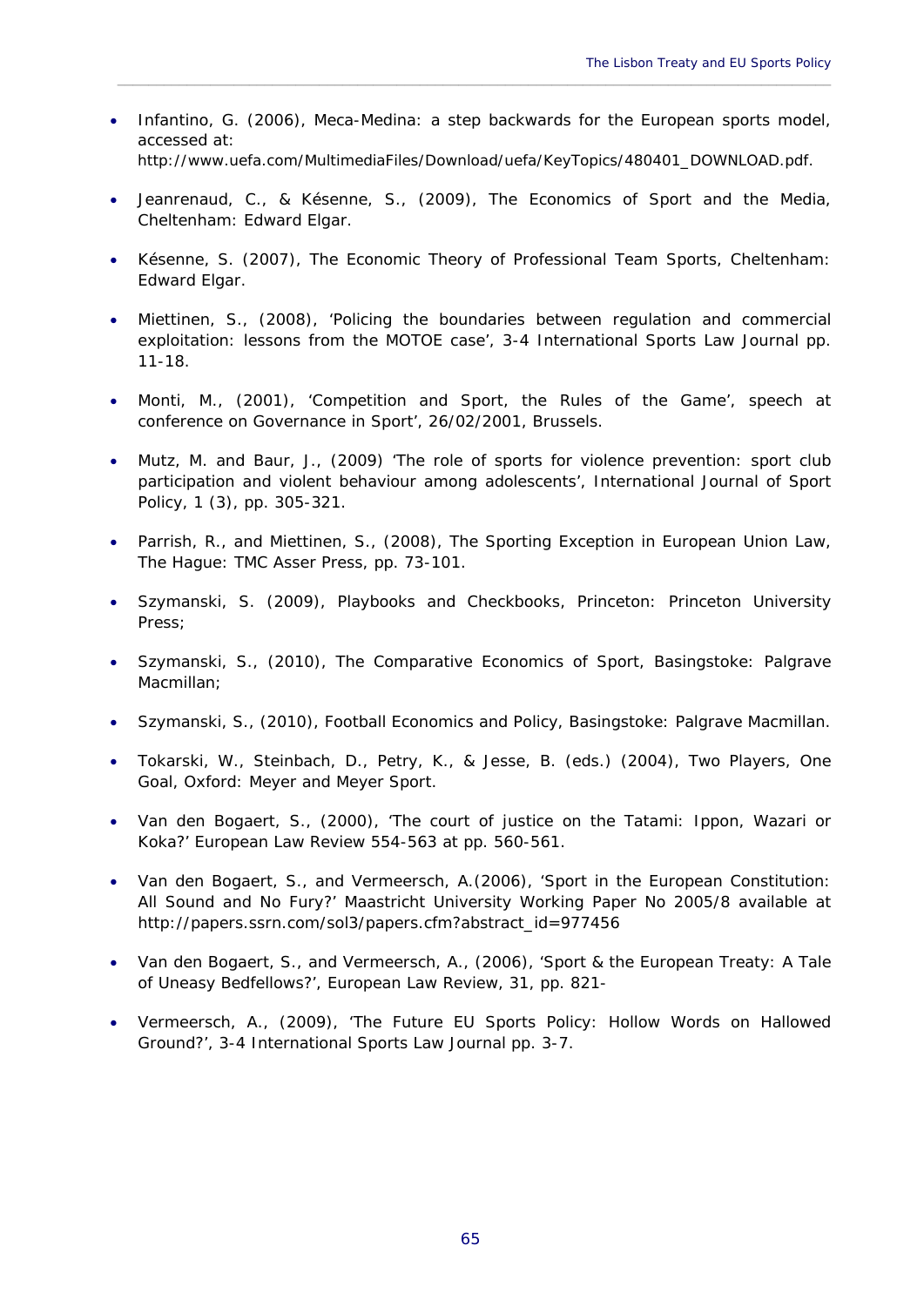- Infantino, G. (2006), Meca-Medina: a step backwards for the European sports model, accessed at: http://www.uefa.com/MultimediaFiles/Download/uefa/KeyTopics/480401_DOWNLOAD.pdf.

- Jeanrenaud, C., & Késenne, S., (2009), The Economics of Sport and the Media, Cheltenham: Edward Elgar.

- Késenne, S. (2007), The Economic Theory of Professional Team Sports, Cheltenham: Edward Elgar.

- Miettinen, S., (2008), 'Policing the boundaries between regulation and commercial exploitation: lessons from the MOTOE case', 3-4 International Sports Law Journal pp. 11-18.

- Monti, M., (2001), 'Competition and Sport, the Rules of the Game', speech at conference on Governance in Sport', 26/02/2001, Brussels.

- Mutz, M. and Baur, J., (2009) 'The role of sports for violence prevention: sport club participation and violent behaviour among adolescents', International Journal of Sport Policy, 1 (3), pp. 305-321.

- Parrish, R., and Miettinen, S., (2008), The Sporting Exception in European Union Law, The Hague: TMC Asser Press, pp. 73-101.

- Szymanski, S. (2009), Playbooks and Checkbooks, Princeton: Princeton University Press;

- Szymanski, S., (2010), The Comparative Economics of Sport, Basingstoke: Palgrave Macmillan;

- Szymanski, S., (2010), Football Economics and Policy, Basingstoke: Palgrave Macmillan.

- Tokarski, W., Steinbach, D., Petry, K., & Jesse, B. (eds.) (2004), Two Players, One Goal, Oxford: Meyer and Meyer Sport.

- Van den Bogaert, S., (2000), 'The court of justice on the Tatami: Ippon, Wazari or Koka?' European Law Review 554-563 at pp. 560-561.

- Van den Bogaert, S., and Vermeersch, A.(2006), 'Sport in the European Constitution: All Sound and No Fury?' Maastricht University Working Paper No 2005/8 available at http://papers.ssrn.com/sol3/papers.cfm?abstract_id=977456

- Van den Bogaert, S., and Vermeersch, A., (2006), 'Sport & the European Treaty: A Tale of Uneasy Bedfellows?', European Law Review, 31, pp. 821-

- Vermeersch, A., (2009), 'The Future EU Sports Policy: Hollow Words on Hallowed Ground?', 3-4 International Sports Law Journal pp. 3-7.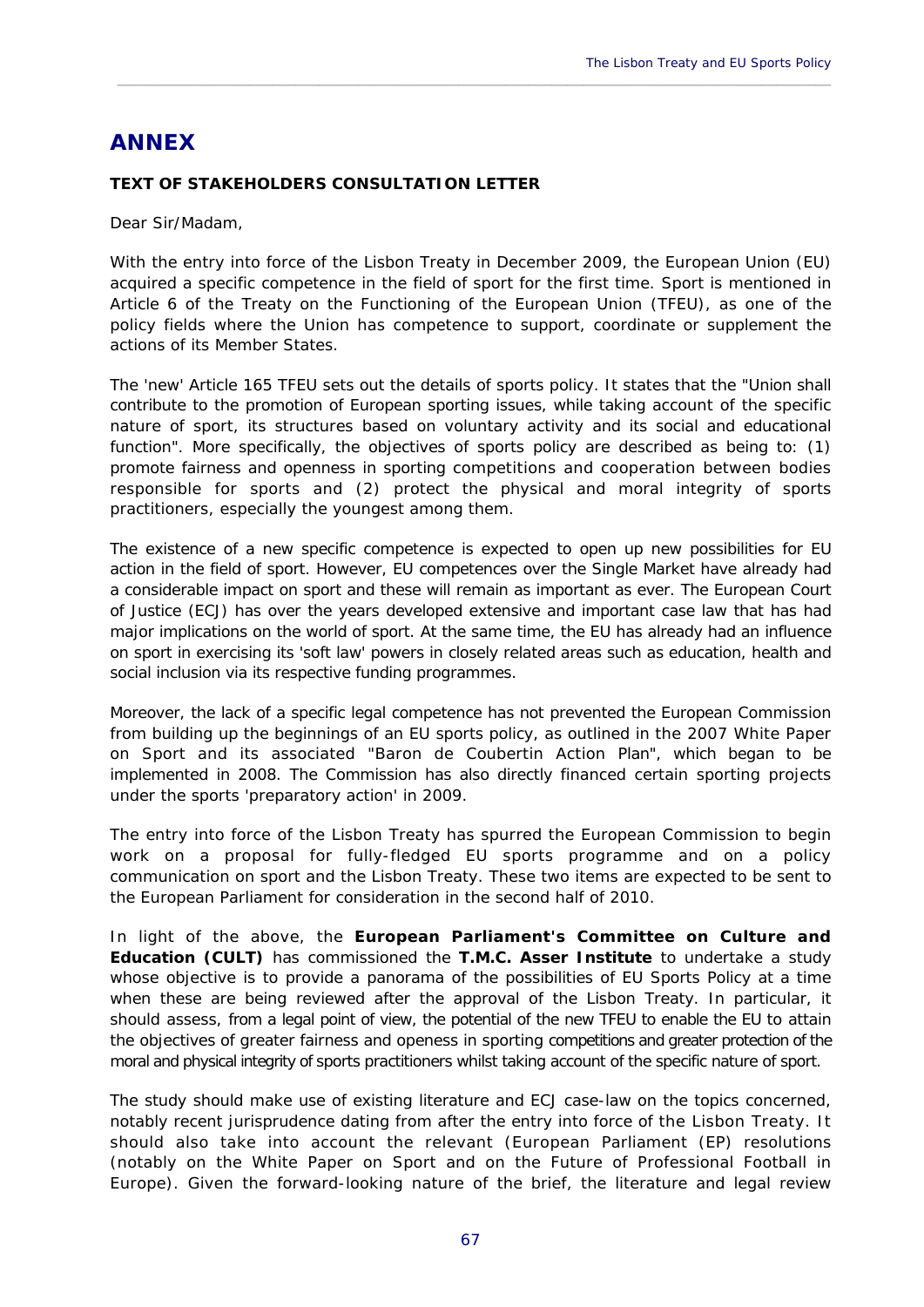# ANNEX

**TEXT OF STAKEHOLDERS CONSULTATION LETTER**

Dear Sir/Madam,

With the entry into force of the Lisbon Treaty in December 2009, the European Union (EU) acquired a specific competence in the field of sport for the first time. Sport is mentioned in Article 6 of the Treaty on the Functioning of the European Union (TFEU), as one of the policy fields where the Union has competence to support, coordinate or supplement the actions of its Member States.

The 'new' Article 165 TFEU sets out the details of sports policy. It states that the "Union shall contribute to the promotion of European sporting issues, while taking account of the specific nature of sport, its structures based on voluntary activity and its social and educational function". More specifically, the objectives of sports policy are described as being to: (1) promote fairness and openness in sporting competitions and cooperation between bodies responsible for sports and (2) protect the physical and moral integrity of sports practitioners, especially the youngest among them.

The existence of a new specific competence is expected to open up new possibilities for EU action in the field of sport. However, EU competences over the Single Market have already had a considerable impact on sport and these will remain as important as ever. The European Court of Justice (ECJ) has over the years developed extensive and important case law that has had major implications on the world of sport. At the same time, the EU has already had an influence on sport in exercising its 'soft law' powers in closely related areas such as education, health and social inclusion via its respective funding programmes.

Moreover, the lack of a specific legal competence has not prevented the European Commission from building up the beginnings of an EU sports policy, as outlined in the 2007 White Paper on Sport and its associated "Baron de Coubertin Action Plan", which began to be implemented in 2008. The Commission has also directly financed certain sporting projects under the sports 'preparatory action' in 2009.

The entry into force of the Lisbon Treaty has spurred the European Commission to begin work on a proposal for fully-fledged EU sports programme and on a policy communication on sport and the Lisbon Treaty. These two items are expected to be sent to the European Parliament for consideration in the second half of 2010.

In light of the above, the **European Parliament's Committee on Culture and Education (CULT)** has commissioned the **T.M.C. Asser Institute** to undertake a study whose objective is to provide a panorama of the possibilities of EU Sports Policy at a time when these are being reviewed after the approval of the Lisbon Treaty. In particular, it should assess, from a legal point of view, the potential of the new TFEU to enable the EU to attain the objectives of greater fairness and openess in sporting competitions and greater protection of the moral and physical integrity of sports practitioners whilst taking account of the specific nature of sport.

The study should make use of existing literature and ECJ case-law on the topics concerned, notably recent jurisprudence dating from after the entry into force of the Lisbon Treaty. It should also take into account the relevant (European Parliament (EP) resolutions (notably on the White Paper on Sport and on the Future of Professional Football in Europe). Given the forward-looking nature of the brief, the literature and legal review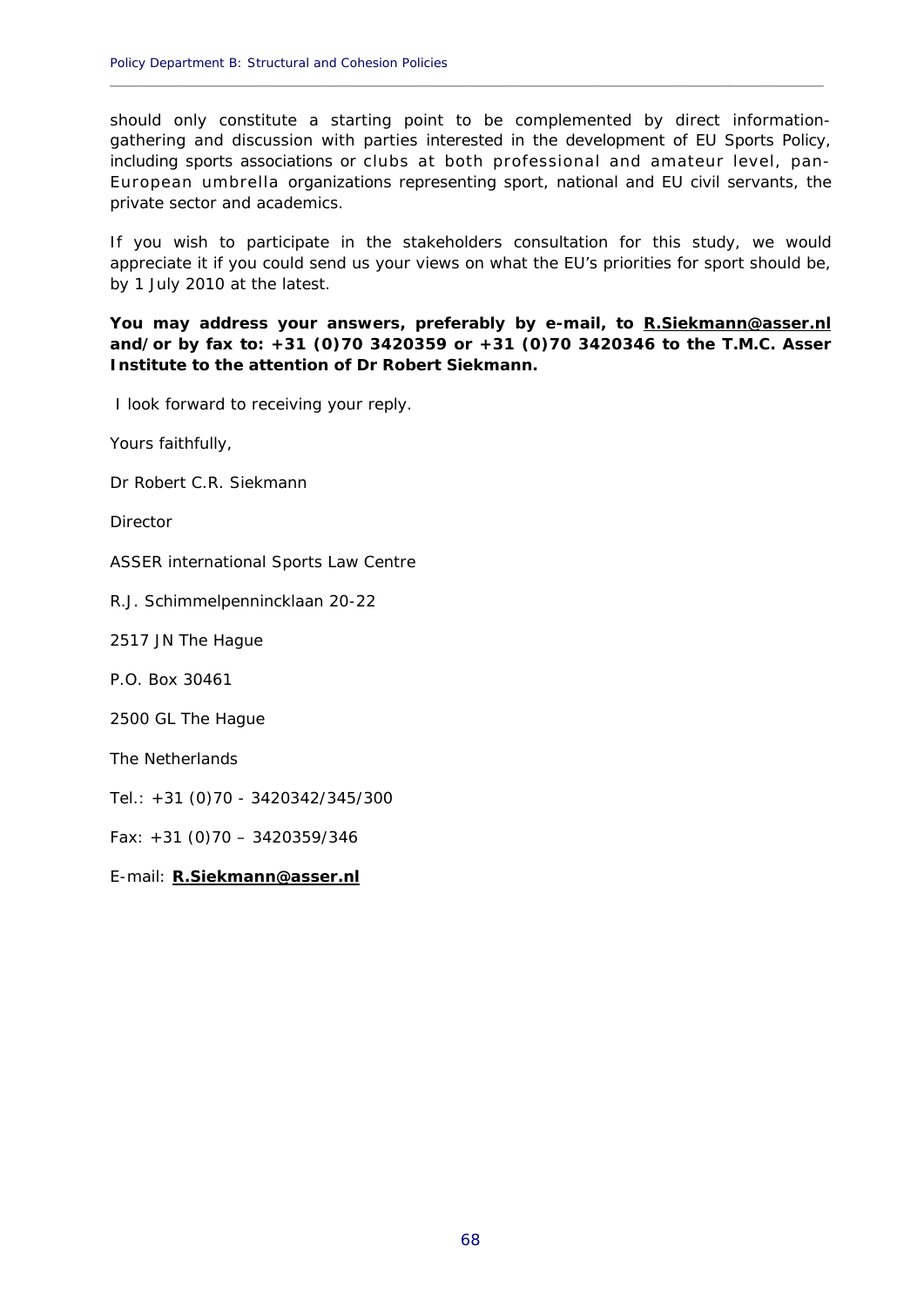should only constitute a starting point to be complemented by direct information-gathering and discussion with parties interested in the development of EU Sports Policy, including sports associations or clubs at both professional and amateur level, pan-European umbrella organizations representing sport, national and EU civil servants, the private sector and academics.

If you wish to participate in the stakeholders consultation for this study, we would appreciate it if you could send us your views on what the EU's priorities for sport should be, by 1 July 2010 at the latest.

**You may address your answers, preferably by e-mail, to R.Siekmann@asser.nl and/or by fax to: +31 (0)70 3420359 or +31 (0)70 3420346 to the T.M.C. Asser Institute to the attention of Dr Robert Siekmann.**

I look forward to receiving your reply.

Yours faithfully,

Dr Robert C.R. Siekmann

Director

ASSER international Sports Law Centre

R.J. Schimmelpennincklaan 20-22

2517 JN The Hague

P.O. Box 30461

2500 GL The Hague

The Netherlands

Tel.: +31 (0)70 - 3420342/345/300

Fax: +31 (0)70 – 3420359/346

E-mail: **R.Siekmann@asser.nl**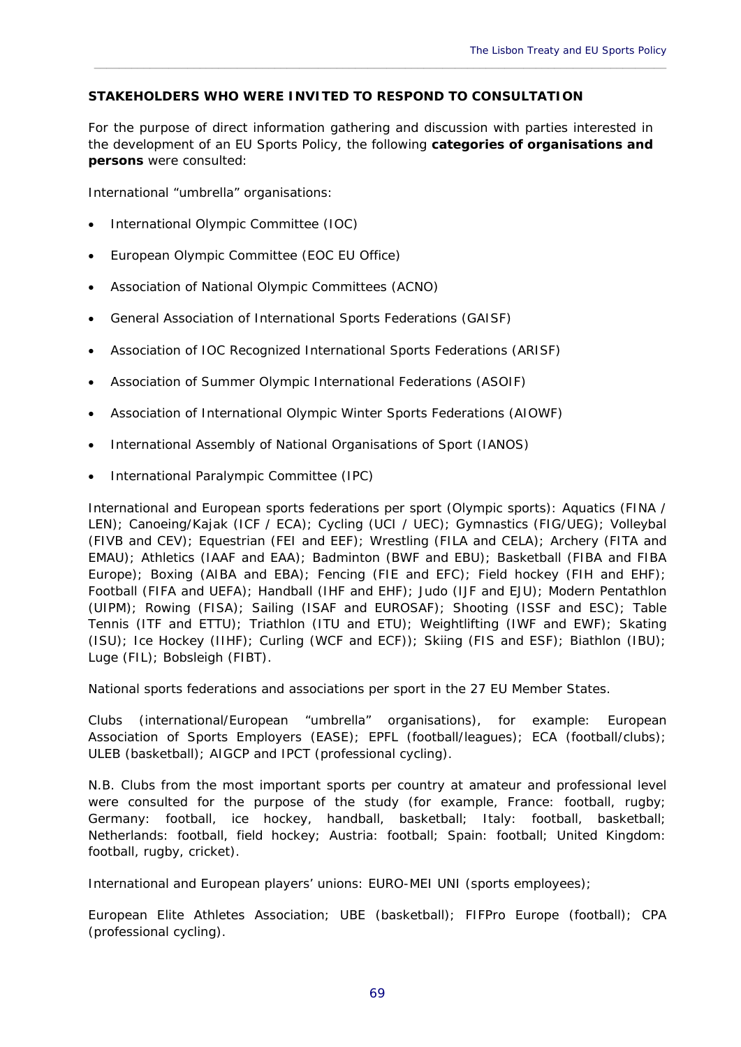**STAKEHOLDERS WHO WERE INVITED TO RESPOND TO CONSULTATION**

For the purpose of direct information gathering and discussion with parties interested in the development of an EU Sports Policy, the following **categories of organisations and persons** were consulted:

International "umbrella" organisations:

- International Olympic Committee (IOC)
- European Olympic Committee (EOC EU Office)
- Association of National Olympic Committees (ACNO)
- General Association of International Sports Federations (GAISF)
- Association of IOC Recognized International Sports Federations (ARISF)
- Association of Summer Olympic International Federations (ASOIF)
- Association of International Olympic Winter Sports Federations (AIOWF)
- International Assembly of National Organisations of Sport (IANOS)
- International Paralympic Committee (IPC)

International and European sports federations per sport (Olympic sports): Aquatics (FINA / LEN); Canoeing/Kajak (ICF / ECA); Cycling (UCI / UEC); Gymnastics (FIG/UEG); Volleybal (FIVB and CEV); Equestrian (FEI and EEF); Wrestling (FILA and CELA); Archery (FITA and EMAU); Athletics (IAAF and EAA); Badminton (BWF and EBU); Basketball (FIBA and FIBA Europe); Boxing (AIBA and EBA); Fencing (FIE and EFC); Field hockey (FIH and EHF); Football (FIFA and UEFA); Handball (IHF and EHF); Judo (IJF and EJU); Modern Pentathlon (UIPM); Rowing (FISA); Sailing (ISAF and EUROSAF); Shooting (ISSF and ESC); Table Tennis (ITF and ETTU); Triathlon (ITU and ETU); Weightlifting (IWF and EWF); Skating (ISU); Ice Hockey (IIHF); Curling (WCF and ECF)); Skiing (FIS and ESF); Biathlon (IBU); Luge (FIL); Bobsleigh (FIBT).

National sports federations and associations per sport in the 27 EU Member States.

Clubs (international/European "umbrella" organisations), for example: European Association of Sports Employers (EASE); EPFL (football/leagues); ECA (football/clubs); ULEB (basketball); AIGCP and IPCT (professional cycling).

N.B. Clubs from the most important sports per country at amateur and professional level were consulted for the purpose of the study (for example, France: football, rugby; Germany: football, ice hockey, handball, basketball; Italy: football, basketball; Netherlands: football, field hockey; Austria: football; Spain: football; United Kingdom: football, rugby, cricket).

International and European players' unions: EURO-MEI UNI (sports employees);

European Elite Athletes Association; UBE (basketball); FIFPro Europe (football); CPA (professional cycling).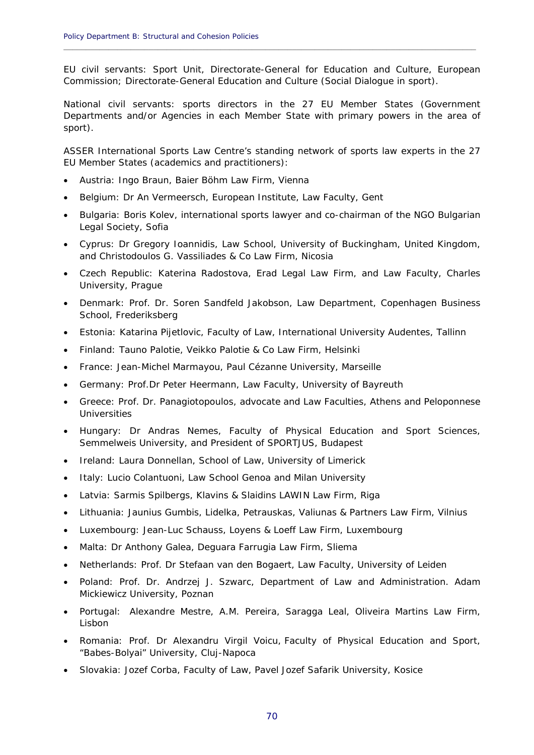EU civil servants: Sport Unit, Directorate-General for Education and Culture, European Commission; Directorate-General Education and Culture (Social Dialogue in sport).

National civil servants: sports directors in the 27 EU Member States (Government Departments and/or Agencies in each Member State with primary powers in the area of sport).

ASSER International Sports Law Centre's standing network of sports law experts in the 27 EU Member States (academics and practitioners):

- Austria: Ingo Braun, Baier Böhm Law Firm, Vienna
- Belgium: Dr An Vermeersch, European Institute, Law Faculty, Gent
- Bulgaria: Boris Kolev, international sports lawyer and co-chairman of the NGO Bulgarian Legal Society, Sofia
- Cyprus: Dr Gregory Ioannidis, Law School, University of Buckingham, United Kingdom, and Christodoulos G. Vassiliades & Co Law Firm, Nicosia
- Czech Republic: Katerina Radostova, Erad Legal Law Firm, and Law Faculty, Charles University, Prague
- Denmark: Prof. Dr. Soren Sandfeld Jakobson, Law Department, Copenhagen Business School, Frederiksberg
- Estonia: Katarina Pijetlovic, Faculty of Law, International University Audentes, Tallinn
- Finland: Tauno Palotie, Veikko Palotie & Co Law Firm, Helsinki
- France: Jean-Michel Marmayou, Paul Cézanne University, Marseille
- Germany: Prof.Dr Peter Heermann, Law Faculty, University of Bayreuth
- Greece: Prof. Dr. Panagiotopoulos, advocate and Law Faculties, Athens and Peloponnese Universities
- Hungary: Dr Andras Nemes, Faculty of Physical Education and Sport Sciences, Semmelweis University, and President of SPORTJUS, Budapest
- Ireland: Laura Donnellan, School of Law, University of Limerick
- Italy: Lucio Colantuoni, Law School Genoa and Milan University
- Latvia: Sarmis Spilbergs, Klavins & Slaidins LAWIN Law Firm, Riga
- Lithuania: Jaunius Gumbis, Lidelka, Petrauskas, Valiunas & Partners Law Firm, Vilnius
- Luxembourg: Jean-Luc Schauss, Loyens & Loeff Law Firm, Luxembourg
- Malta: Dr Anthony Galea, Deguara Farrugia Law Firm, Sliema
- Netherlands: Prof. Dr Stefaan van den Bogaert, Law Faculty, University of Leiden
- Poland: Prof. Dr. Andrzej J. Szwarc, Department of Law and Administration. Adam Mickiewicz University, Poznan
- Portugal: Alexandre Mestre, A.M. Pereira, Saragga Leal, Oliveira Martins Law Firm, Lisbon
- Romania: Prof. Dr Alexandru Virgil Voicu, Faculty of Physical Education and Sport, "Babes-Bolyai" University, Cluj-Napoca
- Slovakia: Jozef Corba, Faculty of Law, Pavel Jozef Safarik University, Kosice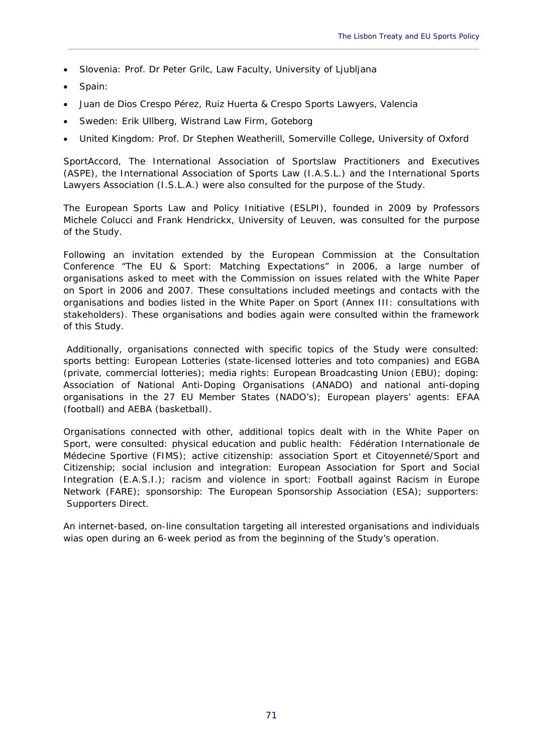- Slovenia: Prof. Dr Peter Grilc, Law Faculty, University of Ljubljana
- Spain:
- Juan de Dios Crespo Pérez, Ruiz Huerta & Crespo Sports Lawyers, Valencia
- Sweden: Erik Ullberg, Wistrand Law Firm, Goteborg
- United Kingdom: Prof. Dr Stephen Weatherill, Somerville College, University of Oxford

SportAccord, The International Association of Sportslaw Practitioners and Executives (ASPE), the International Association of Sports Law (I.A.S.L.) and the International Sports Lawyers Association (I.S.L.A.) were also consulted for the purpose of the Study.

The European Sports Law and Policy Initiative (ESLPI), founded in 2009 by Professors Michele Colucci and Frank Hendrickx, University of Leuven, was consulted for the purpose of the Study.

Following an invitation extended by the European Commission at the Consultation Conference "The EU & Sport: Matching Expectations" in 2006, a large number of organisations asked to meet with the Commission on issues related with the White Paper on Sport in 2006 and 2007. These consultations included meetings and contacts with the organisations and bodies listed in the White Paper on Sport (Annex III: consultations with stakeholders). These organisations and bodies again were consulted within the framework of this Study.

Additionally, organisations connected with specific topics of the Study were consulted: sports betting: European Lotteries (state-licensed lotteries and toto companies) and EGBA (private, commercial lotteries); media rights: European Broadcasting Union (EBU); doping: Association of National Anti-Doping Organisations (ANADO) and national anti-doping organisations in the 27 EU Member States (NADO's); European players' agents: EFAA (football) and AEBA (basketball).

Organisations connected with other, additional topics dealt with in the White Paper on Sport, were consulted: physical education and public health: Fédération Internationale de Médecine Sportive (FIMS); active citizenship: association Sport et Citoyenneté/Sport and Citizenship; social inclusion and integration: European Association for Sport and Social Integration (E.A.S.I.); racism and violence in sport: Football against Racism in Europe Network (FARE); sponsorship: The European Sponsorship Association (ESA); supporters: Supporters Direct.

An internet-based, on-line consultation targeting all interested organisations and individuals wias open during an 6-week period as from the beginning of the Study's operation.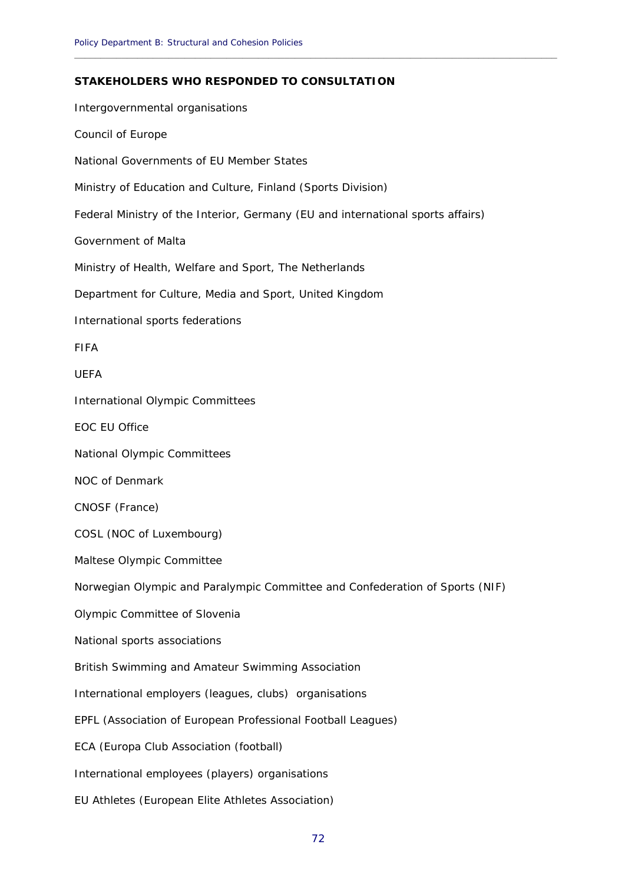**STAKEHOLDERS WHO RESPONDED TO CONSULTATION**

Intergovernmental organisations

Council of Europe

National Governments of EU Member States

Ministry of Education and Culture, Finland (Sports Division)

Federal Ministry of the Interior, Germany (EU and international sports affairs)

Government of Malta

Ministry of Health, Welfare and Sport, The Netherlands

Department for Culture, Media and Sport, United Kingdom

International sports federations

FIFA

UEFA

International Olympic Committees

EOC EU Office

National Olympic Committees

NOC of Denmark

CNOSF (France)

COSL (NOC of Luxembourg)

Maltese Olympic Committee

Norwegian Olympic and Paralympic Committee and Confederation of Sports (NIF)

Olympic Committee of Slovenia

National sports associations

British Swimming and Amateur Swimming Association

International employers (leagues, clubs) organisations

EPFL (Association of European Professional Football Leagues)

ECA (Europa Club Association (football)

International employees (players) organisations

EU Athletes (European Elite Athletes Association)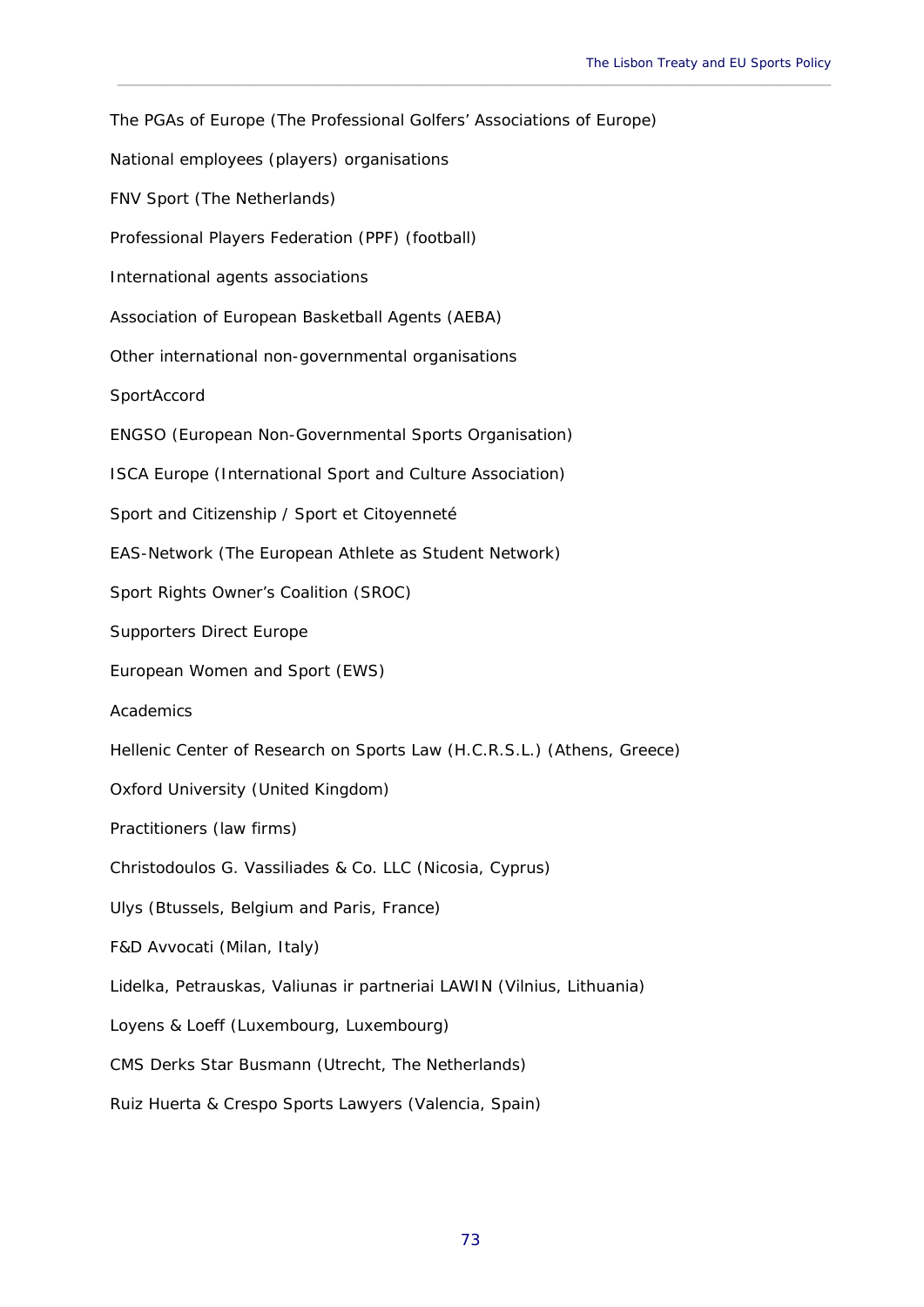The PGAs of Europe (The Professional Golfers' Associations of Europe)

National employees (players) organisations

FNV Sport (The Netherlands)

Professional Players Federation (PPF) (football)

International agents associations

Association of European Basketball Agents (AEBA)

Other international non-governmental organisations

SportAccord

ENGSO (European Non-Governmental Sports Organisation)

ISCA Europe (International Sport and Culture Association)

Sport and Citizenship / Sport et Citoyenneté

EAS-Network (The European Athlete as Student Network)

Sport Rights Owner's Coalition (SROC)

Supporters Direct Europe

European Women and Sport (EWS)

Academics

Hellenic Center of Research on Sports Law (H.C.R.S.L.) (Athens, Greece)

Oxford University (United Kingdom)

Practitioners (law firms)

Christodoulos G. Vassiliades & Co. LLC (Nicosia, Cyprus)

Ulys (Btussels, Belgium and Paris, France)

F&D Avvocati (Milan, Italy)

Lidelka, Petrauskas, Valiunas ir partneriai LAWIN (Vilnius, Lithuania)

Loyens & Loeff (Luxembourg, Luxembourg)

CMS Derks Star Busmann (Utrecht, The Netherlands)

Ruiz Huerta & Crespo Sports Lawyers (Valencia, Spain)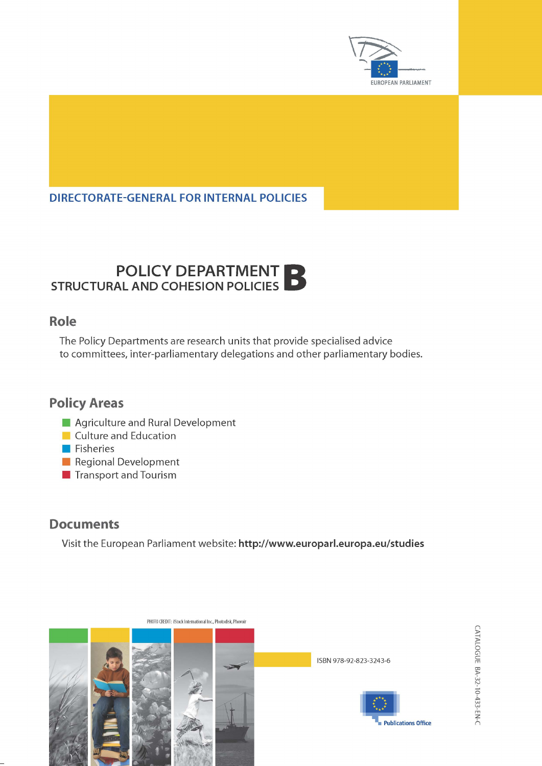EUROPEAN PARLIAMENT

DIRECTORATE-GENERAL FOR INTERNAL POLICIES

# POLICY DEPARTMENT B
## STRUCTURAL AND COHESION POLICIES

## Role

The Policy Departments are research units that provide specialised advice to committees, inter-parliamentary delegations and other parliamentary bodies.

## Policy Areas

- Agriculture and Rural Development
- Culture and Education
- Fisheries
- Regional Development
- Transport and Tourism

## Documents

Visit the European Parliament website: **http://www.europarl.europa.eu/studies**

PHOTO CREDIT: iStock International Inc., Photodisk, Phovoir

ISBN 978-92-823-3243-6

Publications Office

CATALOGUE BA-32-10-433-EN-C